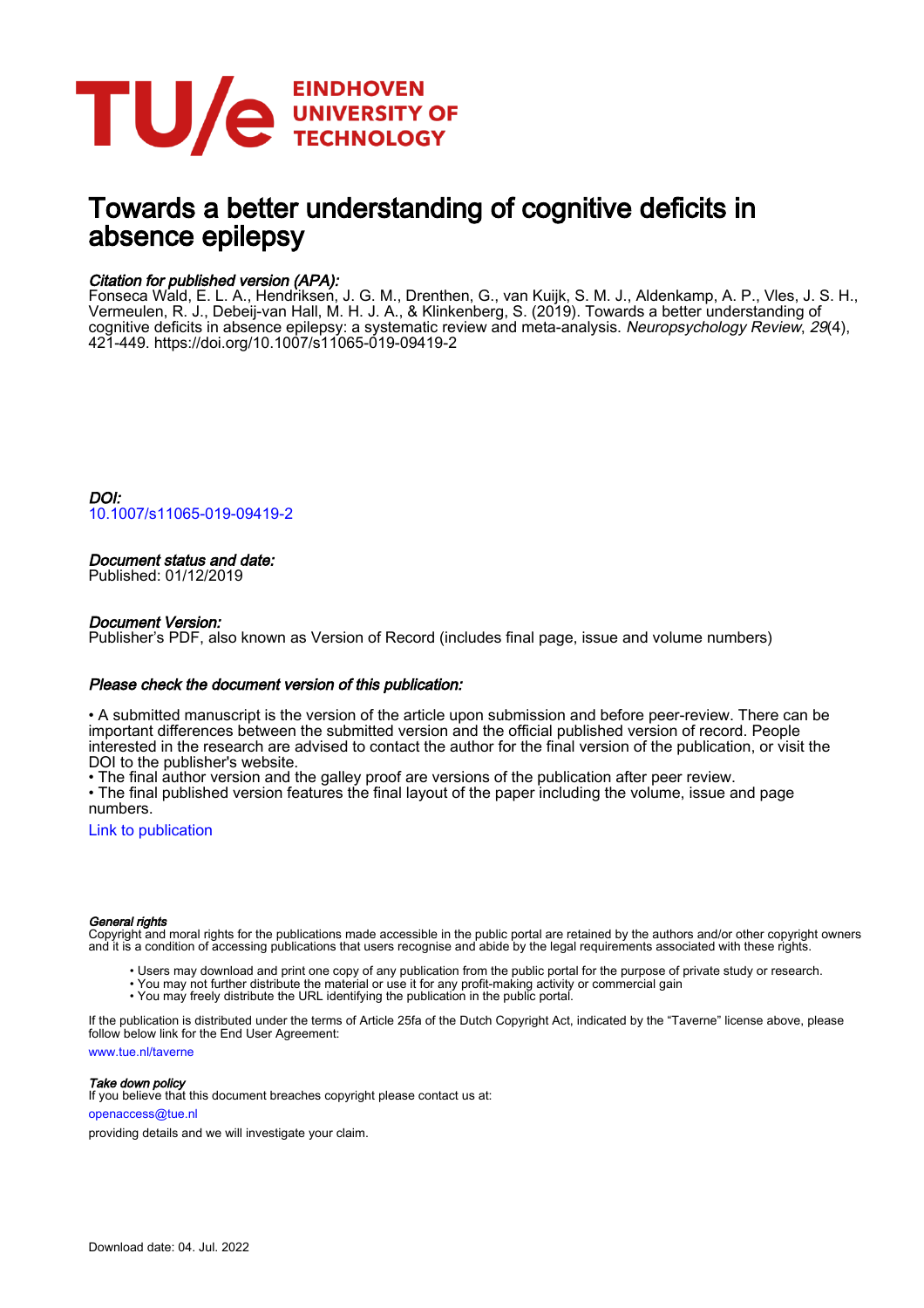EINDHOVEN
UNIVERSITY OF
TECHNOLOGY

# Towards a better understanding of cognitive deficits in absence epilepsy

### *Citation for published version (APA):*

Fonseca Wald, E. L. A., Hendriksen, J. G. M., Drenthen, G., van Kuijk, S. M. J., Aldenkamp, A. P., Vles, J. S. H., Vermeulen, R. J., Debeij-van Hall, M. H. J. A., & Klinkenberg, S. (2019). Towards a better understanding of cognitive deficits in absence epilepsy: a systematic review and meta-analysis. *Neuropsychology Review*, *29*(4), 421-449. https://doi.org/10.1007/s11065-019-09419-2

### *DOI:*

10.1007/s11065-019-09419-2

### *Document status and date:*

Published: 01/12/2019

### *Document Version:*

Publisher's PDF, also known as Version of Record (includes final page, issue and volume numbers)

### *Please check the document version of this publication:*

• A submitted manuscript is the version of the article upon submission and before peer-review. There can be important differences between the submitted version and the official published version of record. People interested in the research are advised to contact the author for the final version of the publication, or visit the DOI to the publisher's website.
• The final author version and the galley proof are versions of the publication after peer review.
• The final published version features the final layout of the paper including the volume, issue and page numbers.

Link to publication

#### *General rights*

Copyright and moral rights for the publications made accessible in the public portal are retained by the authors and/or other copyright owners and it is a condition of accessing publications that users recognise and abide by the legal requirements associated with these rights.

- Users may download and print one copy of any publication from the public portal for the purpose of private study or research.
- You may not further distribute the material or use it for any profit-making activity or commercial gain
- You may freely distribute the URL identifying the publication in the public portal.

If the publication is distributed under the terms of Article 25fa of the Dutch Copyright Act, indicated by the "Taverne" license above, please follow below link for the End User Agreement:

www.tue.nl/taverne

#### *Take down policy*

If you believe that this document breaches copyright please contact us at:

openaccess@tue.nl

providing details and we will investigate your claim.

Download date: 04. Jul. 2022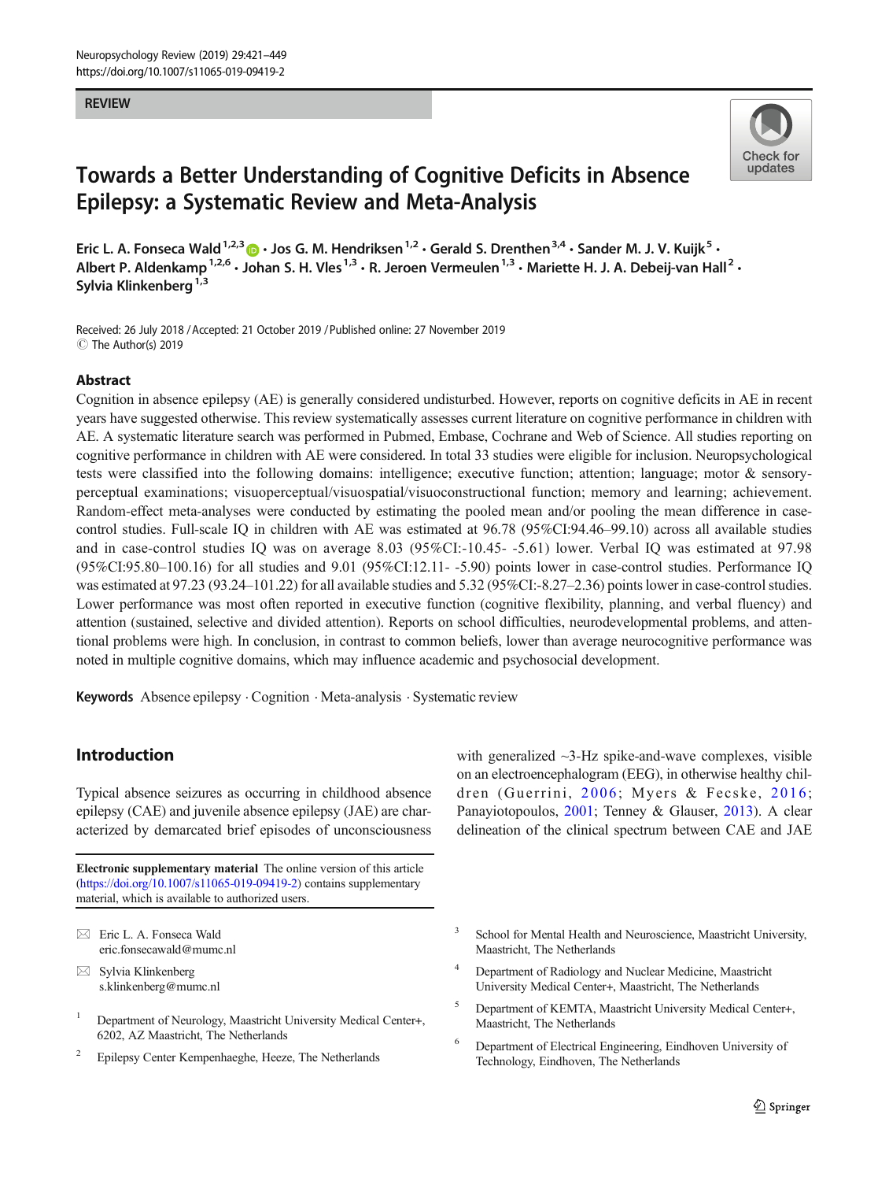REVIEW

# Towards a Better Understanding of Cognitive Deficits in Absence Epilepsy: a Systematic Review and Meta-Analysis

Eric L. A. Fonseca Wald[1,2,3] · Jos G. M. Hendriksen[1,2] · Gerald S. Drenthen[3,4] · Sander M. J. V. Kuijk[5] · Albert P. Aldenkamp[1,2,6] · Johan S. H. Vles[1,3] · R. Jeroen Vermeulen[1,3] · Mariette H. J. A. Debeij-van Hall[2] · Sylvia Klinkenberg[1,3]

Received: 26 July 2018 / Accepted: 21 October 2019 / Published online: 27 November 2019
© The Author(s) 2019

## Abstract

Cognition in absence epilepsy (AE) is generally considered undisturbed. However, reports on cognitive deficits in AE in recent years have suggested otherwise. This review systematically assesses current literature on cognitive performance in children with AE. A systematic literature search was performed in Pubmed, Embase, Cochrane and Web of Science. All studies reporting on cognitive performance in children with AE were considered. In total 33 studies were eligible for inclusion. Neuropsychological tests were classified into the following domains: intelligence; executive function; attention; language; motor & sensory-perceptual examinations; visuoperceptual/visuospatial/visuoconstructional function; memory and learning; achievement. Random-effect meta-analyses were conducted by estimating the pooled mean and/or pooling the mean difference in case-control studies. Full-scale IQ in children with AE was estimated at 96.78 (95%CI:94.46–99.10) across all available studies and in case-control studies IQ was on average 8.03 (95%CI:-10.45- -5.61) lower. Verbal IQ was estimated at 97.98 (95%CI:95.80–100.16) for all studies and 9.01 (95%CI:12.11- -5.90) points lower in case-control studies. Performance IQ was estimated at 97.23 (93.24–101.22) for all available studies and 5.32 (95%CI:-8.27–2.36) points lower in case-control studies. Lower performance was most often reported in executive function (cognitive flexibility, planning, and verbal fluency) and attention (sustained, selective and divided attention). Reports on school difficulties, neurodevelopmental problems, and attentional problems were high. In conclusion, in contrast to common beliefs, lower than average neurocognitive performance was noted in multiple cognitive domains, which may influence academic and psychosocial development.

**Keywords** Absence epilepsy · Cognition · Meta-analysis · Systematic review

## Introduction

Typical absence seizures as occurring in childhood absence epilepsy (CAE) and juvenile absence epilepsy (JAE) are characterized by demarcated brief episodes of unconsciousness with generalized ~3-Hz spike-and-wave complexes, visible on an electroencephalogram (EEG), in otherwise healthy children (Guerrini, 2006; Myers & Fecske, 2016; Panayiotopoulos, 2001; Tenney & Glauser, 2013). A clear delineation of the clinical spectrum between CAE and JAE

**Electronic supplementary material** The online version of this article (https://doi.org/10.1007/s11065-019-09419-2) contains supplementary material, which is available to authorized users.

✉ Eric L. A. Fonseca Wald
eric.fonsecawald@mumc.nl

✉ Sylvia Klinkenberg
s.klinkenberg@mumc.nl

1 Department of Neurology, Maastricht University Medical Center+, 6202, AZ Maastricht, The Netherlands

2 Epilepsy Center Kempenhaeghe, Heeze, The Netherlands

3 School for Mental Health and Neuroscience, Maastricht University, Maastricht, The Netherlands

4 Department of Radiology and Nuclear Medicine, Maastricht University Medical Center+, Maastricht, The Netherlands

5 Department of KEMTA, Maastricht University Medical Center+, Maastricht, The Netherlands

6 Department of Electrical Engineering, Eindhoven University of Technology, Eindhoven, The Netherlands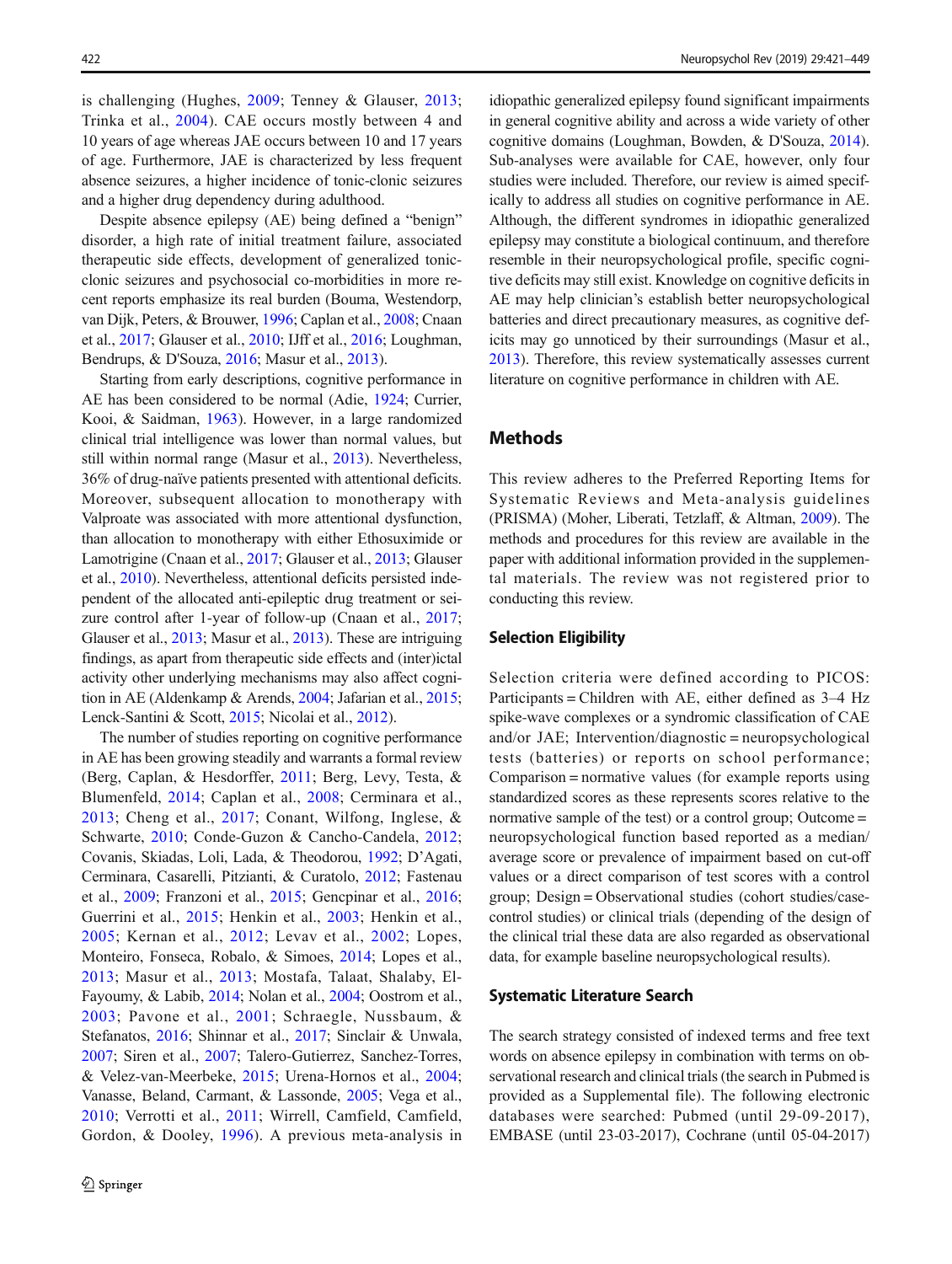is challenging (Hughes, 2009; Tenney & Glauser, 2013; Trinka et al., 2004). CAE occurs mostly between 4 and 10 years of age whereas JAE occurs between 10 and 17 years of age. Furthermore, JAE is characterized by less frequent absence seizures, a higher incidence of tonic-clonic seizures and a higher drug dependency during adulthood.

Despite absence epilepsy (AE) being defined a "benign" disorder, a high rate of initial treatment failure, associated therapeutic side effects, development of generalized tonic-clonic seizures and psychosocial co-morbidities in more recent reports emphasize its real burden (Bouma, Westendorp, van Dijk, Peters, & Brouwer, 1996; Caplan et al., 2008; Cnaan et al., 2017; Glauser et al., 2010; IJff et al., 2016; Loughman, Bendrups, & D'Souza, 2016; Masur et al., 2013).

Starting from early descriptions, cognitive performance in AE has been considered to be normal (Adie, 1924; Currier, Kooi, & Saidman, 1963). However, in a large randomized clinical trial intelligence was lower than normal values, but still within normal range (Masur et al., 2013). Nevertheless, 36% of drug-naïve patients presented with attentional deficits. Moreover, subsequent allocation to monotherapy with Valproate was associated with more attentional dysfunction, than allocation to monotherapy with either Ethosuximide or Lamotrigine (Cnaan et al., 2017; Glauser et al., 2013; Glauser et al., 2010). Nevertheless, attentional deficits persisted independent of the allocated anti-epileptic drug treatment or seizure control after 1-year of follow-up (Cnaan et al., 2017; Glauser et al., 2013; Masur et al., 2013). These are intriguing findings, as apart from therapeutic side effects and (inter)ictal activity other underlying mechanisms may also affect cognition in AE (Aldenkamp & Arends, 2004; Jafarian et al., 2015; Lenck-Santini & Scott, 2015; Nicolai et al., 2012).

The number of studies reporting on cognitive performance in AE has been growing steadily and warrants a formal review (Berg, Caplan, & Hesdorffer, 2011; Berg, Levy, Testa, & Blumenfeld, 2014; Caplan et al., 2008; Cerminara et al., 2013; Cheng et al., 2017; Conant, Wilfong, Inglese, & Schwarte, 2010; Conde-Guzon & Cancho-Candela, 2012; Covanis, Skiadas, Loli, Lada, & Theodorou, 1992; D'Agati, Cerminara, Casarelli, Pitzianti, & Curatolo, 2012; Fastenau et al., 2009; Franzoni et al., 2015; Gencpinar et al., 2016; Guerrini et al., 2015; Henkin et al., 2003; Henkin et al., 2005; Kernan et al., 2012; Levav et al., 2002; Lopes, Monteiro, Fonseca, Robalo, & Simoes, 2014; Lopes et al., 2013; Masur et al., 2013; Mostafa, Talaat, Shalaby, El-Fayoumy, & Labib, 2014; Nolan et al., 2004; Oostrom et al., 2003; Pavone et al., 2001; Schraegle, Nussbaum, & Stefanatos, 2016; Shinnar et al., 2017; Sinclair & Unwala, 2007; Siren et al., 2007; Talero-Gutierrez, Sanchez-Torres, & Velez-van-Meerbeke, 2015; Urena-Hornos et al., 2004; Vanasse, Beland, Carmant, & Lassonde, 2005; Vega et al., 2010; Verrotti et al., 2011; Wirrell, Camfield, Camfield, Gordon, & Dooley, 1996). A previous meta-analysis in idiopathic generalized epilepsy found significant impairments in general cognitive ability and across a wide variety of other cognitive domains (Loughman, Bowden, & D'Souza, 2014). Sub-analyses were available for CAE, however, only four studies were included. Therefore, our review is aimed specifically to address all studies on cognitive performance in AE. Although, the different syndromes in idiopathic generalized epilepsy may constitute a biological continuum, and therefore resemble in their neuropsychological profile, specific cognitive deficits may still exist. Knowledge on cognitive deficits in AE may help clinician's establish better neuropsychological batteries and direct precautionary measures, as cognitive deficits may go unnoticed by their surroundings (Masur et al., 2013). Therefore, this review systematically assesses current literature on cognitive performance in children with AE.

## Methods

This review adheres to the Preferred Reporting Items for Systematic Reviews and Meta-analysis guidelines (PRISMA) (Moher, Liberati, Tetzlaff, & Altman, 2009). The methods and procedures for this review are available in the paper with additional information provided in the supplemental materials. The review was not registered prior to conducting this review.

### Selection Eligibility

Selection criteria were defined according to PICOS: Participants = Children with AE, either defined as 3–4 Hz spike-wave complexes or a syndromic classification of CAE and/or JAE; Intervention/diagnostic = neuropsychological tests (batteries) or reports on school performance; Comparison = normative values (for example reports using standardized scores as these represents scores relative to the normative sample of the test) or a control group; Outcome = neuropsychological function based reported as a median/average score or prevalence of impairment based on cut-off values or a direct comparison of test scores with a control group; Design = Observational studies (cohort studies/case-control studies) or clinical trials (depending of the design of the clinical trial these data are also regarded as observational data, for example baseline neuropsychological results).

### Systematic Literature Search

The search strategy consisted of indexed terms and free text words on absence epilepsy in combination with terms on observational research and clinical trials (the search in Pubmed is provided as a Supplemental file). The following electronic databases were searched: Pubmed (until 29-09-2017), EMBASE (until 23-03-2017), Cochrane (until 05-04-2017)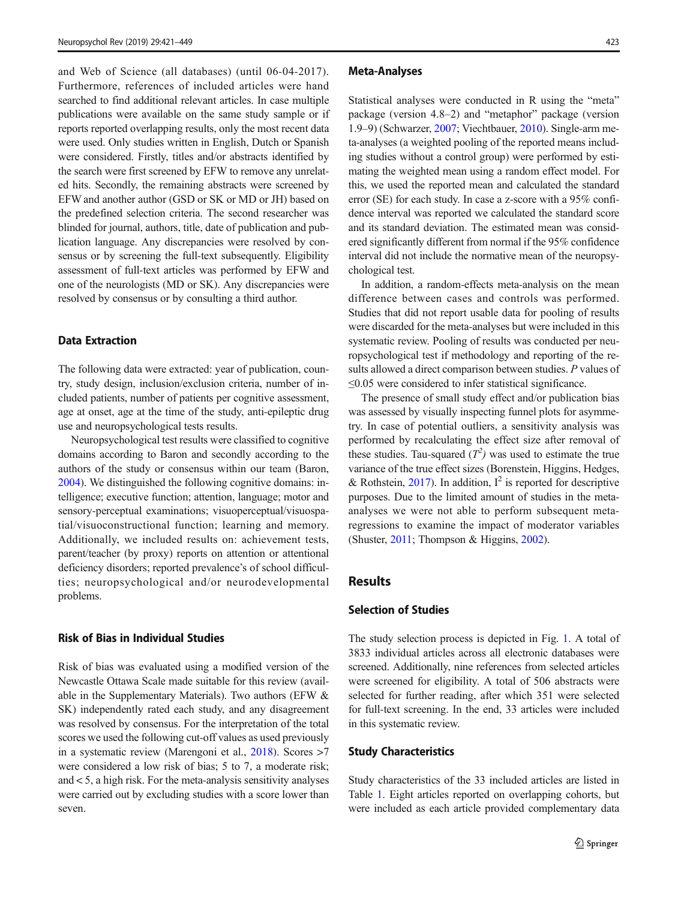and Web of Science (all databases) (until 06-04-2017). Furthermore, references of included articles were hand searched to find additional relevant articles. In case multiple publications were available on the same study sample or if reports reported overlapping results, only the most recent data were used. Only studies written in English, Dutch or Spanish were considered. Firstly, titles and/or abstracts identified by the search were first screened by EFW to remove any unrelated hits. Secondly, the remaining abstracts were screened by EFW and another author (GSD or SK or MD or JH) based on the predefined selection criteria. The second researcher was blinded for journal, authors, title, date of publication and publication language. Any discrepancies were resolved by consensus or by screening the full-text subsequently. Eligibility assessment of full-text articles was performed by EFW and one of the neurologists (MD or SK). Any discrepancies were resolved by consensus or by consulting a third author.

### Data Extraction

The following data were extracted: year of publication, country, study design, inclusion/exclusion criteria, number of included patients, number of patients per cognitive assessment, age at onset, age at the time of the study, anti-epileptic drug use and neuropsychological tests results.

Neuropsychological test results were classified to cognitive domains according to Baron and secondly according to the authors of the study or consensus within our team (Baron, 2004). We distinguished the following cognitive domains: intelligence; executive function; attention, language; motor and sensory-perceptual examinations; visuoperceptual/visuospatial/visuoconstructional function; learning and memory. Additionally, we included results on: achievement tests, parent/teacher (by proxy) reports on attention or attentional deficiency disorders; reported prevalence's of school difficulties; neuropsychological and/or neurodevelopmental problems.

### Risk of Bias in Individual Studies

Risk of bias was evaluated using a modified version of the Newcastle Ottawa Scale made suitable for this review (available in the Supplementary Materials). Two authors (EFW & SK) independently rated each study, and any disagreement was resolved by consensus. For the interpretation of the total scores we used the following cut-off values as used previously in a systematic review (Marengoni et al., 2018). Scores >7 were considered a low risk of bias; 5 to 7, a moderate risk; and < 5, a high risk. For the meta-analysis sensitivity analyses were carried out by excluding studies with a score lower than seven.

### Meta-Analyses

Statistical analyses were conducted in R using the "meta" package (version 4.8–2) and "metaphor" package (version 1.9–9) (Schwarzer, 2007; Viechtbauer, 2010). Single-arm meta-analyses (a weighted pooling of the reported means including studies without a control group) were performed by estimating the weighted mean using a random effect model. For this, we used the reported mean and calculated the standard error (SE) for each study. In case a z-score with a 95% confidence interval was reported we calculated the standard score and its standard deviation. The estimated mean was considered significantly different from normal if the 95% confidence interval did not include the normative mean of the neuropsychological test.

In addition, a random-effects meta-analysis on the mean difference between cases and controls was performed. Studies that did not report usable data for pooling of results were discarded for the meta-analyses but were included in this systematic review. Pooling of results was conducted per neuropsychological test if methodology and reporting of the results allowed a direct comparison between studies. *P* values of ≤0.05 were considered to infer statistical significance.

The presence of small study effect and/or publication bias was assessed by visually inspecting funnel plots for asymmetry. In case of potential outliers, a sensitivity analysis was performed by recalculating the effect size after removal of these studies. Tau-squared ($T^2$) was used to estimate the true variance of the true effect sizes (Borenstein, Higgins, Hedges, & Rothstein, 2017). In addition, $I^2$ is reported for descriptive purposes. Due to the limited amount of studies in the meta-analyses we were not able to perform subsequent meta-regressions to examine the impact of moderator variables (Shuster, 2011; Thompson & Higgins, 2002).

## Results

### Selection of Studies

The study selection process is depicted in Fig. 1. A total of 3833 individual articles across all electronic databases were screened. Additionally, nine references from selected articles were screened for eligibility. A total of 506 abstracts were selected for further reading, after which 351 were selected for full-text screening. In the end, 33 articles were included in this systematic review.

### Study Characteristics

Study characteristics of the 33 included articles are listed in Table 1. Eight articles reported on overlapping cohorts, but were included as each article provided complementary data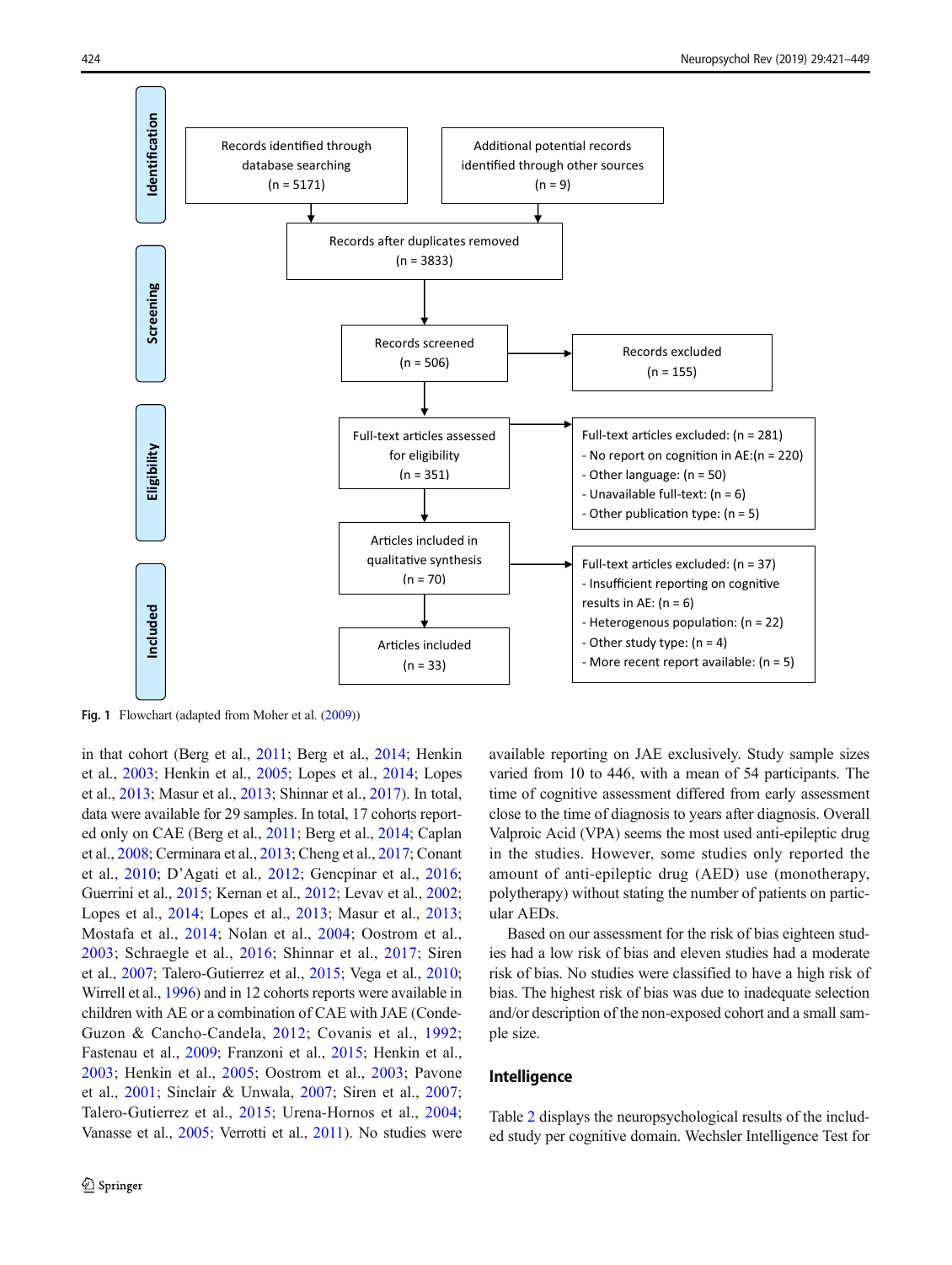**Identification**

Records identified through database searching (n = 5171)

Additional potential records identified through other sources (n = 9)

Records after duplicates removed (n = 3833)

**Screening**

Records screened (n = 506)

Records excluded (n = 155)

**Eligibility**

Full-text articles assessed for eligibility (n = 351)

Full-text articles excluded: (n = 281)
- No report on cognition in AE:(n = 220)
- Other language: (n = 50)
- Unavailable full-text: (n = 6)
- Other publication type: (n = 5)

Articles included in qualitative synthesis (n = 70)

Full-text articles excluded: (n = 37)
- Insufficient reporting on cognitive results in AE: (n = 6)
- Heterogenous population: (n = 22)
- Other study type: (n = 4)
- More recent report available: (n = 5)

**Included**

Articles included (n = 33)

**Fig. 1** Flowchart (adapted from Moher et al. (2009))

in that cohort (Berg et al., 2011; Berg et al., 2014; Henkin et al., 2003; Henkin et al., 2005; Lopes et al., 2014; Lopes et al., 2013; Masur et al., 2013; Shinnar et al., 2017). In total, data were available for 29 samples. In total, 17 cohorts reported only on CAE (Berg et al., 2011; Berg et al., 2014; Caplan et al., 2008; Cerminara et al., 2013; Cheng et al., 2017; Conant et al., 2010; D'Agati et al., 2012; Gencpinar et al., 2016; Guerrini et al., 2015; Kernan et al., 2012; Levav et al., 2002; Lopes et al., 2014; Lopes et al., 2013; Masur et al., 2013; Mostafa et al., 2014; Nolan et al., 2004; Oostrom et al., 2003; Schraegle et al., 2016; Shinnar et al., 2017; Siren et al., 2007; Talero-Gutierrez et al., 2015; Vega et al., 2010; Wirrell et al., 1996) and in 12 cohorts reports were available in children with AE or a combination of CAE with JAE (Conde-Guzon & Cancho-Candela, 2012; Covanis et al., 1992; Fastenau et al., 2009; Franzoni et al., 2015; Henkin et al., 2003; Henkin et al., 2005; Oostrom et al., 2003; Pavone et al., 2001; Sinclair & Unwala, 2007; Siren et al., 2007; Talero-Gutierrez et al., 2015; Urena-Hornos et al., 2004; Vanasse et al., 2005; Verrotti et al., 2011). No studies were available reporting on JAE exclusively. Study sample sizes varied from 10 to 446, with a mean of 54 participants. The time of cognitive assessment differed from early assessment close to the time of diagnosis to years after diagnosis. Overall Valproic Acid (VPA) seems the most used anti-epileptic drug in the studies. However, some studies only reported the amount of anti-epileptic drug (AED) use (monotherapy, polytherapy) without stating the number of patients on particular AEDs.

Based on our assessment for the risk of bias eighteen studies had a low risk of bias and eleven studies had a moderate risk of bias. No studies were classified to have a high risk of bias. The highest risk of bias was due to inadequate selection and/or description of the non-exposed cohort and a small sample size.

## Intelligence

Table 2 displays the neuropsychological results of the included study per cognitive domain. Wechsler Intelligence Test for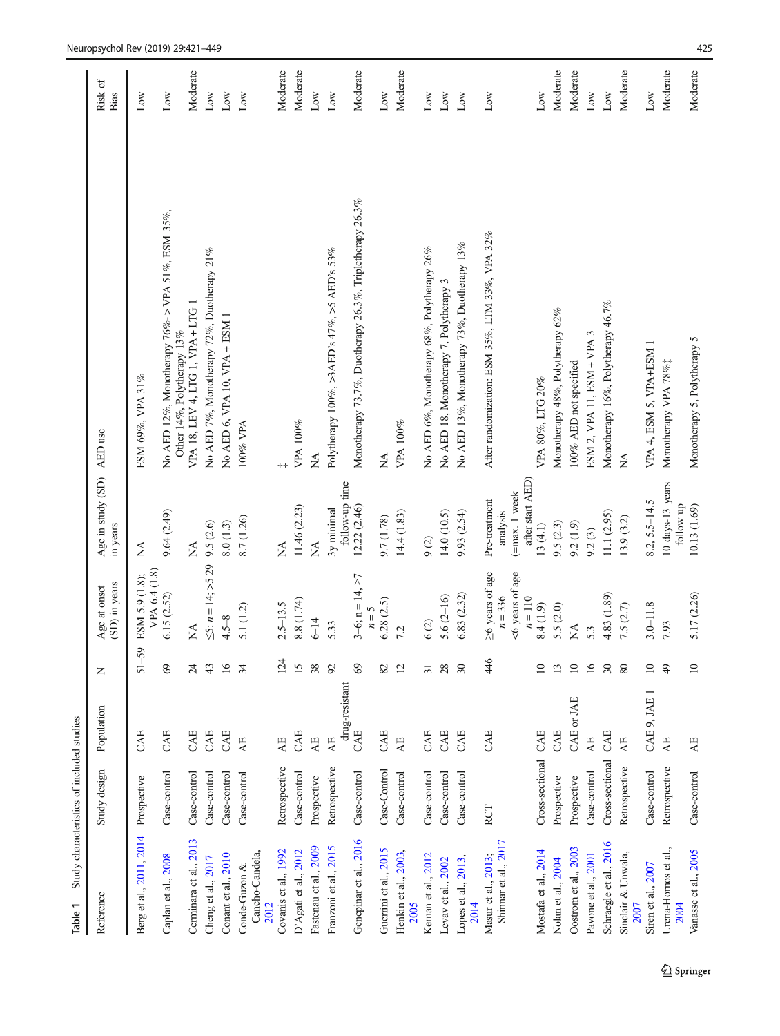**Table 1** Study characteristics of included studies

| Reference | Study design | Population | N | Age at onset (SD) in years | Age in study (SD) in years | AED use | Risk of Bias |
|---|---|---|---|---|---|---|---|
| Berg et al., 2011, 2014 | Prospective | CAE | 51–59 | ESM 5.9 (1.8); VPA 6.4 (1.8) | NA | ESM 69%, VPA 31% | Low |
| Caplan et al., 2008 | Case-control | CAE | 69 | 6.15 (2.52) | 9.64 (2.49) | No AED 12%, Monotherapy 76%- > VPA 51%, ESM 35%, Other 14%, Polytherapy 13% | Low |
| Cerminara et al., 2013 | Case-control | CAE | 24 | NA | NA | VPA 18, LEV 4, LTG 1, VPA + LTG 1 | Moderate |
| Cheng et al., 2017 | Case-control | CAE | 43 | ≤5: n = 14; >5 29 | 9.5 (2.6) | No AED 7%, Monotherapy 72%, Duotherapy 21% | Low |
| Conant et al., 2010 | Case-control | CAE | 16 | 4.5–8 | 8.0 (1.3) | No AED 6, VPA 10, VPA + ESM 1 | Low |
| Conde-Guzon & Cancho-Candela, 2012 | Case-control | AE | 34 | 5.1 (1.2) | 8.7 (1.26) | 100% VPA | Low |
| Covanis et al., 1992 | Retrospective | AE | 124 | 2.5–13.5 | NA | ‡ | Moderate |
| D'Agati et al., 2012 | Case-control | CAE | 15 | 8.8 (1.74) | 11.46 (2.23) | VPA 100% | Moderate |
| Fastenau et al., 2009 | Prospective | AE | 38 | 6–14 | NA | NA | Low |
| Franzoni et al., 2015 | Retrospective | AE drug-resistant | 92 | 5.33 | 3y minimal follow-up time | Polytherapy 100%, >3AED's 47%, >5 AED's 53% | Low |
| Gencpinar et al., 2016 | Case-control | CAE | 69 | 3–6; n = 14, ≥7 n = 5 | 12.22 (2.46) | Monotherapy 73.7%, Duotherapy 26.3%, Tripletherapy 26.3% | Moderate |
| Guerrini et al., 2015 | Case-Control | CAE | 82 | 6.28 (2.5) | 9.7 (1.78) | NA | Low |
| Henkin et al., 2003, 2005 | Case-control | AE | 12 | 7.2 | 14.4 (1.83) | VPA 100% | Moderate |
| Kernan et al., 2012 | Case-control | CAE | 31 | 6 (2) | 9 (2) | No AED 6%, Monotherapy 68%, Polytherapy 26% | Low |
| Levav et al., 2002 | Case-control | CAE | 28 | 5.6 (2–16) | 14.0 (10.5) | No AED 18, Monotherapy 7, Polytherapy 3 | Low |
| Lopes et al., 2013, 2014 | Case-control | CAE | 30 | 6.83 (2.32) | 9.93 (2.54) | No AED 13%, Monotherapy 73%, Duotherapy 13% | Low |
| Masur et al., 2013; Shinnar et al., 2017 | RCT | CAE | 446 | ≥6 years of age n = 336 <6 years of age n = 110 | Pre-treatment analysis (=max. 1 week after start AED) | After randomization: ESM 35%, LTM 33%, VPA 32% | Low |
| Mostafa et al., 2014 | Cross-sectional | CAE | 10 | 8.4 (1.9) | 13 (4.1) | VPA 80%, LTG 20% | Low |
| Nolan et al., 2004 | Prospective | CAE | 13 | 5.5 (2.0) | 9.5 (2.3) | Monotherapy 48%, Polytherapy 62% | Moderate |
| Oostrom et al., 2003 | Prospective | CAE or JAE | 10 | NA | 9.2 (1.9) | 100% AED not specified | Moderate |
| Pavone et al., 2001 | Case-control | AE | 16 | 5.3 | 9.2 (3) | ESM 2, VPA 11, ESM + VPA 3 | Low |
| Schraegle et al., 2016 | Cross-sectional | CAE | 30 | 4.83 (1.89) | 11.1 (2.95) | Monotherapy 16%, Polytherapy 46.7% | Low |
| Sinclair & Unwala, 2007 | Retrospective | AE | 80 | 7.5 (2.7) | 13.9 (3.2) | NA | Moderate |
| Siren et al., 2007 | Case-control | CAE 9, JAE 1 | 10 | 3.0–11.8 | 8.2, 5.5–14.5 | VPA 4, ESM 5, VPA+ESM 1 | Low |
| Urena-Hornos et al., 2004 | Retrospective | AE | 49 | 7.93 | 10 days-13 years follow up | Monotherapy VPA 78%‡ | Moderate |
| Vanasse et al., 2005 | Case-control | AE | 10 | 5.17 (2.26) | 10.13 (1.69) | Monotherapy 5, Polytherapy 5 | Moderate |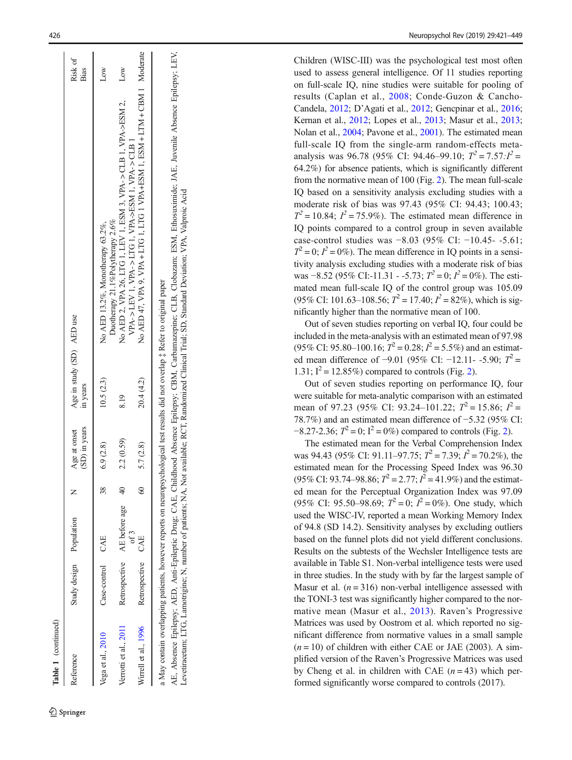**Table 1** (continued)

| Reference | Study design | Population | N | Age at onset (SD) in years | Age in study (SD) in years | AED use | Risk of Bias |
|---|---|---|---|---|---|---|---|
| Vega et al., 2010 | Case-control | CAE | 38 | 6.9 (2.8) | 10.5 (2.3) | No AED 13.2%, Monotherapy 63.2%, Duotherapy 21.1%Polytherapy 2.6% | Low |
| Verrotti et al., 2011 | Retrospective | AE before age of 3 | 40 | 2.2 (0.59) | 8.19 | No AED 2, VPA 26, LTG 1, LEV 1, ESM 3, VPA->CLB 1, VPA->ESM 2, VPA->LEV 1, VPA->LTG 1, VPA->ESM 1, VPA->CLB 1 | Low |
| Wirrell et al., 1996 | Retrospective | CAE | 60 | 5.7 (2.8) | 20.4 (4.2) | No AED 47, VPA 9, VPA + LTG 1, LTG 1 VPA+ESM 1, ESM + LTM + CBM 1 | Moderate |

a May contain overlapping patients, however reports on neuropsychological test results did not overlap ‡ Refer to original paper

AE, Absence Epilepsy; AED, Anti-Epileptic Drug; CAE, Childhood Absence Epilepsy; CBM, Carbamazepine; CLB, Clobazam; ESM, Ethosuximide; JAE, Juvenile Absence Epilepsy; LEV, Levetiracetam; LTG, Lamotrigine; N, number of patients; NA, Not available; RCT, Randomized Clinical Trial; SD, Standard Deviation; VPA, Valproic Acid

Children (WISC-III) was the psychological test most often used to assess general intelligence. Of 11 studies reporting on full-scale IQ, nine studies were suitable for pooling of results (Caplan et al., 2008; Conde-Guzon & Cancho-Candela, 2012; D'Agati et al., 2012; Gencpinar et al., 2016; Kernan et al., 2012; Lopes et al., 2013; Masur et al., 2013; Nolan et al., 2004; Pavone et al., 2001). The estimated mean full-scale IQ from the single-arm random-effects meta-analysis was 96.78 (95% CI: 94.46–99.10; $T^2 = 7.57$:$I^2 = 64.2\%$) for absence patients, which is significantly different from the normative mean of 100 (Fig. 2). The mean full-scale IQ based on a sensitivity analysis excluding studies with a moderate risk of bias was 97.43 (95% CI: 94.43; 100.43; $T^2 = 10.84$; $I^2 = 75.9\%$). The estimated mean difference in IQ points compared to a control group in seven available case-control studies was −8.03 (95% CI: −10.45- -5.61; $T^2 = 0$; $I^2 = 0\%$). The mean difference in IQ points in a sensitivity analysis excluding studies with a moderate risk of bias was −8.52 (95% CI:-11.31 - -5.73; $T^2 = 0$; $I^2 = 0\%$). The estimated mean full-scale IQ of the control group was 105.09 (95% CI: 101.63–108.56; $T^2 = 17.40$; $I^2 = 82\%$), which is significantly higher than the normative mean of 100.

Out of seven studies reporting on verbal IQ, four could be included in the meta-analysis with an estimated mean of 97.98 (95% CI: 95.80–100.16; $T^2 = 0.28$; $I^2 = 5.5\%$) and an estimated mean difference of −9.01 (95% CI: −12.11- -5.90; $T^2 = 1.31$; $I^2 = 12.85\%$) compared to controls (Fig. 2).

Out of seven studies reporting on performance IQ, four were suitable for meta-analytic comparison with an estimated mean of 97.23 (95% CI: 93.24–101.22; $T^2 = 15.86$; $I^2 = 78.7\%$) and an estimated mean difference of −5.32 (95% CI: −8.27-2.36; $T^2 = 0$; $I^2 = 0\%$) compared to controls (Fig. 2).

The estimated mean for the Verbal Comprehension Index was 94.43 (95% CI: 91.11–97.75; $T^2 = 7.39$; $I^2 = 70.2\%$), the estimated mean for the Processing Speed Index was 96.30 (95% CI: 93.74–98.86; $T^2 = 2.77$; $I^2 = 41.9\%$) and the estimated mean for the Perceptual Organization Index was 97.09 (95% CI: 95.50–98.69; $T^2 = 0$; $I^2 = 0\%$). One study, which used the WISC-IV, reported a mean Working Memory Index of 94.8 (SD 14.2). Sensitivity analyses by excluding outliers based on the funnel plots did not yield different conclusions. Results on the subtests of the Wechsler Intelligence tests are available in Table S1. Non-verbal intelligence tests were used in three studies. In the study with by far the largest sample of Masur et al. ($n = 316$) non-verbal intelligence assessed with the TONI-3 test was significantly higher compared to the normative mean (Masur et al., 2013). Raven's Progressive Matrices was used by Oostrom et al. which reported no significant difference from normative values in a small sample ($n = 10$) of children with either CAE or JAE (2003). A simplified version of the Raven's Progressive Matrices was used by Cheng et al. in children with CAE ($n = 43$) which performed significantly worse compared to controls (2017).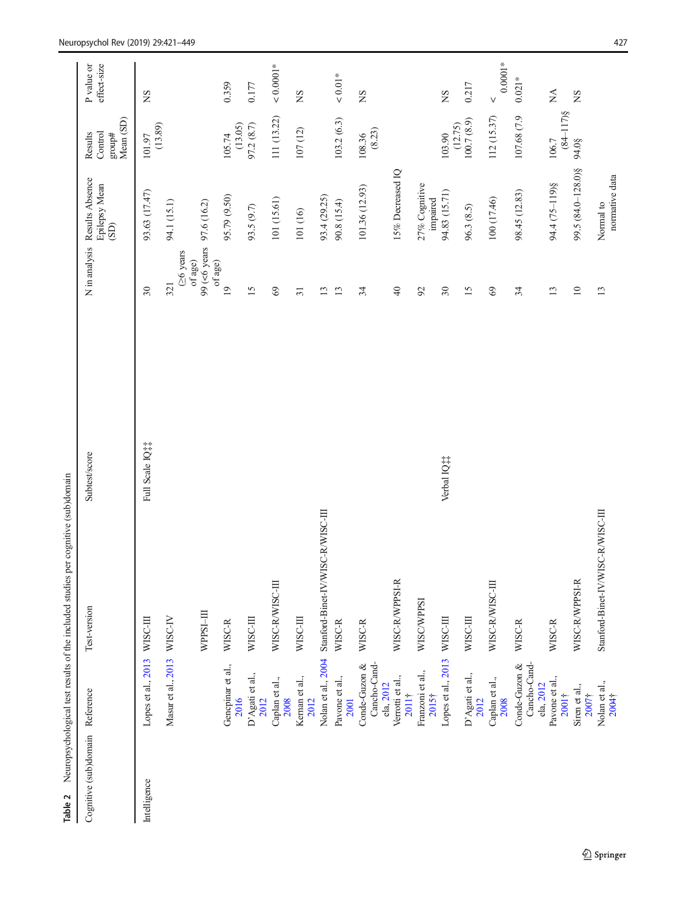Table 2 Neuropsychological test results of the included studies per cognitive (sub)domain

| Cognitive (sub)domain | Reference | Test-version | Subtest/score | N in analysis | Results Absence Epilepsy Mean (SD) | Results Control group# Mean (SD) | P value or effect-size |
|---|---|---|---|---|---|---|---|
| Intelligence | Lopes et al., 2013 | WISC-III | Full Scale IQ‡‡ | 30 | 93.63 (17.47) | 101.97 (13.89) | NS |
| | Masur et al., 2013 | WISC-IV | | 321 (≥6 years of age) | 94.1 (15.1) | | |
| | | WPPSI–III | | 99 (<6 years of age) | 97.6 (16.2) | | |
| | Gencpinar et al., 2016 | WISC-R | | 19 | 95.79 (9.50) | 105.74 (13.05) | 0.359 |
| | D'Agati et al., 2012 | WISC-III | | 15 | 93.5 (9.7) | 97.2 (8.7) | 0.177 |
| | Caplan et al., 2008 | WISC-R/WISC-III | | 69 | 101 (15.61) | 111 (13.22) | < 0.0001* |
| | Kernan et al., 2012 | WISC-III | | 31 | 101 (16) | 107 (12) | NS |
| | Nolan et al., 2004 | Stanford-Binet-IV/WISC-R/WISC-III | | 13 | 93.4 (29.25) | | |
| | Pavone et al., 2001 | WISC-R | | 13 | 90.8 (15.4) | 103.2 (6.3) | < 0.01* |
| | Conde-Guzon & Cancho-Candela, 2012 | WISC-R | | 34 | 101.36 (12.93) | 108.36 (8.23) | NS |
| | Verrotti et al., 2011† | WISC-R/WPPSI-R | | 40 | 15% Decreased IQ | | |
| | Franzoni et al., 2015† | WISC/WPPSI | | 92 | 27% Cognitive impaired | | |
| | Lopes et al., 2013 | WISC-III | Verbal IQ‡‡ | 30 | 94.83 (15.71) | 103.90 (12.75) | NS |
| | D'Agati et al., 2012 | WISC-III | | 15 | 96.3 (8.5) | 100.7 (8.9) | 0.217 |
| | Caplan et al., 2008 | WISC-R/WISC-III | | 69 | 100 (17.46) | 112 (15.37) | < 0.0001* |
| | Conde-Guzon & Cancho-Candela, 2012 | WISC-R | | 34 | 98.45 (12.83) | 107.68 (7.9 | 0.021* |
| | Pavone et al., 2001† | WISC-R | | 13 | 94.4 (75–119)§ | 106.7 (84–117)§ | NA |
| | Siren et al., 2007† | WISC-R/WPPSI-R | | 10 | 99.5 (84.0–128.0)§ | 94.0§ | NS |
| | Nolan et al., 2004† | Stanford-Binet-IV/WISC-R/WISC-III | | 13 | Normal to normative data | | |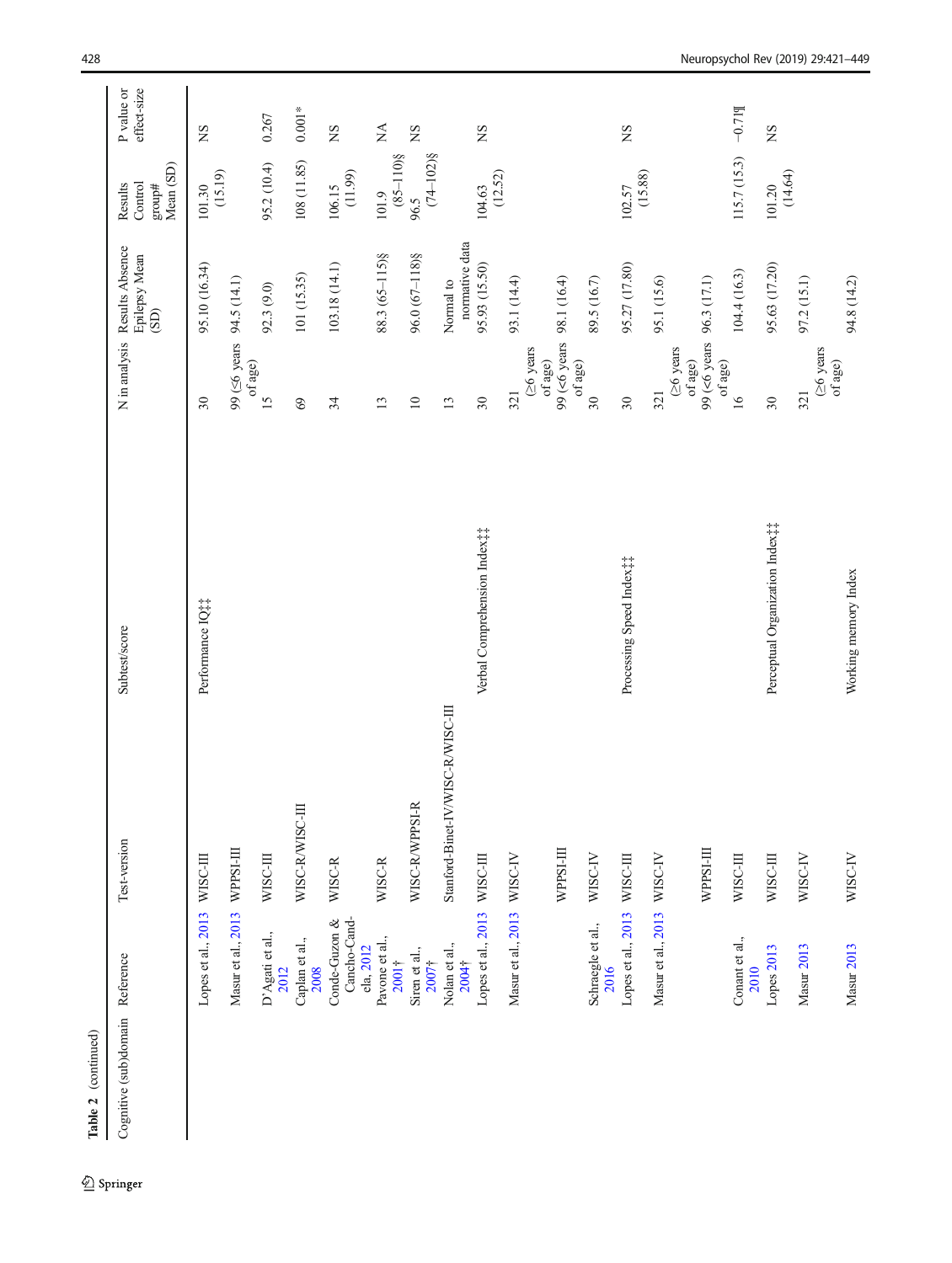Table 2 (continued)

| Cognitive (sub)domain | Reference | Test-version | Subtest/score | N in analysis | Results Absence Epilepsy Mean (SD) | Results Control group# Mean (SD) | P value or effect-size |
|---|---|---|---|---|---|---|---|
| | Lopes et al., 2013 | WISC-III | Performance IQ‡‡ | 30 | 95.10 (16.34) | 101.30 (15.19) | NS |
| | Masur et al., 2013 | WPPSI-III | | 99 (≤6 years of age) | 94.5 (14.1) | | |
| | D'Agati et al., 2012 | WISC-III | | 15 | 92.3 (9.0) | 95.2 (10.4) | 0.267 |
| | Caplan et al., 2008 | WISC-R/WISC-III | | 69 | 101 (15.35) | 108 (11.85) | 0.001* |
| | Conde-Guzon & Cancho-Candela, 2012 | WISC-R | | 34 | 103.18 (14.1) | 106.15 (11.99) | NS |
| | Pavone et al., 2001† | WISC-R | | 13 | 88.3 (65–115)§ | 101.9 (85–110)§ | NA |
| | Siren et al., 2007† | WISC-R/WPPSI-R | | 10 | 96.0 (67–118)§ | 96.5 (74–102)§ | NS |
| | Nolan et al., 2004† | Stanford-Binet-IV/WISC-R/WISC-III | | 13 | Normal to normative data | | |
| | Lopes et al., 2013 | WISC-III | Verbal Comprehension Index‡‡ | 30 | 95.93 (15.50) | 104.63 (12.52) | NS |
| | Masur et al., 2013 | WISC-IV | | 321 (≥6 years of age) | 93.1 (14.4) | | |
| | | WPPSI-III | | 99 (<6 years of age) | 98.1 (16.4) | | |
| | Schraegle et al., 2016 | WISC-IV | | 30 | 89.5 (16.7) | | |
| | Lopes et al., 2013 | WISC-III | Processing Speed Index‡‡ | 30 | 95.27 (17.80) | 102.57 (15.88) | NS |
| | Masur et al., 2013 | WISC-IV | | 321 (≥6 years of age) | 95.1 (15.6) | | |
| | | WPPSI-III | | 99 (<6 years of age) | 96.3 (17.1) | | |
| | Conant et al., 2010 | WISC-III | | 16 | 104.4 (16.3) | 115.7 (15.3) | −0.71¶ |
| | Lopes 2013 | WISC-III | Perceptual Organization Index‡‡ | 30 | 95.63 (17.20) | 101.20 (14.64) | NS |
| | Masur 2013 | WISC-IV | | 321 (≥6 years of age) | 97.2 (15.1) | | |
| | Masur 2013 | WISC-IV | Working memory Index | | 94.8 (14.2) | | |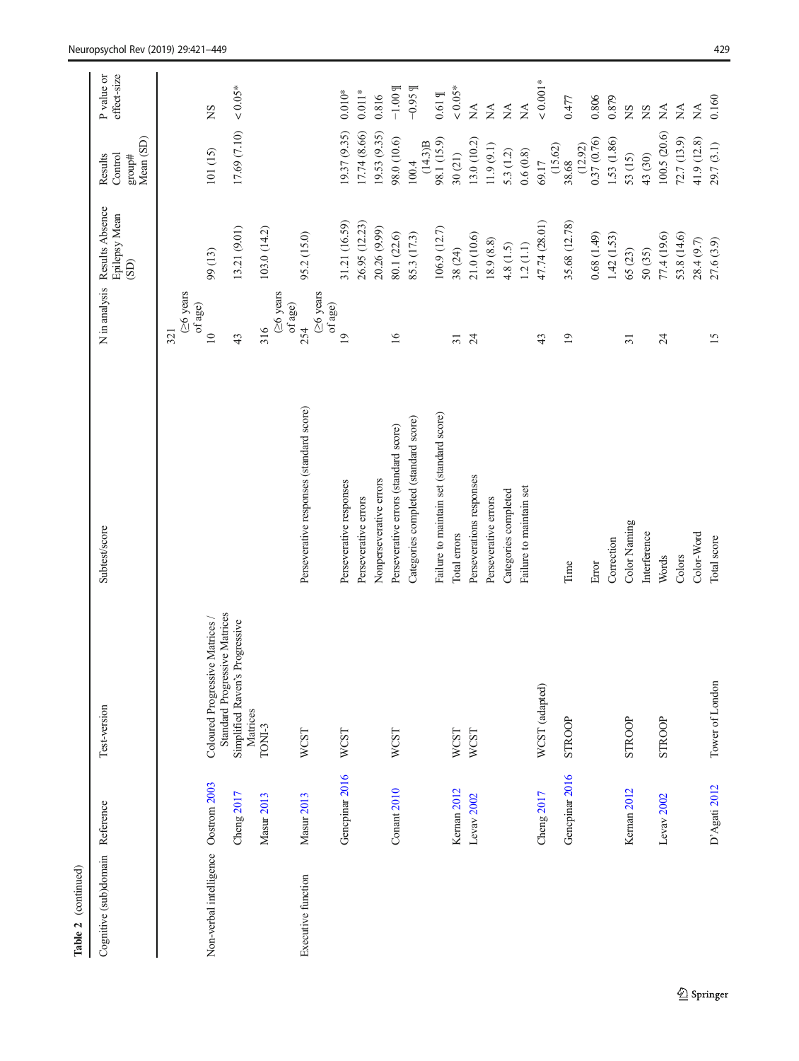**Table 2** (continued)

| Cognitive (sub)domain | Reference | Test-version | Subtest/score | N in analysis | Results Absence Epilepsy Mean (SD) | Results Control group# Mean (SD) | P value or effect-size |
|---|---|---|---|---|---|---|---|
| | | | | 321 (≥6 years of age) | | | |
| Non-verbal intelligence | Oostrom 2003 | Coloured Progressive Matrices / Standard Progressive Matrices | | 10 | 99 (13) | 101 (15) | NS |
| | Cheng 2017 | Simplified Raven's Progressive Matrices | | 43 | 13.21 (9.01) | 17.69 (7.10) | < 0.05* |
| | Masur 2013 | TONI-3 | | 316 (≥6 years of age) | 103.0 (14.2) | | |
| Executive function | Masur 2013 | WCST | Perseverative responses (standard score) | 254 (≥6 years of age) | 95.2 (15.0) | | |
| | Gencpinar 2016 | WCST | Perseverative responses | 19 | 31.21 (16.59) | 19.37 (9.35) | 0.010* |
| | | | Perseverative errors | | 26.95 (12.23) | 17.74 (8.66) | 0.011* |
| | | | Nonperseverative errors | | 20.26 (9.99) | 19.53 (9.35) | 0.816 |
| | Conant 2010 | WCST | Perseverative errors (standard score) | 16 | 80.1 (22.6) | 98.0 (10.6) | −1.00 ¶ |
| | | | Categories completed (standard score) | | 85.3 (17.3) | 100.4 (14.3)B | −0.95 ¶ |
| | | | Failure to maintain set (standard score) | | 106.9 (12.7) | 98.1 (15.9) | 0.61 ¶ |
| | Kernan 2012 | WCST | Total errors | 31 | 38 (24) | 30 (21) | < 0.05* |
| | Levav 2002 | WCST | Perseverations responses | 24 | 21.0 (10.6) | 13.0 (10.2) | NA |
| | | | Perseverative errors | | 18.9 (8.8) | 11.9 (9.1) | NA |
| | | | Categories completed | | 4.8 (1.5) | 5.3 (1.2) | NA |
| | | | Failure to maintain set | | 1.2 (1.1) | 0.6 (0.8) | NA |
| | Cheng 2017 | WCST (adapted) | | 43 | 47.74 (28.01) | 69.17 (15.62) | < 0.001* |
| | Gencpinar 2016 | STROOP | Time | 19 | 35.68 (12.78) | 38.68 (12.92) | 0.477 |
| | | | Error | | 0.68 (1.49) | 0.37 (0.76) | 0.806 |
| | | | Correction | | 1.42 (1.53) | 1.53 (1.86) | 0.879 |
| | Kernan 2012 | STROOP | Color Naming | 31 | 65 (23) | 53 (15) | NS |
| | | | Interference | | 50 (35) | 43 (30) | NS |
| | Levav 2002 | STROOP | Words | 24 | 77.4 (19.6) | 100.5 (20.6) | NA |
| | | | Colors | | 53.8 (14.6) | 72.7 (13.9) | NA |
| | | | Color-Word | | 28.4 (9.7) | 41.9 (12.8) | NA |
| | D'Agati 2012 | Tower of London | Total score | 15 | 27.6 (3.9) | 29.7 (3.1) | 0.160 |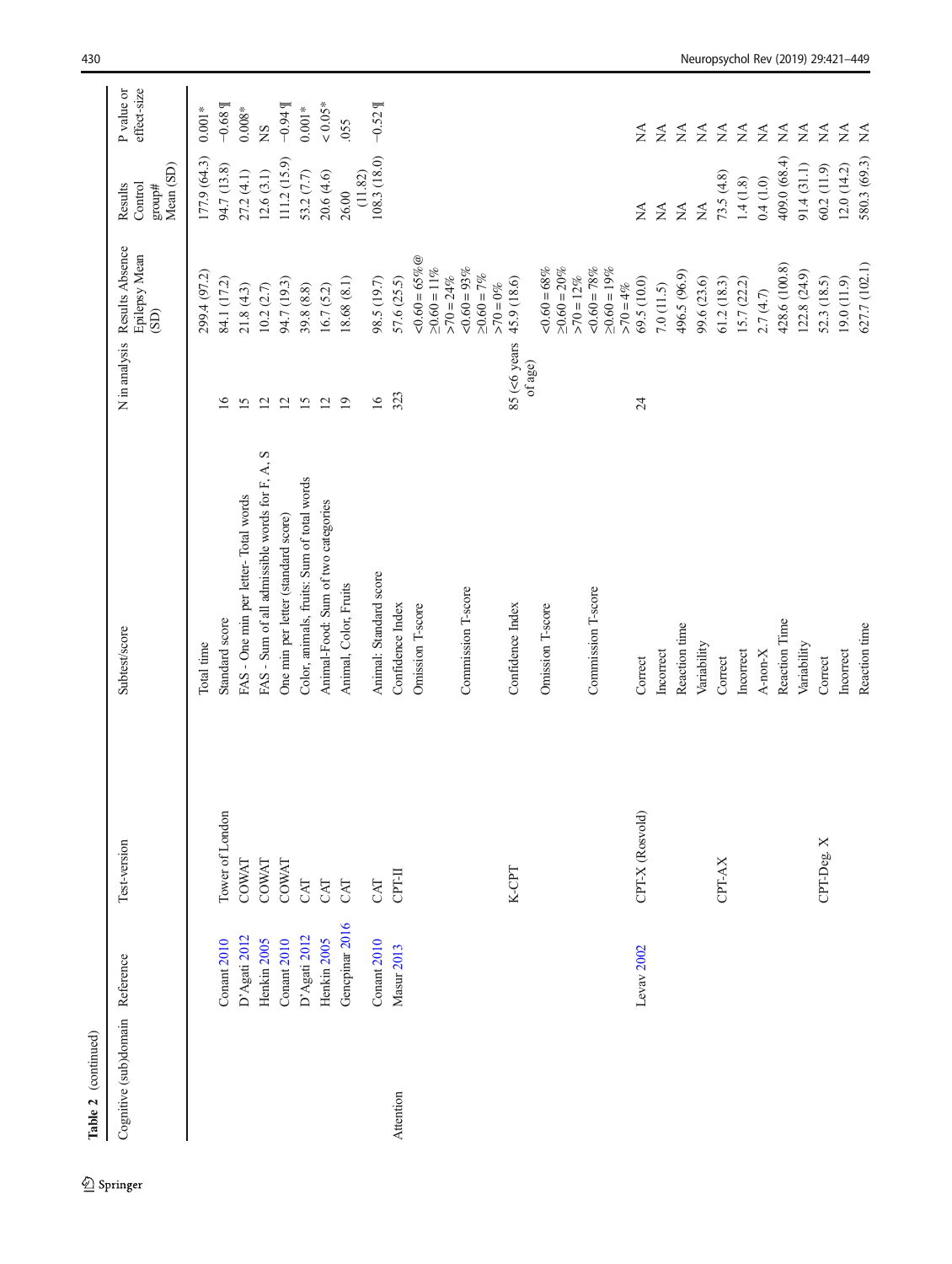**Table 2** (continued)

| Cognitive (sub)domain | Reference | Test-version | Subtest/score | N in analysis | Results Absence Epilepsy Mean (SD) | Results Control group# Mean (SD) | P value or effect-size |
|---|---|---|---|---|---|---|---|
| | | | Total time | | 299.4 (97.2) | 177.9 (64.3) | 0.001* |
| | Conant 2010 | Tower of London | Standard score | 16 | 84.1 (17.2) | 94.7 (13.8) | −0.68 ¶ |
| | D'Agati 2012 | COWAT | FAS - One min per letter- Total words | 15 | 21.8 (4.3) | 27.2 (4.1) | 0.008* |
| | Henkin 2005 | COWAT | FAS - Sum of all admissible words for F, A, S | 12 | 10.2 (2.7) | 12.6 (3.1) | NS |
| | Conant 2010 | COWAT | One min per letter (standard score) | 12 | 94.7 (19.3) | 111.2 (15.9) | −0.94 ¶ |
| | D'Agati 2012 | CAT | Color, animals, fruits: Sum of total words | 15 | 39.8 (8.8) | 53.2 (7.7) | 0.001* |
| | Henkin 2005 | CAT | Animal-Food: Sum of two categories | 12 | 16.7 (5.2) | 20.6 (4.6) | < 0.05* |
| | Gencpinar 2016 | CAT | Animal, Color, Fruits | 19 | 18.68 (8.1) | 26.00 (11.82) | .055 |
| | Conant 2010 | CAT | Animal: Standard score | 16 | 98.5 (19.7) | 108.3 (18.0) | −0.52 ¶ |
| Attention | Masur 2013 | CPT-II | Confidence Index | 323 | 57.6 (25.5) | | |
| | | | Omission T-score | | <0.60 = 65% @ ≥0.60 = 11% >70 = 24% | | |
| | | | Commission T-score | | <0.60 = 93% ≥0.60 = 7% >70 = 0% | | |
| | | K-CPT | Confidence Index | 85 (<6 years of age) | 45.9 (18.6) | | |
| | | | Omission T-score | | <0.60 = 68% ≥0.60 = 20% >70 = 12% | | |
| | | | Commission T-score | | <0.60 = 78% ≥0.60 = 19% >70 = 4% | | |
| | Levav 2002 | CPT-X (Rosvold) | Correct | 24 | 69.5 (10.0) | NA | NA |
| | | | Incorrect | | 7.0 (11.5) | NA | NA |
| | | | Reaction time | | 496.5 (96.9) | NA | NA |
| | | | Variability | | 99.6 (23.6) | NA | NA |
| | | CPT-AX | Correct | | 61.2 (18.3) | 73.5 (4.8) | NA |
| | | | Incorrect | | 15.7 (22.2) | 1.4 (1.8) | NA |
| | | | A-non-X | | 2.7 (4.7) | 0.4 (1.0) | NA |
| | | | Reaction Time | | 428.6 (100.8) | 409.0 (68.4) | NA |
| | | | Variability | | 122.8 (24.9) | 91.4 (31.1) | NA |
| | | CPT-Deg. X | Correct | | 52.3 (18.5) | 60.2 (11.9) | NA |
| | | | Incorrect | | 19.0 (11.9) | 12.0 (14.2) | NA |
| | | | Reaction time | | 627.7 (102.1) | 580.3 (69.3) | NA |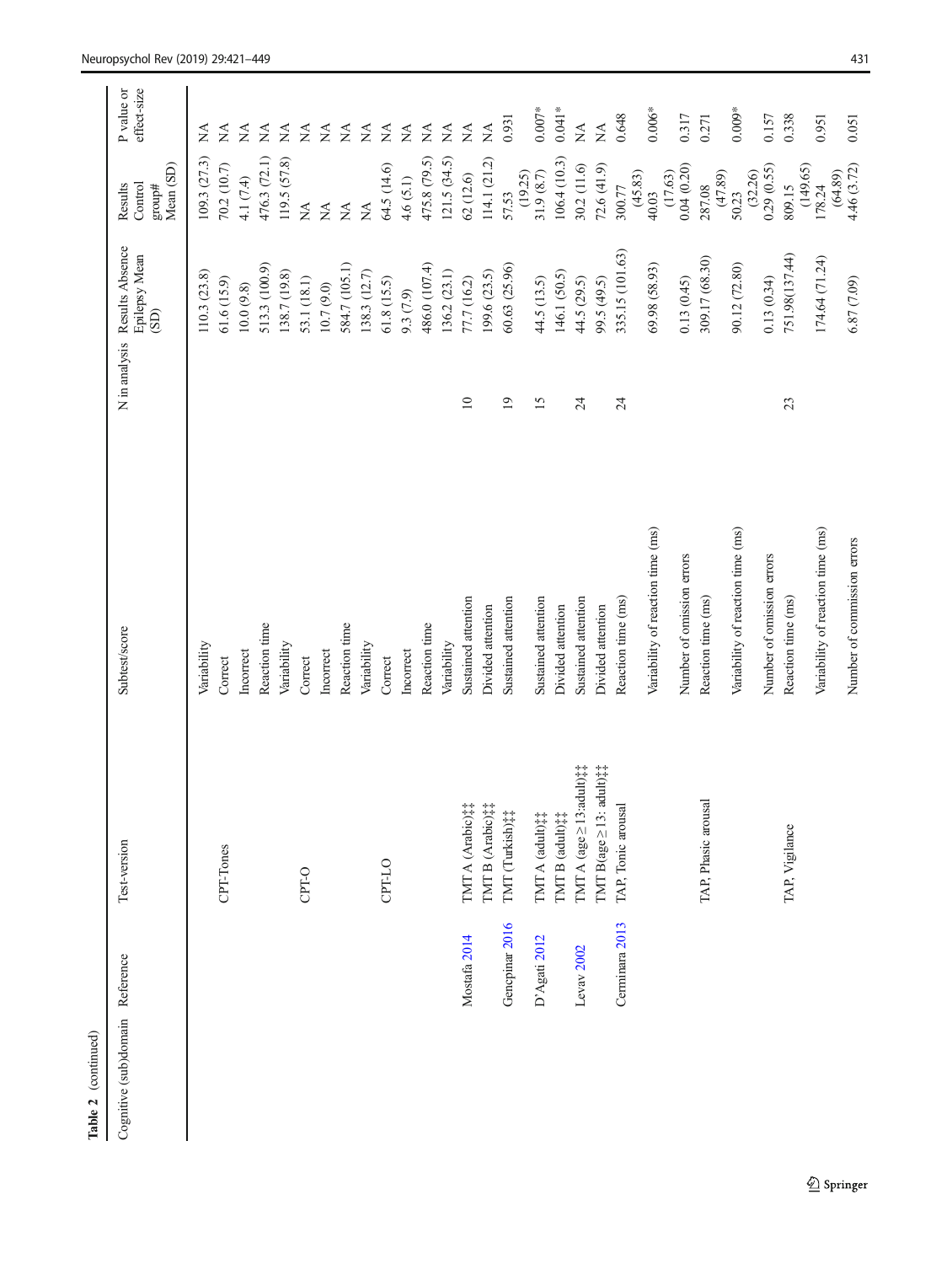Table 2 (continued)

| Cognitive (sub)domain | Reference | Test-version | Subtest/score | N in analysis | Results Absence Epilepsy Mean (SD) | Results Control group# Mean (SD) | P value or effect-size |
|---|---|---|---|---|---|---|---|
| | | | Variability | | 110.3 (23.8) | 109.3 (27.3) | NA |
| | | CPT-Tones | Correct | | 61.6 (15.9) | 70.2 (10.7) | NA |
| | | | Incorrect | | 10.0 (9.8) | 4.1 (7.4) | NA |
| | | | Reaction time | | 513.3 (100.9) | 476.3 (72.1) | NA |
| | | | Variability | | 138.7 (19.8) | 119.5 (57.8) | NA |
| | | CPT-O | Correct | | 53.1 (18.1) | NA | NA |
| | | | Incorrect | | 10.7 (9.0) | NA | NA |
| | | | Reaction time | | 584.7 (105.1) | NA | NA |
| | | | Variability | | 138.3 (12.7) | NA | NA |
| | | CPT-LO | Correct | | 61.8 (15.5) | 64.5 (14.6) | NA |
| | | | Incorrect | | 9.3 (7.9) | 4.6 (5.1) | NA |
| | | | Reaction time | | 486.0 (107.4) | 475.8 (79.5) | NA |
| | | | Variability | | 136.2 (23.1) | 121.5 (34.5) | NA |
| | Mostafa 2014 | TMT A (Arabic)‡‡ | Sustained attention | 10 | 77.7 (16.2) | 62 (12.6) | NA |
| | | TMT B (Arabic)‡‡ | Divided attention | | 199.6 (23.5) | 114.1 (21.2) | NA |
| | Gencpinar 2016 | TMT (Turkish)‡‡ | Sustained attention | 19 | 60.63 (25.96) | 57.53 (19.25) | 0.931 |
| | D'Agati 2012 | TMT A (adult)‡‡ | Sustained attention | 15 | 44.5 (13.5) | 31.9 (8.7) | 0.007* |
| | | TMT B (adult)‡‡ | Divided attention | | 146.1 (50.5) | 106.4 (10.3) | 0.041* |
| | Levav 2002 | TMT A (age ≥ 13:adult)‡‡ | Sustained attention | 24 | 44.5 (29.5) | 30.2 (11.6) | NA |
| | | TMT B(age ≥ 13: adult)‡‡ | Divided attention | | 99.5 (49.5) | 72.6 (41.9) | NA |
| | Cerminara 2013 | TAP, Tonic arousal | Reaction time (ms) | 24 | 335.15 (101.63) | 300.77 (45.83) | 0.648 |
| | | | Variability of reaction time (ms) | | 69.98 (58.93) | 40.03 (17.63) | 0.006* |
| | | | Number of omission errors | | 0.13 (0.45) | 0.04 (0.20) | 0.317 |
| | | TAP, Phasic arousal | Reaction time (ms) | | 309.17 (68.30) | 287.08 (47.89) | 0.271 |
| | | | Variability of reaction time (ms) | | 90.12 (72.80) | 50.23 (32.26) | 0.009* |
| | | | Number of omission errors | | 0.13 (0.34) | 0.29 (0.55) | 0.157 |
| | | TAP, Vigilance | Reaction time (ms) | 23 | 751.98(137.44) | 809.15 (149.65) | 0.338 |
| | | | Variability of reaction time (ms) | | 174.64 (71.24) | 178.24 (64.89) | 0.951 |
| | | | Number of commission errors | | 6.87 (7.09) | 4.46 (3.72) | 0.051 |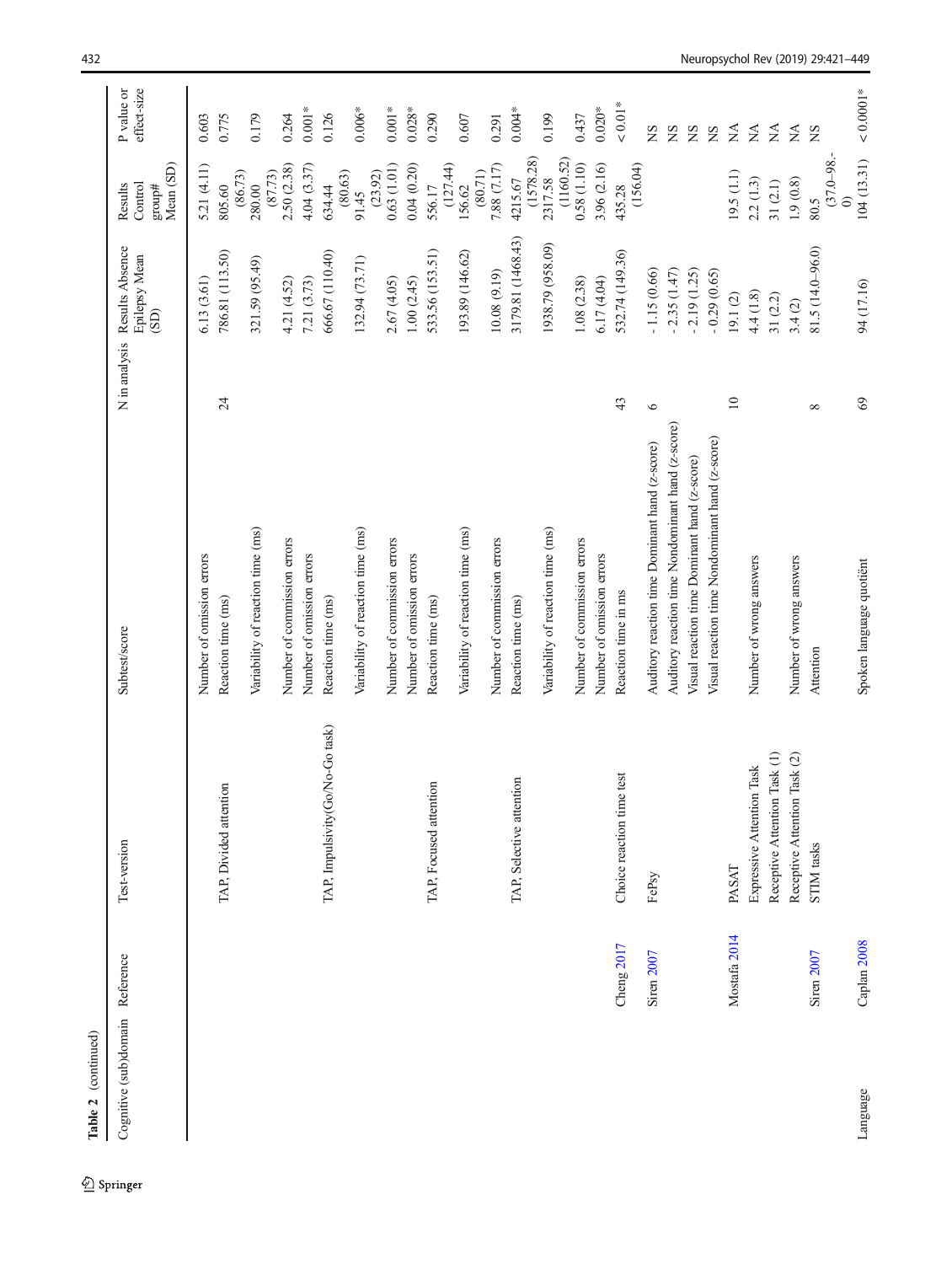**Table 2** (continued)

| Cognitive (sub)domain | Reference | Test-version | Subtest/score | N in analysis | Results Absence Epilepsy Mean (SD) | Results Control group# Mean (SD) | P value or effect-size |
|---|---|---|---|---|---|---|---|
| | | | Number of omission errors | | 6.13 (3.61) | 5.21 (4.11) | 0.603 |
| | | TAP, Divided attention | Reaction time (ms) | 24 | 786.81 (113.50) | 805.60 (86.73) | 0.775 |
| | | | Variability of reaction time (ms) | | 321.59 (95.49) | 280.00 (87.73) | 0.179 |
| | | | Number of commission errors | | 4.21 (4.52) | 2.50 (2.38) | 0.264 |
| | | | Number of omission errors | | 7.21 (3.73) | 4.04 (3.37) | 0.001* |
| | | TAP, Impulsivity(Go/No-Go task) | Reaction time (ms) | | 666.67 (110.40) | 634.44 (80.63) | 0.126 |
| | | | Variability of reaction time (ms) | | 132.94 (73.71) | 91.45 (23.92) | 0.006* |
| | | | Number of commission errors | | 2.67 (4.05) | 0.63 (1.01) | 0.001* |
| | | | Number of omission errors | | 1.00 (2.45) | 0.04 (0.20) | 0.028* |
| | | TAP, Focused attention | Reaction time (ms) | | 533.56 (153.51) | 556.17 (127.44) | 0.290 |
| | | | Variability of reaction time (ms) | | 193.89 (146.62) | 156.62 (80.71) | 0.607 |
| | | | Number of commission errors | | 10.08 (9.19) | 7.88 (7.17) | 0.291 |
| | | TAP, Selective attention | Reaction time (ms) | | 3179.81 (1468.43) | 4215.67 (1578.28) | 0.004* |
| | | | Variability of reaction time (ms) | | 1938.79 (958.09) | 2317.58 (1160.52) | 0.199 |
| | | | Number of commission errors | | 1.08 (2.38) | 0.58 (1.10) | 0.437 |
| | | | Number of omission errors | | 6.17 (4.04) | 3.96 (2.16) | 0.020* |
| | Cheng 2017 | Choice reaction time test | Reaction time in ms | 43 | 532.74 (149.36) | 435.28 (156.04) | < 0.01* |
| | Siren 2007 | FePsy | Auditory reaction time Dominant hand (z-score) | 6 | - 1.15 (0.66) | | NS |
| | | | Auditory reaction time Nondominant hand (z-score) | | - 2.35 (1.47) | | NS |
| | | | Visual reaction time Dominant hand (z-score) | | - 2.19 (1.25) | | NS |
| | | | Visual reaction time Nondominant hand (z-score) | | - 0.29 (0.65) | | NS |
| | Mostafa 2014 | PASAT | | 10 | 19.1 (2) | 19.5 (1.1) | NA |
| | | Expressive Attention Task | Number of wrong answers | | 4.4 (1.8) | 2.2 (1.3) | NA |
| | | Receptive Attention Task (1) | | | 31 (2.2) | 31 (2.1) | NA |
| | | Receptive Attention Task (2) | Number of wrong answers | | 3.4 (2) | 1.9 (0.8) | NA |
| | Siren 2007 | STIM tasks | Attention | 8 | 81.5 (14.0–96.0) | 80.5 (37.0–98.-0) | NS |
| Language | Caplan 2008 | | Spoken language quotiënt | 69 | 94 (17.16) | 104 (13.31) | < 0.0001* |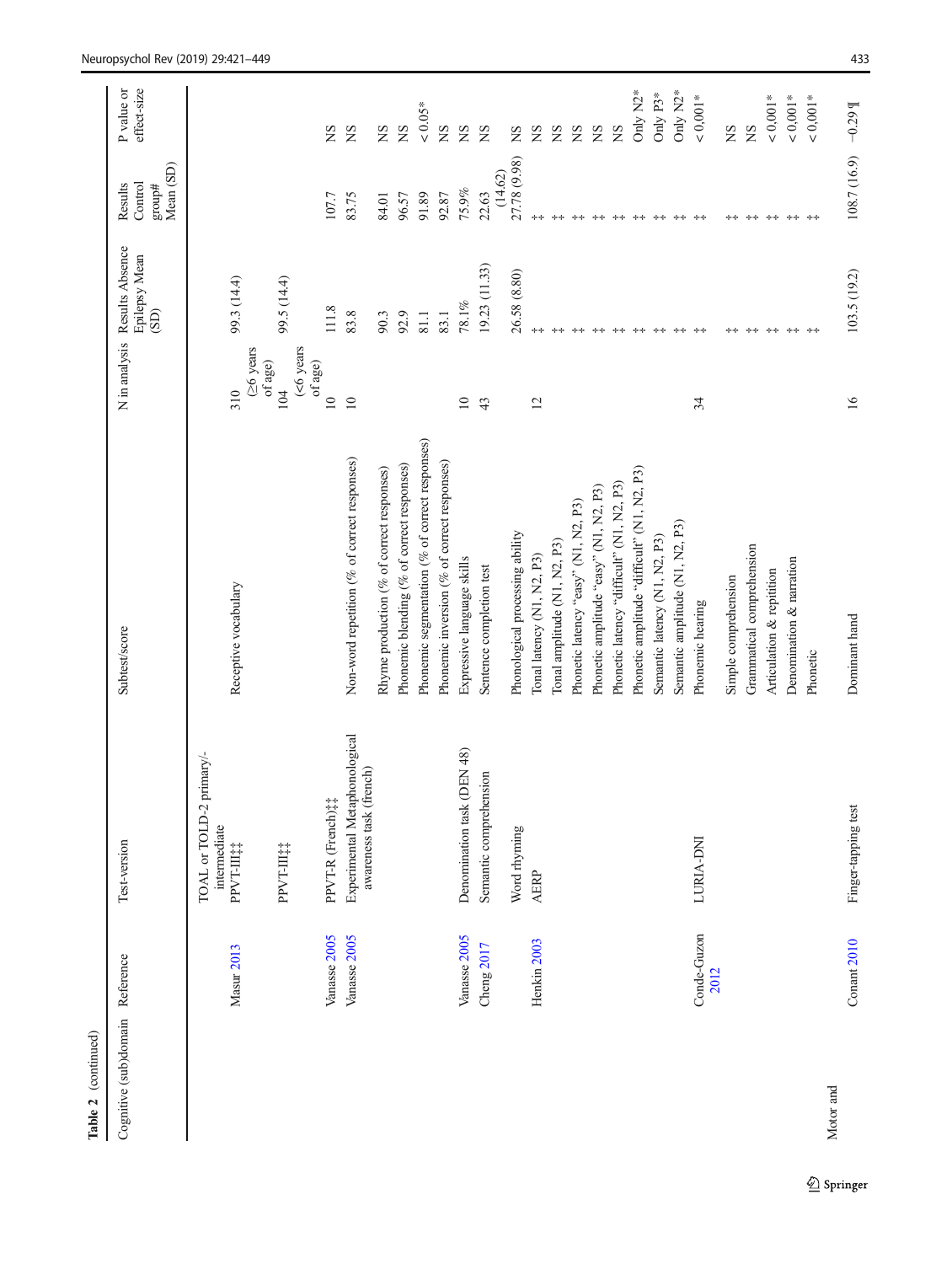Table 2 (continued)

| Cognitive (sub)domain | Reference | Test-version | Subtest/score | N in analysis | Results Absence Epilepsy Mean (SD) | Results Control group# Mean (SD) | P value or effect-size |
|---|---|---|---|---|---|---|---|
| | | TOAL or TOLD-2 primary/-intermediate | | | | | |
| | Masur 2013 | PPVT-III‡‡ | Receptive vocabulary | 310 (≥6 years of age) | 99.3 (14.4) | | |
| | | PPVT-III‡‡ | | 104 (<6 years of age) | 99.5 (14.4) | | |
| | Vanasse 2005 | PPVT-R (French)‡‡ | | 10 | 111.8 | 107.7 | NS |
| | Vanasse 2005 | Experimental Metaphonological awareness task (french) | Non-word repetition (% of correct responses) | 10 | 83.8 | 83.75 | NS |
| | | | Rhyme production (% of correct responses) | | 90.3 | 84.01 | NS |
| | | | Phonemic blending (% of correct responses) | | 92.9 | 96.57 | NS |
| | | | Phonemic segmentation (% of correct responses) | | 81.1 | 91.89 | < 0.05* |
| | | | Phonemic inversion (% of correct responses) | | 83.1 | 92.87 | NS |
| | Vanasse 2005 | Denomination task (DEN 48) | Expressive language skills | 10 | 78.1% | 75.9% | NS |
| | Cheng 2017 | Semantic comprehension | Sentence completion test | 43 | 19.23 (11.33) | 22.63 (14.62) | NS |
| | | Word rhyming | Phonological processing ability | | 26.58 (8.80) | 27.78 (9.98) | NS |
| | Henkin 2003 | AERP | Tonal latency (N1, N2, P3) | 12 | ‡ | ‡ | NS |
| | | | Tonal amplitude (N1, N2, P3) | | ‡ | ‡ | NS |
| | | | Phonetic latency "easy" (N1, N2, P3) | | ‡ | ‡ | NS |
| | | | Phonetic amplitude "easy" (N1, N2, P3) | | ‡ | ‡ | NS |
| | | | Phonetic latency "difficult" (N1, N2, P3) | | ‡ | ‡ | NS |
| | | | Phonetic amplitude "difficult" (N1, N2, P3) | | ‡ | ‡ | Only N2* |
| | | | Semantic latency (N1, N2, P3) | | ‡ | ‡ | Only P3* |
| | | | Semantic amplitude (N1, N2, P3) | | ‡ | ‡ | Only N2* |
| | Conde-Guzon 2012 | LURIA-DNI | Phonemic hearing | 34 | ‡ | ‡ | < 0.001* |
| | | | Simple comprehension | | ‡ | ‡ | NS |
| | | | Grammatical comprehension | | ‡ | ‡ | NS |
| | | | Articulation & repitition | | ‡ | ‡ | < 0.001* |
| | | | Denomination & narration | | ‡ | ‡ | < 0.001* |
| | | | Phonetic | | ‡ | ‡ | < 0.001* |
| Motor and | Conant 2010 | Finger-tapping test | Dominant hand | 16 | 103.5 (19.2) | 108.7 (16.9) | −0.29¶ |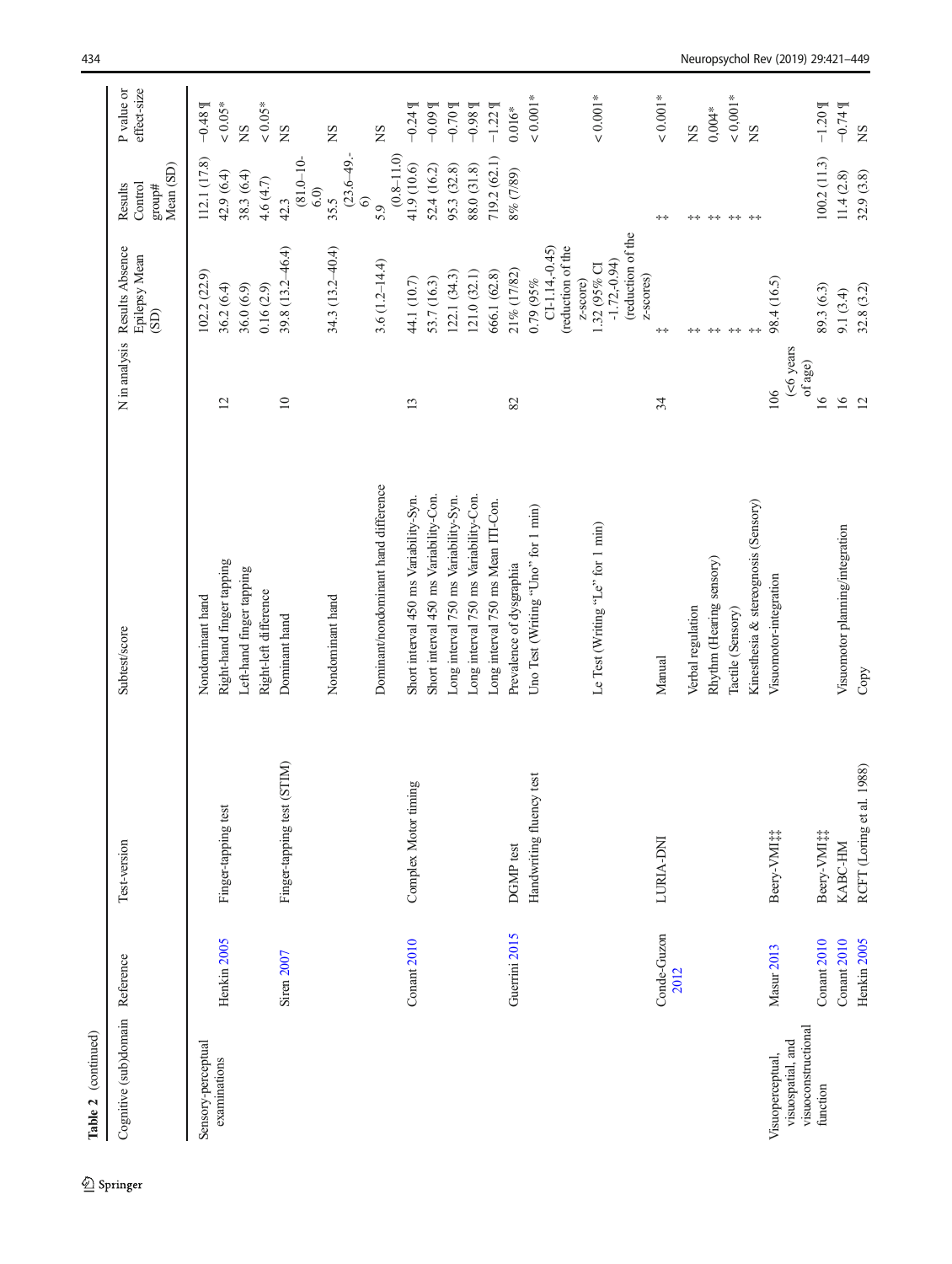**Table 2** (continued)

| Cognitive (sub)domain | Reference | Test-version | Subtest/score | N in analysis | Results Absence Epilepsy Mean (SD) | Results Control group# Mean (SD) | P value or effect-size |
|---|---|---|---|---|---|---|---|
| Sensory-perceptual examinations | | | Nondominant hand | | 102.2 (22.9) | 112.1 (17.8) | −0.48 ¶ |
| | Henkin 2005 | Finger-tapping test | Right-hand finger tapping | 12 | 36.2 (6.4) | 42.9 (6.4) | < 0.05* |
| | | | Left-hand finger tapping | | 36.0 (6.9) | 38.3 (6.4) | NS |
| | | | Right-left difference | | 0.16 (2.9) | 4.6 (4.7) | < 0.05* |
| | Siren 2007 | Finger-tapping test (STIM) | Dominant hand | 10 | 39.8 (13.2–46.4) | 42.3 (81.0–10-6.0) | NS |
| | | | Nondominant hand | | 34.3 (13.2–40.4) | 35.5 (23.6–49.-6) | NS |
| | | | Dominant/nondominant hand difference | | 3.6 (1.2–14.4) | 5.9 (0.8–11.0) | NS |
| | Conant 2010 | Complex Motor timing | Short interval 450 ms Variability-Syn. | 13 | 44.1 (10.7) | 41.9 (10.6) | −0.24 ¶ |
| | | | Short interval 450 ms Variability-Con. | | 53.7 (16.3) | 52.4 (16.2) | −0.09 ¶ |
| | | | Long interval 750 ms Variability-Syn. | | 122.1 (34.3) | 95.3 (32.8) | −0.70 ¶ |
| | | | Long interval 750 ms Variability-Con. | | 121.0 (32.1) | 88.0 (31.8) | −0.98 ¶ |
| | | | Long interval 750 ms Mean ITI-Con. | | 666.1 (62.8) | 719.2 (62.1) | −1.22 ¶ |
| | Guerrini 2015 | DGMP test | Prevalence of dysgraphia | 82 | 21% (17/82) | 8% (7/89) | 0.016* |
| | | Handwriting fluency test | Uno Test (Writing "Uno" for 1 min) | | 0.79 (95% CI-1.14,-0.45) (reduction of the z-score) | | < 0.001* |
| | | | Le Test (Writing "Le" for 1 min) | | 1.32 (95% CI -1.72,-0.94) (reduction of the z-scores) | | < 0.001* |
| | Conde-Guzon 2012 | LURIA-DNI | Manual | 34 | ‡ | ‡ | < 0.001* |
| | | | Verbal regulation | | ‡ | ‡ | NS |
| | | | Rhythm (Hearing sensory) | | ‡ | ‡ | 0,004* |
| | | | Tactile (Sensory) | | ‡ | ‡ | < 0,001* |
| | | | Kinesthesia & stereognosis (Sensory) | | ‡ | ‡ | NS |
| Visuoperceptual, visuospatial, and visuoconstructional function | Masur 2013 | Beery-VMI‡‡ | Visuomotor-integration | 106 (<6 years of age) | 98.4 (16.5) | | |
| | Conant 2010 | Beery-VMI‡‡ | | 16 | 89.3 (6.3) | 100.2 (11.3) | −1.20 ¶ |
| | Conant 2010 | KABC-HM | Visuomotor planning/integration | 16 | 9.1 (3.4) | 11.4 (2.8) | −0.74 ¶ |
| | Henkin 2005 | RCFT (Loring et al. 1988) | Copy | 12 | 32.8 (3.2) | 32.9 (3.8) | NS |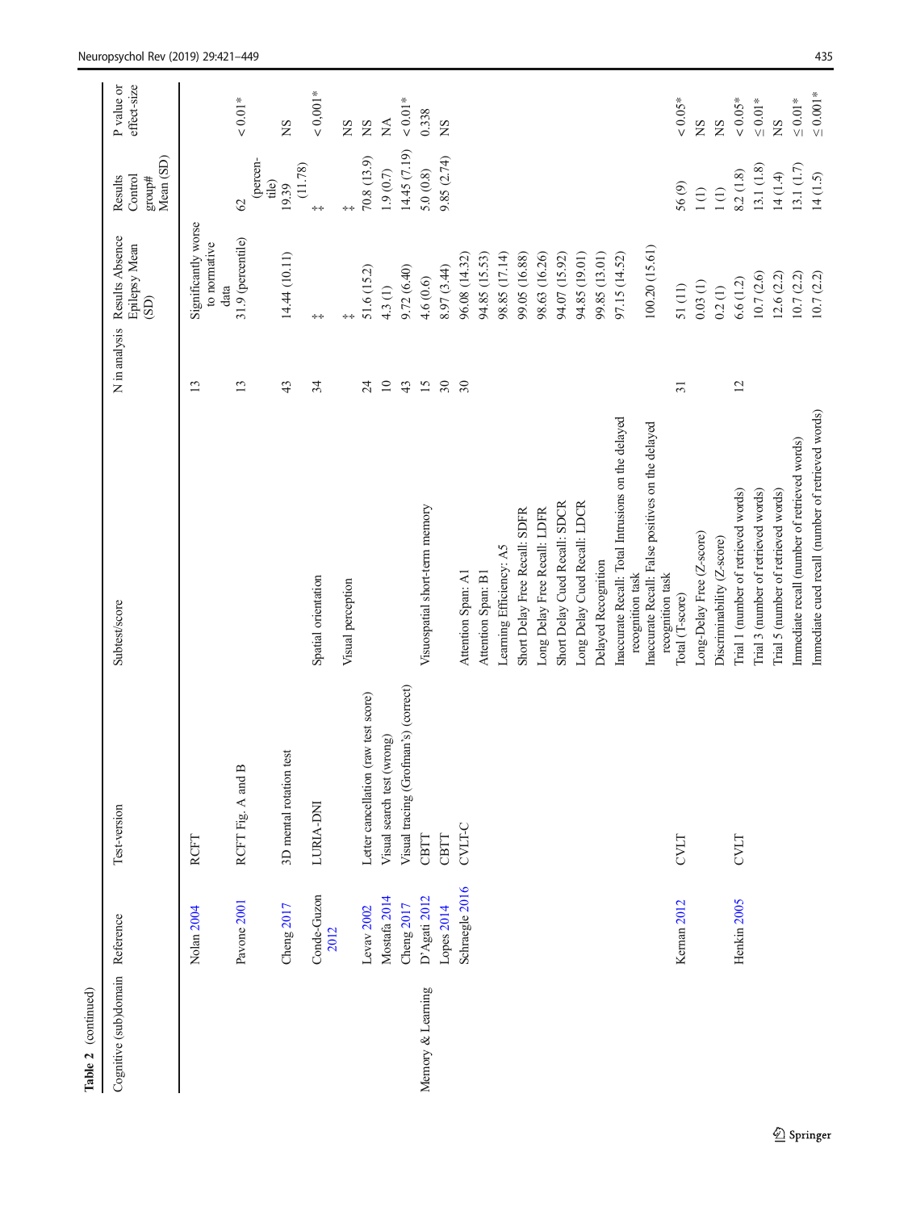**Table 2** (continued)

| Cognitive (sub)domain | Reference | Test-version | Subtest/score | N in analysis | Results Absence Epilepsy Mean (SD) | Results Control group# Mean (SD) | P value or effect-size |
|---|---|---|---|---|---|---|---|
| | Nolan 2004 | RCFT | | 13 | Significantly worse to normative data | | |
| | Pavone 2001 | RCFT Fig. A and B | | 13 | 31.9 (percentile) | 62 (percentile) | < 0.01* |
| | Cheng 2017 | 3D mental rotation test | | 43 | 14.44 (10.11) | 19.39 (11.78) | NS |
| | Conde-Guzon 2012 | LURIA-DNI | Spatial orientation | 34 | ‡ | ‡ | < 0,001* |
| | | | Visual perception | | ‡ | ‡ | NS |
| | Levav 2002 | Letter cancellation (raw test score) | | 24 | 51.6 (15.2) | 70.8 (13.9) | NS |
| | Mostafa 2014 | Visual search test (wrong) | | 10 | 4.3 (1) | 1.9 (0.7) | NA |
| | Cheng 2017 | Visual tracing (Grofman's) (correct) | | 43 | 9.72 (6.40) | 14.45 (7.19) | < 0.01* |
| Memory & Learning | D'Agati 2012 | CBTT | Visuospatial short-term memory | 15 | 4.6 (0.6) | 5.0 (0.8) | 0.338 |
| | Lopes 2014 | CBTT | | 30 | 8.97 (3.44) | 9.85 (2.74) | NS |
| | Schraegle 2016 | CVLT-C | Attention Span: A1 | 30 | 96.08 (14.32) | | |
| | | | Attention Span: B1 | | 94.85 (15.53) | | |
| | | | Learning Efficiency: A5 | | 98.85 (17.14) | | |
| | | | Short Delay Free Recall: SDFR | | 99.05 (16.88) | | |
| | | | Long Delay Free Recall: LDFR | | 98.63 (16.26) | | |
| | | | Short Delay Cued Recall: SDCR | | 94.07 (15.92) | | |
| | | | Long Delay Cued Recall: LDCR | | 94.85 (19.01) | | |
| | | | Delayed Recognition | | 99.85 (13.01) | | |
| | | | Inaccurate Recall: Total Intrusions on the delayed recognition task | | 97.15 (14.52) | | |
| | | | Inaccurate Recall: False positives on the delayed recognition task | | 100.20 (15.61) | | |
| | Kernan 2012 | CVLT | Total (T-score) | 31 | 51 (11) | 56 (9) | < 0.05* |
| | | | Long-Delay Free (Z-score) | | 0.03 (1) | 1 (1) | NS |
| | | | Discriminability (Z-score) | | 0.2 (1) | 1 (1) | NS |
| | Henkin 2005 | CVLT | Trial 1 (number of retrieved words) | 12 | 6.6 (1.2) | 8.2 (1.8) | < 0.05* |
| | | | Trial 3 (number of retrieved words) | | 10.7 (2.6) | 13.1 (1.8) | ≤ 0.01* |
| | | | Trial 5 (number of retrieved words) | | 12.6 (2.2) | 14 (1.4) | NS |
| | | | Immediate recall (number of retrieved words) | | 10.7 (2.2) | 13.1 (1.7) | ≤ 0.01* |
| | | | Immediate cued recall (number of retrieved words) | | 10.7 (2.2) | 14 (1.5) | ≤ 0.001* |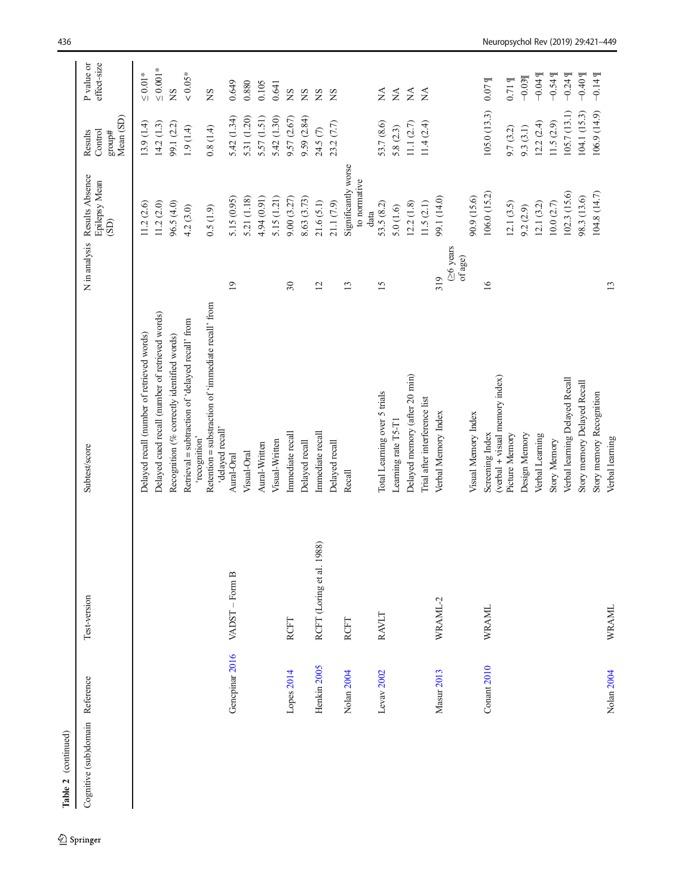**Table 2** (continued)

| Cognitive (sub)domain | Reference | Test-version | Subtest/score | N in analysis | Results Absence Epilepsy Mean (SD) | Results Control group# Mean (SD) | P value or effect-size |
|---|---|---|---|---|---|---|---|
| | | | Delayed recall (number of retrieved words) | | 11.2 (2.6) | 13.9 (1.4) | ≤ 0.01* |
| | | | Delayed cued recall (number of retrieved words) | | 11.2 (2.0) | 14.2 (1.3) | ≤ 0.001* |
| | | | Recognition (% correctly identified words) | | 96.5 (4.0) | 99.1 (2.2) | NS |
| | | | Retrieval = subtraction of 'delayed recall' from 'recognition' | | 4.2 (3.0) | 1.9 (1.4) | < 0.05* |
| | | | Retention = substraction of 'immediate recall' from 'delayed recall' | | 0.5 (1.9) | 0.8 (1.4) | NS |
| | Gencpinar 2016 | VADST – Form B | Aural-Oral | 19 | 5.15 (0.95) | 5.42 (1.34) | 0.649 |
| | | | Visual-Oral | | 5.21 (1.18) | 5.31 (1.20) | 0.880 |
| | | | Aural-Written | | 4.94 (0.91) | 5.57 (1.51) | 0.105 |
| | | | Visual-Written | | 5.15 (1.21) | 5.42 (1.30) | 0.641 |
| | Lopes 2014 | RCFT | Immediate recall | 30 | 9.00 (3.27) | 9.57 (2.67) | NS |
| | | | Delayed recall | | 8.63 (3.73) | 9.59 (2.84) | NS |
| | Henkin 2005 | RCFT (Loring et al. 1988) | Immediate recall | 12 | 21.6 (5.1) | 24.5 (7) | NS |
| | | | Delayed recall | | 21.1 (7.9) | 23.2 (7.7) | NS |
| | Nolan 2004 | RCFT | Recall | 13 | Significantly worse to normative data | | |
| | Levav 2002 | RAVLT | Total Learning over 5 trials | 15 | 53.5 (8.2) | 53.7 (8.6) | NA |
| | | | Learning rate T5-T1 | | 5.0 (1.6) | 5.8 (2.3) | NA |
| | | | Delayed memory (after 20 min) | | 12.2 (1.8) | 11.1 (2.7) | NA |
| | | | Trial after interference list | | 11.5 (2.1) | 11.4 (2.4) | NA |
| | Masur 2013 | WRAML-2 | Verbal Memory Index | 319 (≥6 years of age) | 99.1 (14.0) | | |
| | | | Visual Memory Index | | 90.9 (15.6) | | |
| | Conant 2010 | WRAML | Screening Index (verbal + visual memory index) | 16 | 106.0 (15.2) | 105.0 (13.3) | 0.07 ¶ |
| | | | Picture Memory | | 12.1 (3.5) | 9.7 (3.2) | 0.71 ¶ |
| | | | Design Memory | | 9.2 (2.9) | 9.3 (3.1) | −0.03¶ |
| | | | Verbal Learning | | 12.1 (3.2) | 12.2 (2.4) | −0.04 ¶ |
| | | | Story Memory | | 10.0 (2.7) | 11.5 (2.9) | −0.54 ¶ |
| | | | Verbal learning Delayed Recall | | 102.3 (15.6) | 105.7 (13.1) | −0.24 ¶ |
| | | | Story memory Delayed Recall | | 98.3 (13.6) | 104.1 (15.3) | −0.40 ¶ |
| | | | Story memory Recognition | | 104.8 (14.7) | 106.9 (14.9) | −0.14 ¶ |
| | Nolan 2004 | WRAML | Verbal learning | 13 | | | |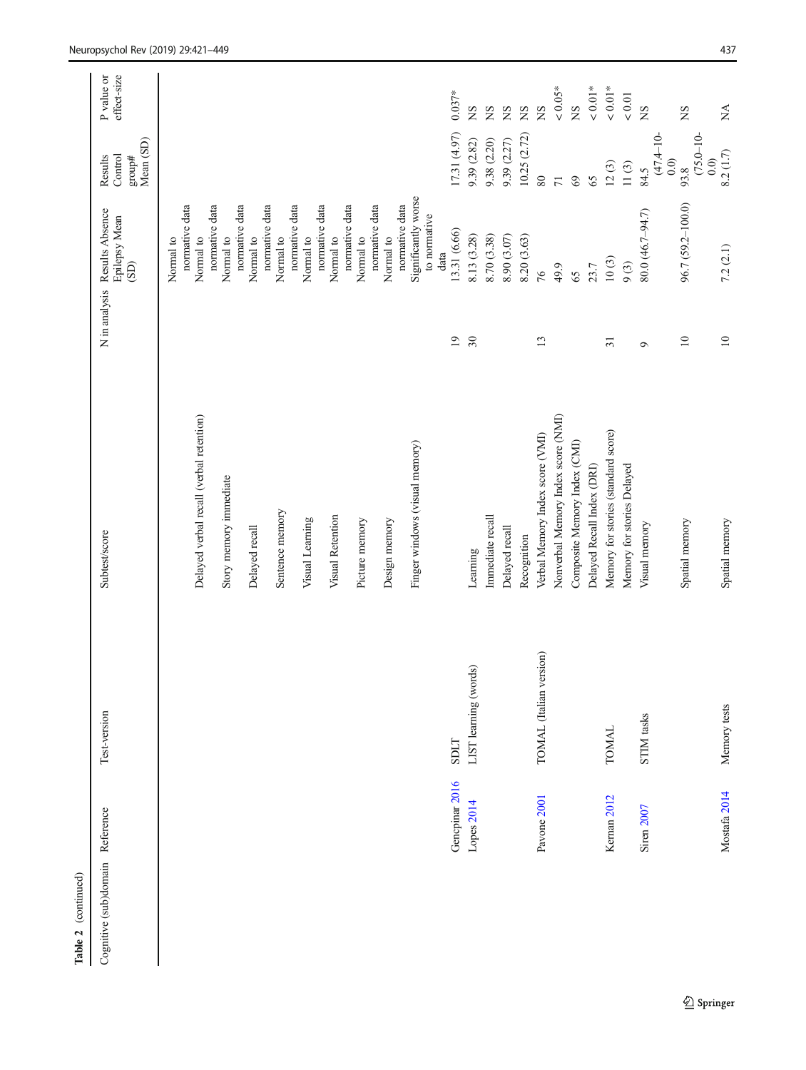Table 2 (continued)

| Cognitive (sub)domain | Reference | Test-version | Subtest/score | N in analysis | Results Absence Epilepsy Mean (SD) | Results Control group# Mean (SD) | P value or effect-size |
|---|---|---|---|---|---|---|---|
| | | | Delayed verbal recall (verbal retention) | | Normal to normative data | | |
| | | | Story memory immediate | | Normal to normative data | | |
| | | | Delayed recall | | Normal to normative data | | |
| | | | Sentence memory | | Normal to normative data | | |
| | | | Visual Learning | | Normal to normative data | | |
| | | | Visual Retention | | Normal to normative data | | |
| | | | Picture memory | | Normal to normative data | | |
| | | | Design memory | | Normal to normative data | | |
| | | | Finger windows (visual memory) | | Significantly worse to normative data | | |
| | Gencpinar 2016 | SDLT | | 19 | 13.31 (6.66) | 17.31 (4.97) | 0.037* |
| | Lopes 2014 | LIST learning (words) | Learning | 30 | 8.13 (3.28) | 9.39 (2.82) | NS |
| | | | Immediate recall | | 8.70 (3.38) | 9.38 (2.20) | NS |
| | | | Delayed recall | | 8.90 (3.07) | 9.39 (2.27) | NS |
| | | | Recognition | | 8.20 (3.63) | 10.25 (2.72) | NS |
| | Pavone 2001 | TOMAL (Italian version) | Verbal Memory Index score (VMI) | 13 | 76 | 80 | NS |
| | | | Nonverbal Memory Index score (NMI) | | 49.9 | 71 | < 0.05* |
| | | | Composite Memory Index (CMI) | | 65 | 69 | NS |
| | | | Delayed Recall Index (DRI) | | 23.7 | 65 | < 0.01* |
| | Kernan 2012 | TOMAL | Memory for stories (standard score) | 31 | 10 (3) | 12 (3) | < 0.01* |
| | | | Memory for stories Delayed | | 9 (3) | 11 (3) | < 0.01 |
| | Siren 2007 | STIM tasks | Visual memory | 9 | 80.0 (46.7–94.7) | 84.5 (47.4–100.0) | NS |
| | | | Spatial memory | 10 | 96.7 (59.2–100.0) | 93.8 (75.0–100.0) | NS |
| | Mostafa 2014 | Memory tests | Spatial memory | 10 | 7.2 (2.1) | 8.2 (1.7) | NA |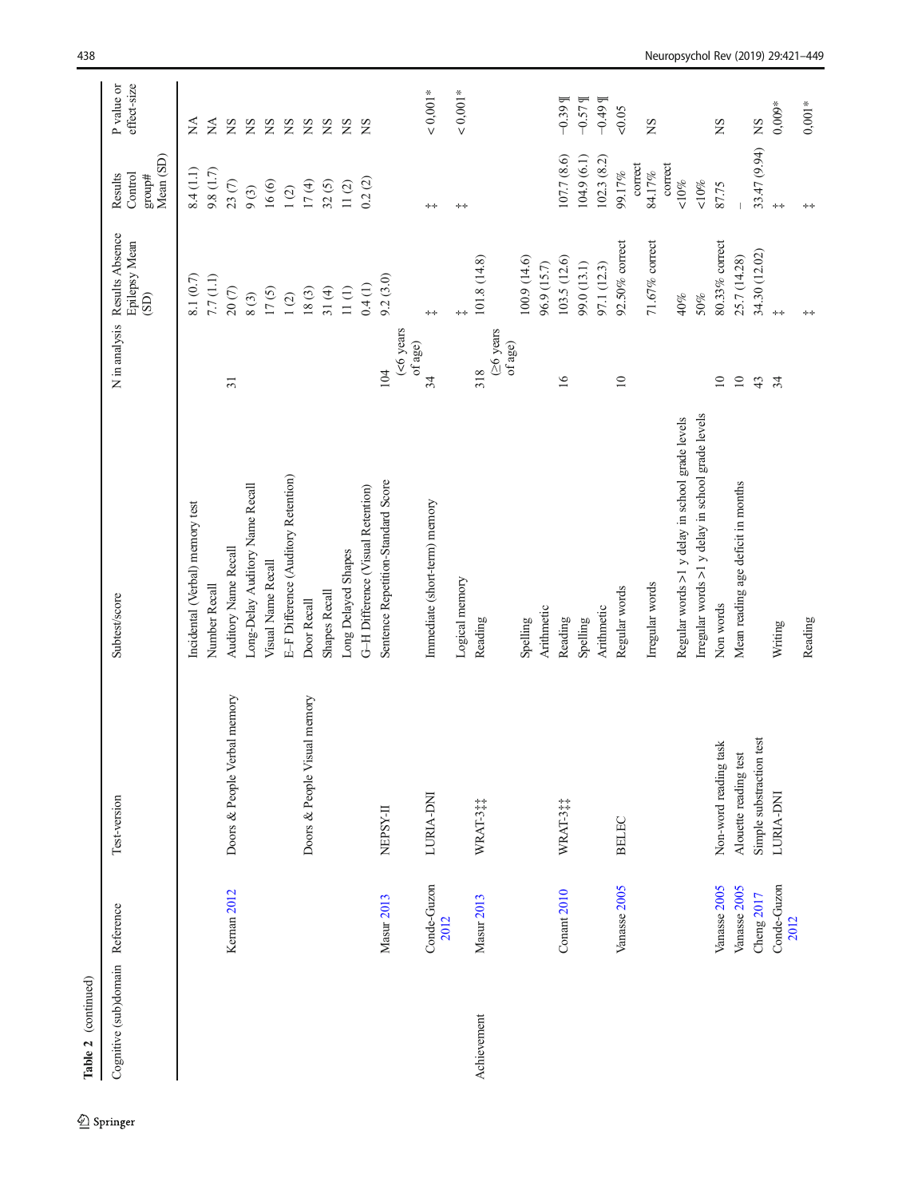Table 2 (continued)

| Cognitive (sub)domain | Reference | Test-version | Subtest/score | N in analysis | Results Absence Epilepsy Mean (SD) | Results Control group# Mean (SD) | P value or effect-size |
|---|---|---|---|---|---|---|---|
| | | | Incidental (Verbal) memory test | | 8.1 (0.7) | 8.4 (1.1) | NA |
| | | | Number Recall | | 7.7 (1.1) | 9.8 (1.7) | NA |
| | Kernan 2012 | Doors & People Verbal memory | Auditory Name Recall | 31 | 20 (7) | 23 (7) | NS |
| | | | Long-Delay Auditory Name Recall | | 8 (3) | 9 (3) | NS |
| | | | Visual Name Recall | | 17 (5) | 16 (6) | NS |
| | | | E–F Difference (Auditory Retention) | | 1 (2) | 1 (2) | NS |
| | | Doors & People Visual memory | Door Recall | | 18 (3) | 17 (4) | NS |
| | | | Shapes Recall | | 31 (4) | 32 (5) | NS |
| | | | Long Delayed Shapes | | 11 (1) | 11 (2) | NS |
| | | | G–H Difference (Visual Retention) | | 0.4 (1) | 0.2 (2) | NS |
| | Masur 2013 | NEPSY-II | Sentence Repetition-Standard Score | 104 (<6 years of age) | 9.2 (3.0) | | |
| | Conde-Guzon 2012 | LURIA-DNI | Immediate (short-term) memory | 34 | ‡ | ‡ | < 0,001* |
| | | | Logical memory | | ‡ | ‡ | < 0,001* |
| Achievement | Masur 2013 | WRAT-3‡‡ | Reading | 318 (≥6 years of age) | 101.8 (14.8) | | |
| | | | Spelling | | 100.9 (14.6) | | |
| | | | Arithmetic | | 96.9 (15.7) | | |
| | Conant 2010 | WRAT-3‡‡ | Reading | 16 | 103.5 (12.6) | 107.7 (8.6) | −0.39¶ |
| | | | Spelling | | 99.0 (13.1) | 104.9 (6.1) | −0.57¶ |
| | | | Arithmetic | | 97.1 (12.3) | 102.3 (8.2) | −0.49¶ |
| | Vanasse 2005 | BELEC | Regular words | 10 | 92.50% correct | 99.17% correct | <0.05 |
| | | | Irregular words | | 71.67% correct | 84.17% correct | NS |
| | | | Regular words >1 y delay in school grade levels | | 40% | <10% | |
| | | | Irregular words >1 y delay in school grade levels | | 50% | <10% | |
| | Vanasse 2005 | Non-word reading task | Non words | 10 | 80.33% correct | 87.75 | NS |
| | Vanasse 2005 | Alouette reading test | Mean reading age deficit in months | 10 | 25.7 (14.28) | – | |
| | Cheng 2017 | Simple substraction test | | 43 | 34.30 (12.02) | 33.47 (9.94) | NS |
| | Conde-Guzon 2012 | LURIA-DNI | Writing | 34 | ‡ | ‡ | 0,009* |
| | | | Reading | | ‡ | ‡ | 0,001* |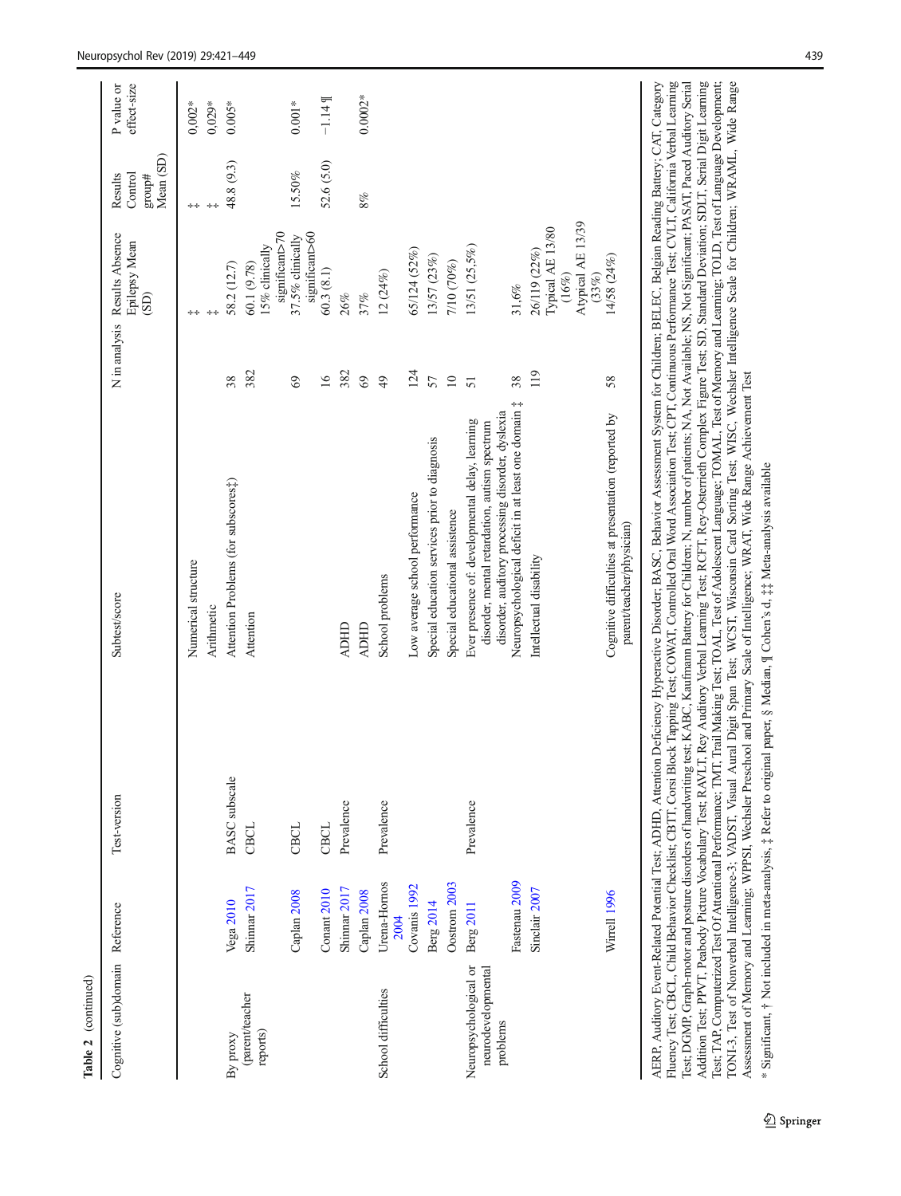Table 2 (continued)

| Cognitive (sub)domain | Reference | Test-version | Subtest/score | N in analysis | Results Absence Epilepsy Mean (SD) | Results Control group# Mean (SD) | P value or effect-size |
|---|---|---|---|---|---|---|---|
| | | | Numerical structure | | ‡ | ‡ | 0,002* |
| | | | Arithmetic | | ‡ | ‡ | 0,029* |
| By proxy (parent/teacher reports) | Vega 2010 | BASC subscale | Attention Problems (for subscores‡) | 38 | 58.2 (12.7) | 48.8 (9.3) | 0.005* |
| | Shinnar 2017 | CBCL | Attention | 382 | 60.1 (9.78) 15% clinically significant>70 | | |
| | Caplan 2008 | CBCL | | 69 | 37.5% clinically significant>60 | 15.50% | 0.001* |
| | Conant 2010 | CBCL | | 16 | 60.3 (8.1) | 52.6 (5.0) | −1.14 ¶ |
| | Shinnar 2017 | Prevalence | ADHD | 382 | 26% | | |
| | Caplan 2008 | | ADHD | 69 | 37% | 8% | 0.0002* |
| School difficulties | Urena-Hornos 2004 | Prevalence | School problems | 49 | 12 (24%) | | |
| | Covanis 1992 | | Low average school performance | 124 | 65/124 (52%) | | |
| | Berg 2014 | | Special education services prior to diagnosis | 57 | 13/57 (23%) | | |
| | Oostrom 2003 | | Special educational assistence | 10 | 7/10 (70%) | | |
| Neuropsychological or neurodevelopmental problems | Berg 2011 | Prevalence | Ever presence of: developmental delay, learning disorder, mental retardation, autism spectrum disorder, auditory processing disorder, dyslexia | 51 | 13/51 (25,5%) | | |
| | Fastenau 2009 | | Neuropsychological deficit in at least one domain ‡ | 38 | 31,6% | | |
| | Sinclair 2007 | | Intellectual disability | 119 | 26/119 (22%) Typical AE 13/80 (16%) Atypical AE 13/39 (33%) | | |
| | Wirrell 1996 | | Cognitive difficulties at presentation (reported by parent/teacher/physician) | 58 | 14/58 (24%) | | |

AERP, Auditory Event-Related Potential Test; ADHD, Attention Deficiency Hyperactive Disorder; BASC, Behavior Assessment System for Children; BELEC, Belgian Reading Battery; CAT, Category Fluency Test; CBCL, Child Behavior Checklist; CBTT, Corsi Block Tapping Test; COWAT, Controlled Oral Word Association Test; CPT, Continuous Performance Test; CVLT, California Verbal Learning Test; DGMP, Graph-motor and posture disorders of handwriting test; KABC, Kaufmann Battery for Children; N, number of patients; NA, Not Available; NS, Not Significant; PASAT, Paced Auditory Serial Addition Test; PPVT, Peabody Picture Vocabulary Test; RAVLT, Rey Auditory Verbal Learning Test; RCFT, Rey-Osterrieth Complex Figure Test; SD, Standard Deviation; SDLT, Serial Digit Learning Test; TAP, Computerized Test Of Attentional Performance; TMT, Trail Making Test; TOAL, Test of Adolescent Language; TOMAL, Test of Memory and Learning; TOLD, Test of Language Development; TONI-3, Test of Nonverbal Intelligence-3; VADST, Visual Aural Digit Span Test; WCST, Wisconsin Card Sorting Test; WISC, Wechsler Intelligence Scale for Children; WRAML, Wide Range Assessment of Memory and Learning; WPPSI, Wechsler Preschool and Primary Scale of Intelligence; WRAT, Wide Range Achievement Test

* Significant, † Not included in meta-analysis, ‡ Refer to original paper, § Median, ¶ Cohen's d, ‡‡ Meta-analysis available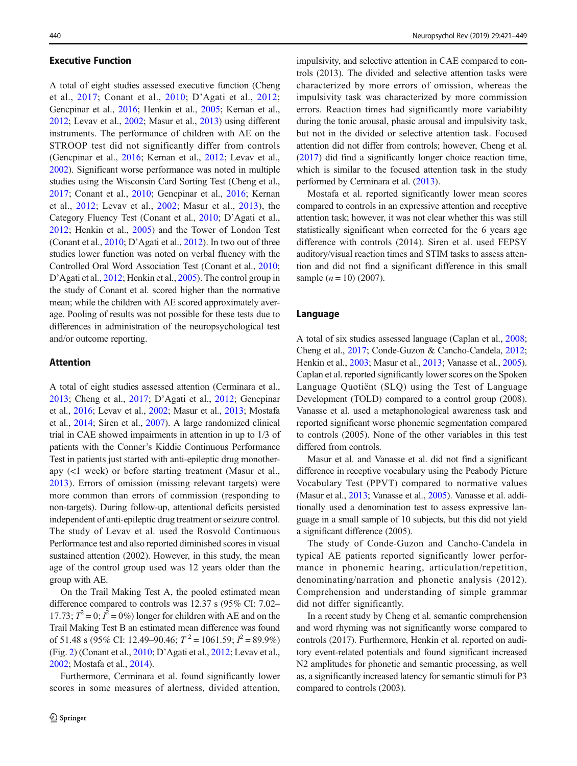### Executive Function

A total of eight studies assessed executive function (Cheng et al., 2017; Conant et al., 2010; D'Agati et al., 2012; Gencpinar et al., 2016; Henkin et al., 2005; Kernan et al., 2012; Levav et al., 2002; Masur et al., 2013) using different instruments. The performance of children with AE on the STROOP test did not significantly differ from controls (Gencpinar et al., 2016; Kernan et al., 2012; Levav et al., 2002). Significant worse performance was noted in multiple studies using the Wisconsin Card Sorting Test (Cheng et al., 2017; Conant et al., 2010; Gencpinar et al., 2016; Kernan et al., 2012; Levav et al., 2002; Masur et al., 2013), the Category Fluency Test (Conant et al., 2010; D'Agati et al., 2012; Henkin et al., 2005) and the Tower of London Test (Conant et al., 2010; D'Agati et al., 2012). In two out of three studies lower function was noted on verbal fluency with the Controlled Oral Word Association Test (Conant et al., 2010; D'Agati et al., 2012; Henkin et al., 2005). The control group in the study of Conant et al. scored higher than the normative mean; while the children with AE scored approximately average. Pooling of results was not possible for these tests due to differences in administration of the neuropsychological test and/or outcome reporting.

### Attention

A total of eight studies assessed attention (Cerminara et al., 2013; Cheng et al., 2017; D'Agati et al., 2012; Gencpinar et al., 2016; Levav et al., 2002; Masur et al., 2013; Mostafa et al., 2014; Siren et al., 2007). A large randomized clinical trial in CAE showed impairments in attention in up to 1/3 of patients with the Conner's Kiddie Continuous Performance Test in patients just started with anti-epileptic drug monotherapy (<1 week) or before starting treatment (Masur et al., 2013). Errors of omission (missing relevant targets) were more common than errors of commission (responding to non-targets). During follow-up, attentional deficits persisted independent of anti-epileptic drug treatment or seizure control. The study of Levav et al. used the Rosvold Continuous Performance test and also reported diminished scores in visual sustained attention (2002). However, in this study, the mean age of the control group used was 12 years older than the group with AE.

On the Trail Making Test A, the pooled estimated mean difference compared to controls was 12.37 s (95% CI: 7.02–17.73; $T^2 = 0$; $I^2 = 0\%$) longer for children with AE and on the Trail Making Test B an estimated mean difference was found of 51.48 s (95% CI: 12.49–90.46; $T^2 = 1061.59$; $I^2 = 89.9\%$) (Fig. 2) (Conant et al., 2010; D'Agati et al., 2012; Levav et al., 2002; Mostafa et al., 2014).

Furthermore, Cerminara et al. found significantly lower scores in some measures of alertness, divided attention, impulsivity, and selective attention in CAE compared to controls (2013). The divided and selective attention tasks were characterized by more errors of omission, whereas the impulsivity task was characterized by more commission errors. Reaction times had significantly more variability during the tonic arousal, phasic arousal and impulsivity task, but not in the divided or selective attention task. Focused attention did not differ from controls; however, Cheng et al. (2017) did find a significantly longer choice reaction time, which is similar to the focused attention task in the study performed by Cerminara et al. (2013).

Mostafa et al. reported significantly lower mean scores compared to controls in an expressive attention and receptive attention task; however, it was not clear whether this was still statistically significant when corrected for the 6 years age difference with controls (2014). Siren et al. used FEPSY auditory/visual reaction times and STIM tasks to assess attention and did not find a significant difference in this small sample ($n = 10$) (2007).

### Language

A total of six studies assessed language (Caplan et al., 2008; Cheng et al., 2017; Conde-Guzon & Cancho-Candela, 2012; Henkin et al., 2003; Masur et al., 2013; Vanasse et al., 2005). Caplan et al. reported significantly lower scores on the Spoken Language Quotiënt (SLQ) using the Test of Language Development (TOLD) compared to a control group (2008). Vanasse et al. used a metaphonological awareness task and reported significant worse phonemic segmentation compared to controls (2005). None of the other variables in this test differed from controls.

Masur et al. and Vanasse et al. did not find a significant difference in receptive vocabulary using the Peabody Picture Vocabulary Test (PPVT) compared to normative values (Masur et al., 2013; Vanasse et al., 2005). Vanasse et al. additionally used a denomination test to assess expressive language in a small sample of 10 subjects, but this did not yield a significant difference (2005).

The study of Conde-Guzon and Cancho-Candela in typical AE patients reported significantly lower performance in phonemic hearing, articulation/repetition, denominating/narration and phonetic analysis (2012). Comprehension and understanding of simple grammar did not differ significantly.

In a recent study by Cheng et al. semantic comprehension and word rhyming was not significantly worse compared to controls (2017). Furthermore, Henkin et al. reported on auditory event-related potentials and found significant increased N2 amplitudes for phonetic and semantic processing, as well as, a significantly increased latency for semantic stimuli for P3 compared to controls (2003).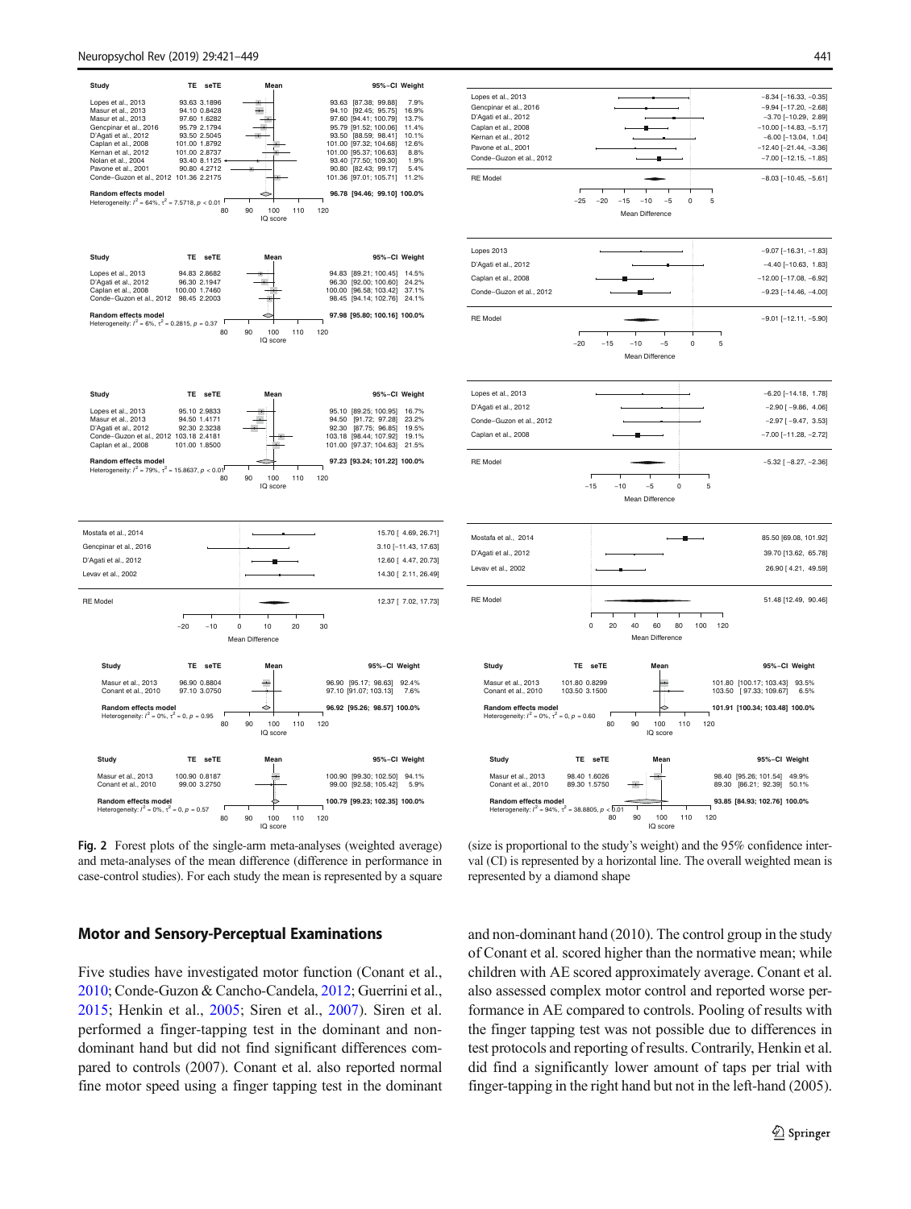| Study | TE | seTE | 95%-CI | Weight |
|---|---|---|---|---|
| Lopes et al., 2013 | 93.63 | 3.1896 | 93.63 [87.38; 99.88] | 7.9% |
| Masur et al., 2013 | 94.10 | 0.8428 | 94.10 [92.45; 95.75] | 16.9% |
| Masur et al., 2013 | 97.60 | 1.6282 | 97.60 [94.41; 100.79] | 13.7% |
| Gencpinar et al., 2016 | 95.79 | 2.1794 | 95.79 [91.52; 100.06] | 11.4% |
| D'Agati et al., 2012 | 93.50 | 2.5045 | 93.50 [88.59; 98.41] | 10.1% |
| Caplan et al., 2008 | 101.00 | 1.8792 | 101.00 [97.32; 104.68] | 12.6% |
| Kernan et al., 2012 | 101.00 | 2.8737 | 101.00 [95.37; 106.63] | 8.8% |
| Nolan et al., 2004 | 93.40 | 8.1125 | 93.40 [77.50; 109.30] | 1.9% |
| Pavone et al., 2001 | 90.80 | 4.2712 | 90.80 [82.43; 99.17] | 5.4% |
| Conde-Guzon et al., 2012 | 101.36 | 2.2175 | 101.36 [97.01; 105.71] | 11.2% |
| Random effects model | | | 96.78 [94.46; 99.10] | 100.0% |

Heterogeneity: $I^2 = 64\%$, $\tau^2 = 7.5718$, $p < 0.01$

| Study | Mean Difference [95% CI] |
|---|---|
| Lopes et al., 2013 | −8.34 [−16.33, −0.35] |
| Gencpinar et al., 2016 | −9.94 [−17.20, −2.68] |
| D'Agati et al., 2012 | −3.70 [−10.29, 2.89] |
| Caplan et al., 2008 | −10.00 [−14.83, −5.17] |
| Kernan et al., 2012 | −6.00 [−13.04, 1.04] |
| Pavone et al., 2001 | −12.40 [−21.44, −3.36] |
| Conde-Guzon et al., 2012 | −7.00 [−12.15, −1.85] |
| RE Model | −8.03 [−10.45, −5.61] |

| Study | TE | seTE | 95%-CI | Weight |
|---|---|---|---|---|
| Lopes et al., 2013 | 94.83 | 2.8682 | 94.83 [89.21; 100.45] | 14.5% |
| D'Agati et al., 2012 | 96.30 | 2.1947 | 96.30 [92.00; 100.60] | 24.2% |
| Caplan et al., 2008 | 100.00 | 1.7460 | 100.00 [96.58; 103.42] | 37.1% |
| Conde-Guzon et al., 2012 | 98.45 | 2.2003 | 98.45 [94.14; 102.76] | 24.1% |
| Random effects model | | | 97.98 [95.80; 100.16] | 100.0% |

Heterogeneity: $I^2 = 6\%$, $\tau^2 = 0.2815$, $p = 0.37$

| Study | Mean Difference [95% CI] |
|---|---|
| Lopes 2013 | −9.07 [−16.31, −1.83] |
| D'Agati et al., 2012 | −4.40 [−10.63, 1.83] |
| Caplan et al., 2008 | −12.00 [−17.08, −6.92] |
| Conde-Guzon et al., 2012 | −9.23 [−14.46, −4.00] |
| RE Model | −9.01 [−12.11, −5.90] |

| Study | TE | seTE | 95%-CI | Weight |
|---|---|---|---|---|
| Lopes et al., 2013 | 95.10 | 2.9833 | 95.10 [89.25; 100.95] | 16.7% |
| Masur et al., 2013 | 94.50 | 1.4171 | 94.50 [91.72; 97.28] | 23.2% |
| D'Agati et al., 2012 | 92.30 | 2.3238 | 92.30 [87.75; 96.85] | 19.5% |
| Conde-Guzon et al., 2012 | 103.18 | 2.4181 | 103.18 [98.44; 107.92] | 19.1% |
| Caplan et al., 2008 | 101.00 | 1.8500 | 101.00 [97.37; 104.63] | 21.5% |
| Random effects model | | | 97.23 [93.24; 101.22] | 100.0% |

Heterogeneity: $I^2 = 79\%$, $\tau^2 = 15.8637$, $p < 0.01$

| Study | Mean Difference [95% CI] |
|---|---|
| Lopes et al., 2013 | −6.20 [−14.18, 1.78] |
| D'Agati et al., 2012 | −2.90 [−9.86, 4.06] |
| Conde-Guzon et al., 2012 | −2.97 [−9.47, 3.53] |
| Caplan et al., 2008 | −7.00 [−11.28, −2.72] |
| RE Model | −5.32 [−8.27, −2.36] |

| Study | Mean Difference [95% CI] |
|---|---|
| Mostafa et al., 2014 | 15.70 [4.69, 26.71] |
| Gencpinar et al., 2016 | 3.10 [−11.43, 17.63] |
| D'Agati et al., 2012 | 12.60 [4.47, 20.73] |
| Levav et al., 2002 | 14.30 [2.11, 26.49] |
| RE Model | 12.37 [7.02, 17.73] |

| Study | Mean Difference [95% CI] |
|---|---|
| Mostafa et al., 2014 | 85.50 [69.08, 101.92] |
| D'Agati et al., 2012 | 39.70 [13.62, 65.78] |
| Levav et al., 2002 | 26.90 [4.21, 49.59] |
| RE Model | 51.48 [12.49, 90.46] |

| Study | TE | seTE | 95%-CI | Weight |
|---|---|---|---|---|
| Masur et al., 2013 | 96.90 | 0.8804 | 96.90 [95.17; 98.63] | 92.4% |
| Conant et al., 2010 | 97.10 | 3.0750 | 97.10 [91.07; 103.13] | 7.6% |
| Random effects model | | | 96.92 [95.26; 98.57] | 100.0% |

Heterogeneity: $I^2 = 0\%$, $\tau^2 = 0$, $p = 0.95$

| Study | TE | seTE | 95%-CI | Weight |
|---|---|---|---|---|
| Masur et al., 2013 | 101.80 | 0.8299 | 101.80 [100.17; 103.43] | 93.5% |
| Conant et al., 2010 | 103.50 | 3.1500 | 103.50 [97.33; 109.67] | 6.5% |
| Random effects model | | | 101.91 [100.34; 103.48] | 100.0% |

Heterogeneity: $I^2 = 0\%$, $\tau^2 = 0$, $p = 0.60$

| Study | TE | seTE | 95%-CI | Weight |
|---|---|---|---|---|
| Masur et al., 2013 | 100.90 | 0.8187 | 100.90 [99.30; 102.50] | 94.1% |
| Conant et al., 2010 | 99.00 | 3.2750 | 99.00 [92.58; 105.42] | 5.9% |
| Random effects model | | | 100.79 [99.23; 102.35] | 100.0% |

Heterogeneity: $I^2 = 0\%$, $\tau^2 = 0$, $p = 0.57$

| Study | TE | seTE | 95%-CI | Weight |
|---|---|---|---|---|
| Masur et al., 2013 | 98.40 | 1.6026 | 98.40 [95.26; 101.54] | 49.9% |
| Conant et al., 2010 | 89.30 | 1.5750 | 89.30 [86.21; 92.39] | 50.1% |
| Random effects model | | | 93.85 [84.93; 102.76] | 100.0% |

Heterogeneity: $I^2 = 94\%$, $\tau^2 = 38.8805$, $p < 0.01$

**Fig. 2** Forest plots of the single-arm meta-analyses (weighted average) and meta-analyses of the mean difference (difference in performance in case-control studies). For each study the mean is represented by a square (size is proportional to the study's weight) and the 95% confidence interval (CI) is represented by a horizontal line. The overall weighted mean is represented by a diamond shape

## Motor and Sensory-Perceptual Examinations

Five studies have investigated motor function (Conant et al., 2010; Conde-Guzon & Cancho-Candela, 2012; Guerrini et al., 2015; Henkin et al., 2005; Siren et al., 2007). Siren et al. performed a finger-tapping test in the dominant and non-dominant hand but did not find significant differences compared to controls (2007). Conant et al. also reported normal fine motor speed using a finger tapping test in the dominant and non-dominant hand (2010). The control group in the study of Conant et al. scored higher than the normative mean; while children with AE scored approximately average. Conant et al. also assessed complex motor control and reported worse performance in AE compared to controls. Pooling of results with the finger tapping test was not possible due to differences in test protocols and reporting of results. Contrarily, Henkin et al. did find a significantly lower amount of taps per trial with finger-tapping in the right hand but not in the left-hand (2005).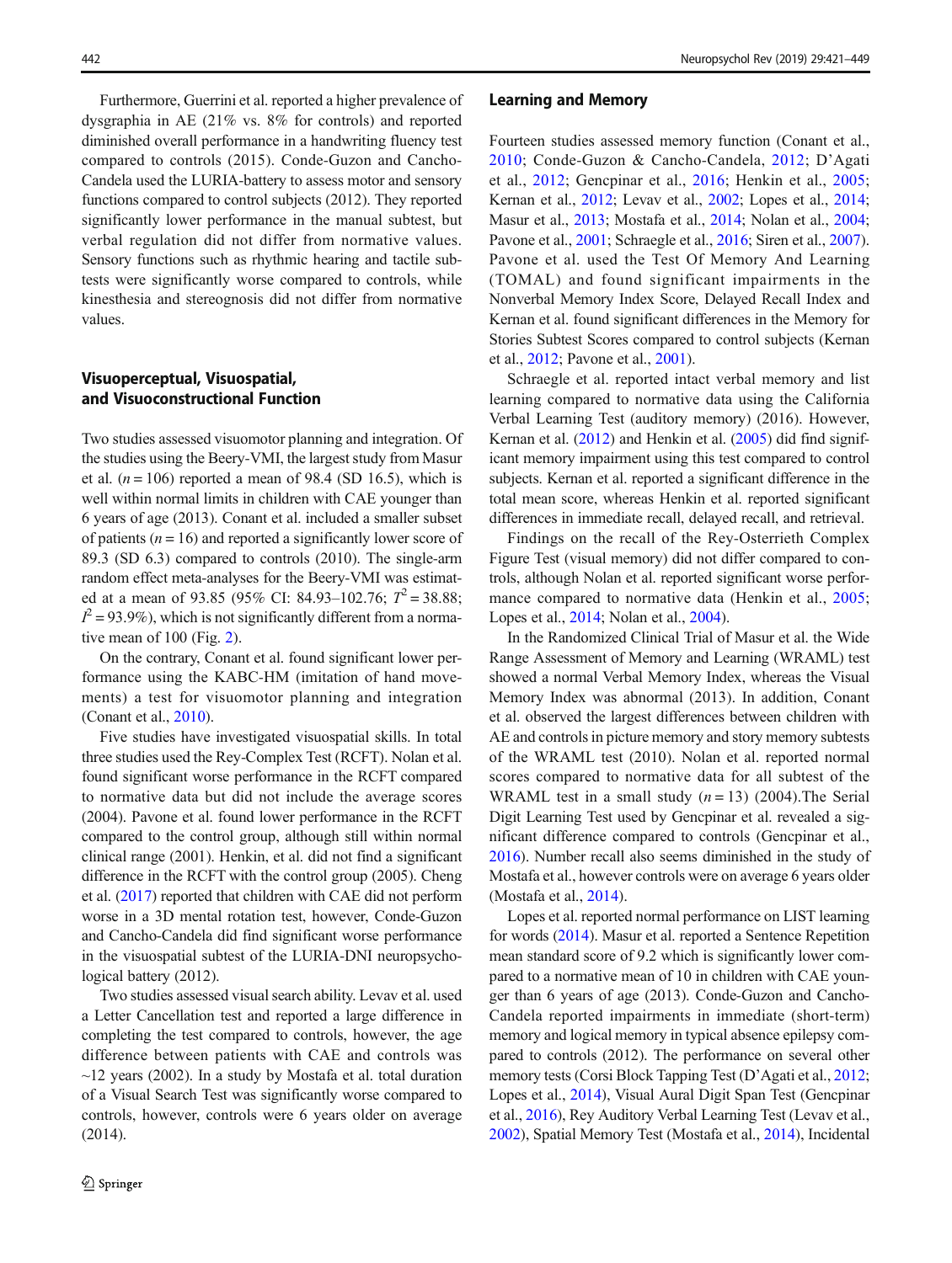Furthermore, Guerrini et al. reported a higher prevalence of dysgraphia in AE (21% vs. 8% for controls) and reported diminished overall performance in a handwriting fluency test compared to controls (2015). Conde-Guzon and Cancho-Candela used the LURIA-battery to assess motor and sensory functions compared to control subjects (2012). They reported significantly lower performance in the manual subtest, but verbal regulation did not differ from normative values. Sensory functions such as rhythmic hearing and tactile subtests were significantly worse compared to controls, while kinesthesia and stereognosis did not differ from normative values.

## Visuoperceptual, Visuospatial, and Visuoconstructional Function

Two studies assessed visuomotor planning and integration. Of the studies using the Beery-VMI, the largest study from Masur et al. ($n = 106$) reported a mean of 98.4 (SD 16.5), which is well within normal limits in children with CAE younger than 6 years of age (2013). Conant et al. included a smaller subset of patients ($n = 16$) and reported a significantly lower score of 89.3 (SD 6.3) compared to controls (2010). The single-arm random effect meta-analyses for the Beery-VMI was estimated at a mean of 93.85 (95% CI: 84.93–102.76; $T^2 = 38.88$; $I^2 = 93.9\%$), which is not significantly different from a normative mean of 100 (Fig. 2).

On the contrary, Conant et al. found significant lower performance using the KABC-HM (imitation of hand movements) a test for visuomotor planning and integration (Conant et al., 2010).

Five studies have investigated visuospatial skills. In total three studies used the Rey-Complex Test (RCFT). Nolan et al. found significant worse performance in the RCFT compared to normative data but did not include the average scores (2004). Pavone et al. found lower performance in the RCFT compared to the control group, although still within normal clinical range (2001). Henkin, et al. did not find a significant difference in the RCFT with the control group (2005). Cheng et al. (2017) reported that children with CAE did not perform worse in a 3D mental rotation test, however, Conde-Guzon and Cancho-Candela did find significant worse performance in the visuospatial subtest of the LURIA-DNI neuropsychological battery (2012).

Two studies assessed visual search ability. Levav et al. used a Letter Cancellation test and reported a large difference in completing the test compared to controls, however, the age difference between patients with CAE and controls was ~12 years (2002). In a study by Mostafa et al. total duration of a Visual Search Test was significantly worse compared to controls, however, controls were 6 years older on average (2014).

## Learning and Memory

Fourteen studies assessed memory function (Conant et al., 2010; Conde-Guzon & Cancho-Candela, 2012; D'Agati et al., 2012; Gencpinar et al., 2016; Henkin et al., 2005; Kernan et al., 2012; Levav et al., 2002; Lopes et al., 2014; Masur et al., 2013; Mostafa et al., 2014; Nolan et al., 2004; Pavone et al., 2001; Schraegle et al., 2016; Siren et al., 2007). Pavone et al. used the Test Of Memory And Learning (TOMAL) and found significant impairments in the Nonverbal Memory Index Score, Delayed Recall Index and Kernan et al. found significant differences in the Memory for Stories Subtest Scores compared to control subjects (Kernan et al., 2012; Pavone et al., 2001).

Schraegle et al. reported intact verbal memory and list learning compared to normative data using the California Verbal Learning Test (auditory memory) (2016). However, Kernan et al. (2012) and Henkin et al. (2005) did find significant memory impairment using this test compared to control subjects. Kernan et al. reported a significant difference in the total mean score, whereas Henkin et al. reported significant differences in immediate recall, delayed recall, and retrieval.

Findings on the recall of the Rey-Osterrieth Complex Figure Test (visual memory) did not differ compared to controls, although Nolan et al. reported significant worse performance compared to normative data (Henkin et al., 2005; Lopes et al., 2014; Nolan et al., 2004).

In the Randomized Clinical Trial of Masur et al. the Wide Range Assessment of Memory and Learning (WRAML) test showed a normal Verbal Memory Index, whereas the Visual Memory Index was abnormal (2013). In addition, Conant et al. observed the largest differences between children with AE and controls in picture memory and story memory subtests of the WRAML test (2010). Nolan et al. reported normal scores compared to normative data for all subtest of the WRAML test in a small study ($n = 13$) (2004).The Serial Digit Learning Test used by Gencpinar et al. revealed a significant difference compared to controls (Gencpinar et al., 2016). Number recall also seems diminished in the study of Mostafa et al., however controls were on average 6 years older (Mostafa et al., 2014).

Lopes et al. reported normal performance on LIST learning for words (2014). Masur et al. reported a Sentence Repetition mean standard score of 9.2 which is significantly lower compared to a normative mean of 10 in children with CAE younger than 6 years of age (2013). Conde-Guzon and Cancho-Candela reported impairments in immediate (short-term) memory and logical memory in typical absence epilepsy compared to controls (2012). The performance on several other memory tests (Corsi Block Tapping Test (D'Agati et al., 2012; Lopes et al., 2014), Visual Aural Digit Span Test (Gencpinar et al., 2016), Rey Auditory Verbal Learning Test (Levav et al., 2002), Spatial Memory Test (Mostafa et al., 2014), Incidental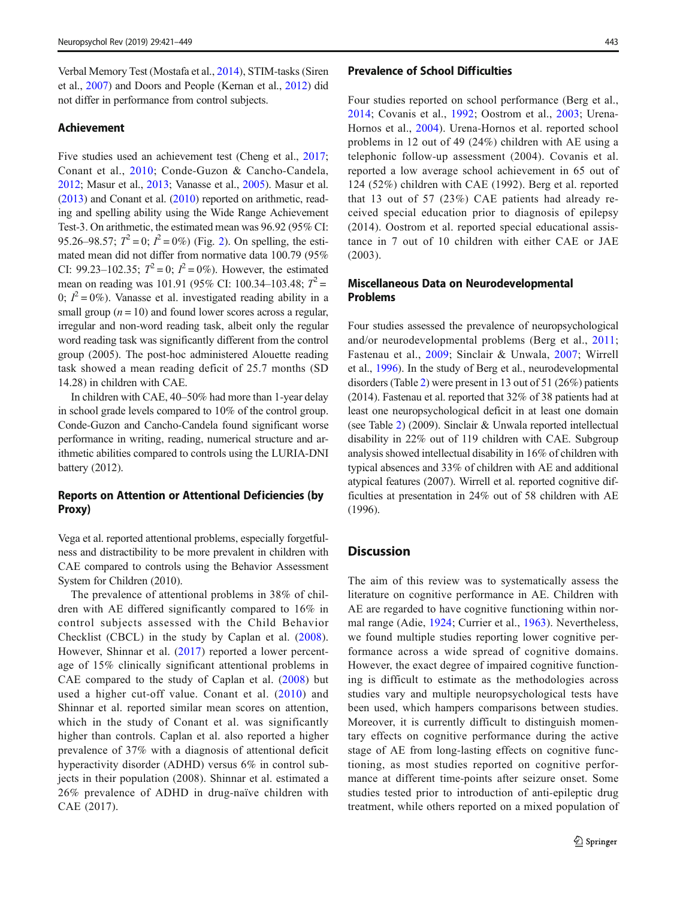Verbal Memory Test (Mostafa et al., 2014), STIM-tasks (Siren et al., 2007) and Doors and People (Kernan et al., 2012) did not differ in performance from control subjects.

### Achievement

Five studies used an achievement test (Cheng et al., 2017; Conant et al., 2010; Conde-Guzon & Cancho-Candela, 2012; Masur et al., 2013; Vanasse et al., 2005). Masur et al. (2013) and Conant et al. (2010) reported on arithmetic, reading and spelling ability using the Wide Range Achievement Test-3. On arithmetic, the estimated mean was 96.92 (95% CI: 95.26–98.57; $T^2 = 0$; $I^2 = 0\%$) (Fig. 2). On spelling, the estimated mean did not differ from normative data 100.79 (95% CI: 99.23–102.35; $T^2 = 0$; $I^2 = 0\%$). However, the estimated mean on reading was 101.91 (95% CI: 100.34–103.48; $T^2 = 0$; $I^2 = 0\%$). Vanasse et al. investigated reading ability in a small group ($n = 10$) and found lower scores across a regular, irregular and non-word reading task, albeit only the regular word reading task was significantly different from the control group (2005). The post-hoc administered Alouette reading task showed a mean reading deficit of 25.7 months (SD 14.28) in children with CAE.

In children with CAE, 40–50% had more than 1-year delay in school grade levels compared to 10% of the control group. Conde-Guzon and Cancho-Candela found significant worse performance in writing, reading, numerical structure and arithmetic abilities compared to controls using the LURIA-DNI battery (2012).

### Reports on Attention or Attentional Deficiencies (by Proxy)

Vega et al. reported attentional problems, especially forgetfulness and distractibility to be more prevalent in children with CAE compared to controls using the Behavior Assessment System for Children (2010).

The prevalence of attentional problems in 38% of children with AE differed significantly compared to 16% in control subjects assessed with the Child Behavior Checklist (CBCL) in the study by Caplan et al. (2008). However, Shinnar et al. (2017) reported a lower percentage of 15% clinically significant attentional problems in CAE compared to the study of Caplan et al. (2008) but used a higher cut-off value. Conant et al. (2010) and Shinnar et al. reported similar mean scores on attention, which in the study of Conant et al. was significantly higher than controls. Caplan et al. also reported a higher prevalence of 37% with a diagnosis of attentional deficit hyperactivity disorder (ADHD) versus 6% in control subjects in their population (2008). Shinnar et al. estimated a 26% prevalence of ADHD in drug-naïve children with CAE (2017).

### Prevalence of School Difficulties

Four studies reported on school performance (Berg et al., 2014; Covanis et al., 1992; Oostrom et al., 2003; Urena-Hornos et al., 2004). Urena-Hornos et al. reported school problems in 12 out of 49 (24%) children with AE using a telephonic follow-up assessment (2004). Covanis et al. reported a low average school achievement in 65 out of 124 (52%) children with CAE (1992). Berg et al. reported that 13 out of 57 (23%) CAE patients had already received special education prior to diagnosis of epilepsy (2014). Oostrom et al. reported special educational assistance in 7 out of 10 children with either CAE or JAE (2003).

### Miscellaneous Data on Neurodevelopmental Problems

Four studies assessed the prevalence of neuropsychological and/or neurodevelopmental problems (Berg et al., 2011; Fastenau et al., 2009; Sinclair & Unwala, 2007; Wirrell et al., 1996). In the study of Berg et al., neurodevelopmental disorders (Table 2) were present in 13 out of 51 (26%) patients (2014). Fastenau et al. reported that 32% of 38 patients had at least one neuropsychological deficit in at least one domain (see Table 2) (2009). Sinclair & Unwala reported intellectual disability in 22% out of 119 children with CAE. Subgroup analysis showed intellectual disability in 16% of children with typical absences and 33% of children with AE and additional atypical features (2007). Wirrell et al. reported cognitive difficulties at presentation in 24% out of 58 children with AE (1996).

## Discussion

The aim of this review was to systematically assess the literature on cognitive performance in AE. Children with AE are regarded to have cognitive functioning within normal range (Adie, 1924; Currier et al., 1963). Nevertheless, we found multiple studies reporting lower cognitive performance across a wide spread of cognitive domains. However, the exact degree of impaired cognitive functioning is difficult to estimate as the methodologies across studies vary and multiple neuropsychological tests have been used, which hampers comparisons between studies. Moreover, it is currently difficult to distinguish momentary effects on cognitive performance during the active stage of AE from long-lasting effects on cognitive functioning, as most studies reported on cognitive performance at different time-points after seizure onset. Some studies tested prior to introduction of anti-epileptic drug treatment, while others reported on a mixed population of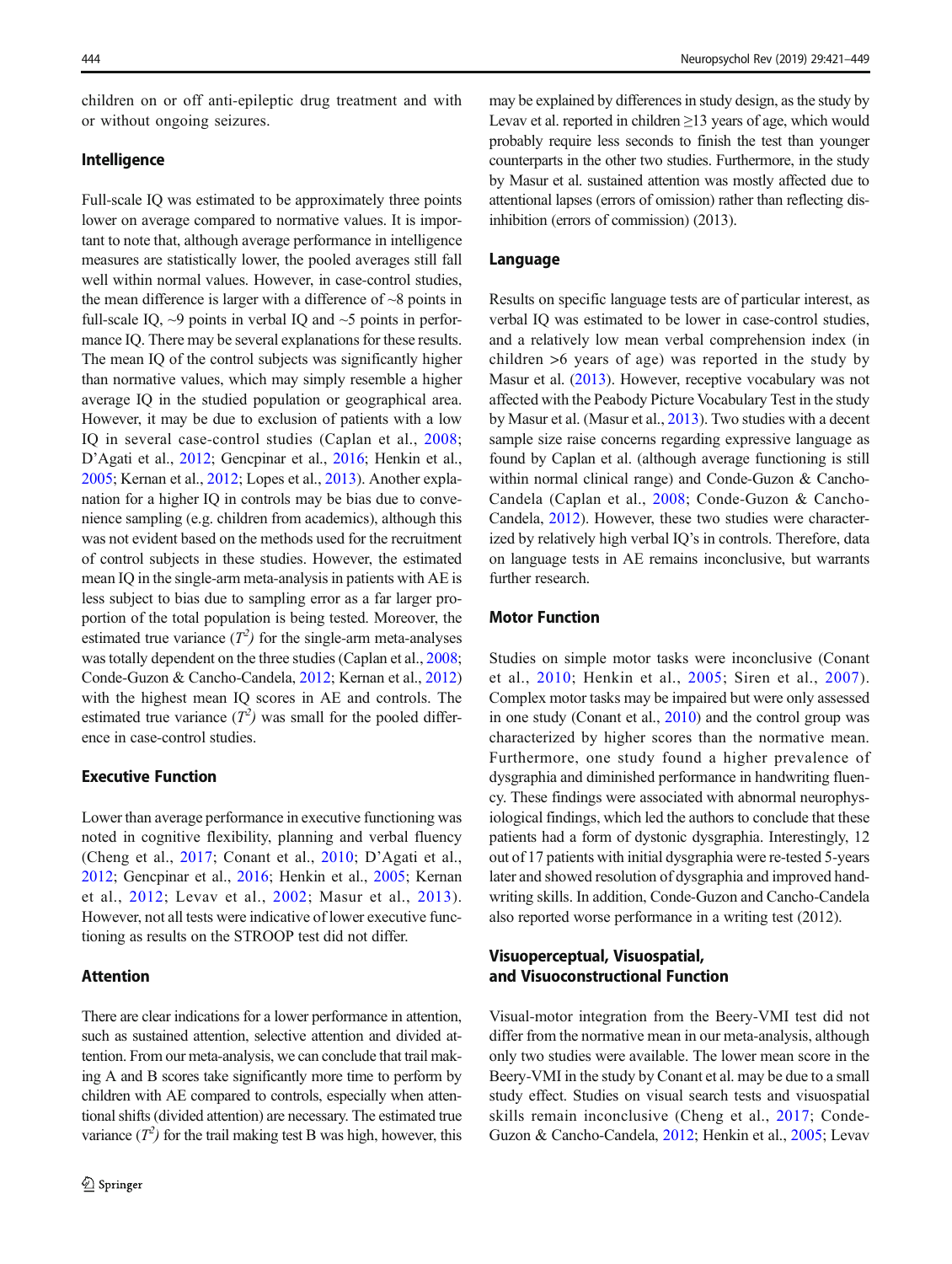children on or off anti-epileptic drug treatment and with or without ongoing seizures.

## Intelligence

Full-scale IQ was estimated to be approximately three points lower on average compared to normative values. It is important to note that, although average performance in intelligence measures are statistically lower, the pooled averages still fall well within normal values. However, in case-control studies, the mean difference is larger with a difference of ~8 points in full-scale IQ, ~9 points in verbal IQ and ~5 points in performance IQ. There may be several explanations for these results. The mean IQ of the control subjects was significantly higher than normative values, which may simply resemble a higher average IQ in the studied population or geographical area. However, it may be due to exclusion of patients with a low IQ in several case-control studies (Caplan et al., 2008; D'Agati et al., 2012; Gencpinar et al., 2016; Henkin et al., 2005; Kernan et al., 2012; Lopes et al., 2013). Another explanation for a higher IQ in controls may be bias due to convenience sampling (e.g. children from academics), although this was not evident based on the methods used for the recruitment of control subjects in these studies. However, the estimated mean IQ in the single-arm meta-analysis in patients with AE is less subject to bias due to sampling error as a far larger proportion of the total population is being tested. Moreover, the estimated true variance ($T^2$) for the single-arm meta-analyses was totally dependent on the three studies (Caplan et al., 2008; Conde-Guzon & Cancho-Candela, 2012; Kernan et al., 2012) with the highest mean IQ scores in AE and controls. The estimated true variance ($T^2$) was small for the pooled difference in case-control studies.

## Executive Function

Lower than average performance in executive functioning was noted in cognitive flexibility, planning and verbal fluency (Cheng et al., 2017; Conant et al., 2010; D'Agati et al., 2012; Gencpinar et al., 2016; Henkin et al., 2005; Kernan et al., 2012; Levav et al., 2002; Masur et al., 2013). However, not all tests were indicative of lower executive functioning as results on the STROOP test did not differ.

## Attention

There are clear indications for a lower performance in attention, such as sustained attention, selective attention and divided attention. From our meta-analysis, we can conclude that trail making A and B scores take significantly more time to perform by children with AE compared to controls, especially when attentional shifts (divided attention) are necessary. The estimated true variance ($T^2$) for the trail making test B was high, however, this may be explained by differences in study design, as the study by Levav et al. reported in children ≥13 years of age, which would probably require less seconds to finish the test than younger counterparts in the other two studies. Furthermore, in the study by Masur et al. sustained attention was mostly affected due to attentional lapses (errors of omission) rather than reflecting disinhibition (errors of commission) (2013).

## Language

Results on specific language tests are of particular interest, as verbal IQ was estimated to be lower in case-control studies, and a relatively low mean verbal comprehension index (in children >6 years of age) was reported in the study by Masur et al. (2013). However, receptive vocabulary was not affected with the Peabody Picture Vocabulary Test in the study by Masur et al. (Masur et al., 2013). Two studies with a decent sample size raise concerns regarding expressive language as found by Caplan et al. (although average functioning is still within normal clinical range) and Conde-Guzon & Cancho-Candela (Caplan et al., 2008; Conde-Guzon & Cancho-Candela, 2012). However, these two studies were characterized by relatively high verbal IQ's in controls. Therefore, data on language tests in AE remains inconclusive, but warrants further research.

## Motor Function

Studies on simple motor tasks were inconclusive (Conant et al., 2010; Henkin et al., 2005; Siren et al., 2007). Complex motor tasks may be impaired but were only assessed in one study (Conant et al., 2010) and the control group was characterized by higher scores than the normative mean. Furthermore, one study found a higher prevalence of dysgraphia and diminished performance in handwriting fluency. These findings were associated with abnormal neurophysiological findings, which led the authors to conclude that these patients had a form of dystonic dysgraphia. Interestingly, 12 out of 17 patients with initial dysgraphia were re-tested 5-years later and showed resolution of dysgraphia and improved handwriting skills. In addition, Conde-Guzon and Cancho-Candela also reported worse performance in a writing test (2012).

## Visuoperceptual, Visuospatial, and Visuoconstructional Function

Visual-motor integration from the Beery-VMI test did not differ from the normative mean in our meta-analysis, although only two studies were available. The lower mean score in the Beery-VMI in the study by Conant et al. may be due to a small study effect. Studies on visual search tests and visuospatial skills remain inconclusive (Cheng et al., 2017; Conde-Guzon & Cancho-Candela, 2012; Henkin et al., 2005; Levav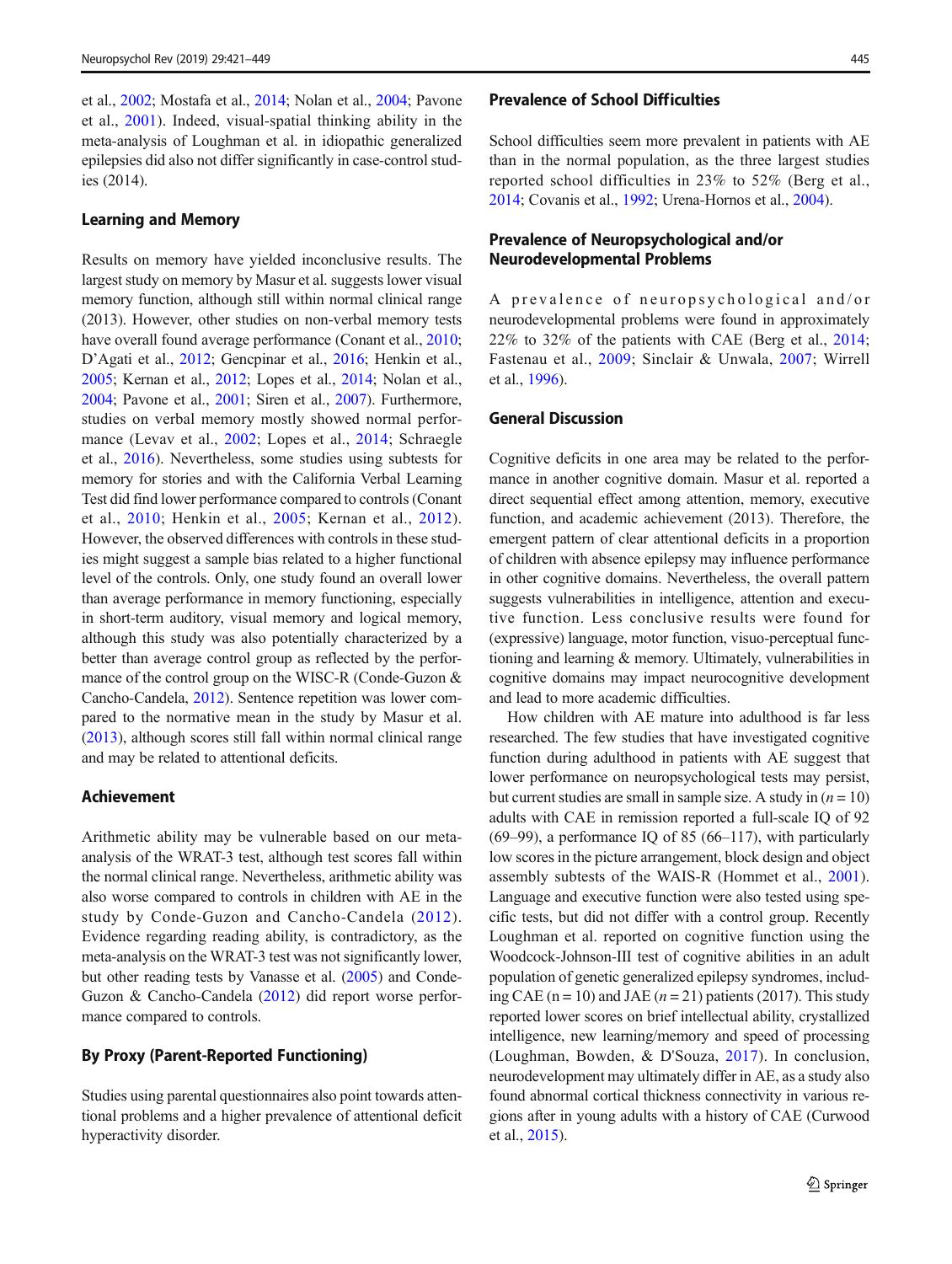et al., 2002; Mostafa et al., 2014; Nolan et al., 2004; Pavone et al., 2001). Indeed, visual-spatial thinking ability in the meta-analysis of Loughman et al. in idiopathic generalized epilepsies did also not differ significantly in case-control studies (2014).

### Learning and Memory

Results on memory have yielded inconclusive results. The largest study on memory by Masur et al. suggests lower visual memory function, although still within normal clinical range (2013). However, other studies on non-verbal memory tests have overall found average performance (Conant et al., 2010; D'Agati et al., 2012; Gencpinar et al., 2016; Henkin et al., 2005; Kernan et al., 2012; Lopes et al., 2014; Nolan et al., 2004; Pavone et al., 2001; Siren et al., 2007). Furthermore, studies on verbal memory mostly showed normal performance (Levav et al., 2002; Lopes et al., 2014; Schraegle et al., 2016). Nevertheless, some studies using subtests for memory for stories and with the California Verbal Learning Test did find lower performance compared to controls (Conant et al., 2010; Henkin et al., 2005; Kernan et al., 2012). However, the observed differences with controls in these studies might suggest a sample bias related to a higher functional level of the controls. Only, one study found an overall lower than average performance in memory functioning, especially in short-term auditory, visual memory and logical memory, although this study was also potentially characterized by a better than average control group as reflected by the performance of the control group on the WISC-R (Conde-Guzon & Cancho-Candela, 2012). Sentence repetition was lower compared to the normative mean in the study by Masur et al. (2013), although scores still fall within normal clinical range and may be related to attentional deficits.

### Achievement

Arithmetic ability may be vulnerable based on our meta-analysis of the WRAT-3 test, although test scores fall within the normal clinical range. Nevertheless, arithmetic ability was also worse compared to controls in children with AE in the study by Conde-Guzon and Cancho-Candela (2012). Evidence regarding reading ability, is contradictory, as the meta-analysis on the WRAT-3 test was not significantly lower, but other reading tests by Vanasse et al. (2005) and Conde-Guzon & Cancho-Candela (2012) did report worse performance compared to controls.

### By Proxy (Parent-Reported Functioning)

Studies using parental questionnaires also point towards attentional problems and a higher prevalence of attentional deficit hyperactivity disorder.

### Prevalence of School Difficulties

School difficulties seem more prevalent in patients with AE than in the normal population, as the three largest studies reported school difficulties in 23% to 52% (Berg et al., 2014; Covanis et al., 1992; Urena-Hornos et al., 2004).

### Prevalence of Neuropsychological and/or Neurodevelopmental Problems

A prevalence of neuropsychological and/or neurodevelopmental problems were found in approximately 22% to 32% of the patients with CAE (Berg et al., 2014; Fastenau et al., 2009; Sinclair & Unwala, 2007; Wirrell et al., 1996).

## General Discussion

Cognitive deficits in one area may be related to the performance in another cognitive domain. Masur et al. reported a direct sequential effect among attention, memory, executive function, and academic achievement (2013). Therefore, the emergent pattern of clear attentional deficits in a proportion of children with absence epilepsy may influence performance in other cognitive domains. Nevertheless, the overall pattern suggests vulnerabilities in intelligence, attention and executive function. Less conclusive results were found for (expressive) language, motor function, visuo-perceptual functioning and learning & memory. Ultimately, vulnerabilities in cognitive domains may impact neurocognitive development and lead to more academic difficulties.

How children with AE mature into adulthood is far less researched. The few studies that have investigated cognitive function during adulthood in patients with AE suggest that lower performance on neuropsychological tests may persist, but current studies are small in sample size. A study in ($n = 10$) adults with CAE in remission reported a full-scale IQ of 92 (69–99), a performance IQ of 85 (66–117), with particularly low scores in the picture arrangement, block design and object assembly subtests of the WAIS-R (Hommet et al., 2001). Language and executive function were also tested using specific tests, but did not differ with a control group. Recently Loughman et al. reported on cognitive function using the Woodcock-Johnson-III test of cognitive abilities in an adult population of genetic generalized epilepsy syndromes, including CAE ($n = 10$) and JAE ($n = 21$) patients (2017). This study reported lower scores on brief intellectual ability, crystallized intelligence, new learning/memory and speed of processing (Loughman, Bowden, & D'Souza, 2017). In conclusion, neurodevelopment may ultimately differ in AE, as a study also found abnormal cortical thickness connectivity in various regions after in young adults with a history of CAE (Curwood et al., 2015).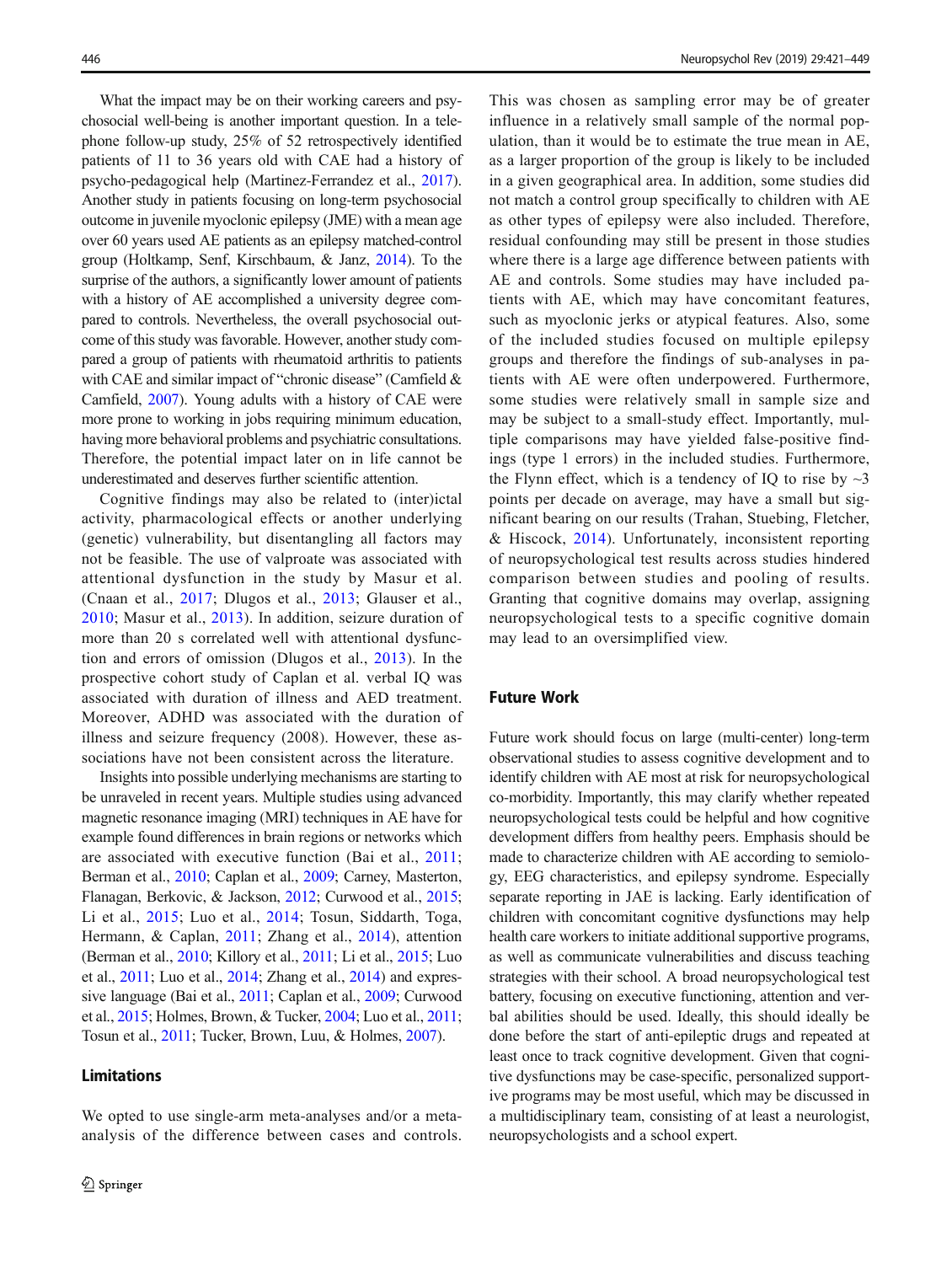What the impact may be on their working careers and psychosocial well-being is another important question. In a telephone follow-up study, 25% of 52 retrospectively identified patients of 11 to 36 years old with CAE had a history of psycho-pedagogical help (Martinez-Ferrandez et al., 2017). Another study in patients focusing on long-term psychosocial outcome in juvenile myoclonic epilepsy (JME) with a mean age over 60 years used AE patients as an epilepsy matched-control group (Holtkamp, Senf, Kirschbaum, & Janz, 2014). To the surprise of the authors, a significantly lower amount of patients with a history of AE accomplished a university degree compared to controls. Nevertheless, the overall psychosocial outcome of this study was favorable. However, another study compared a group of patients with rheumatoid arthritis to patients with CAE and similar impact of "chronic disease" (Camfield & Camfield, 2007). Young adults with a history of CAE were more prone to working in jobs requiring minimum education, having more behavioral problems and psychiatric consultations. Therefore, the potential impact later on in life cannot be underestimated and deserves further scientific attention.

Cognitive findings may also be related to (inter)ictal activity, pharmacological effects or another underlying (genetic) vulnerability, but disentangling all factors may not be feasible. The use of valproate was associated with attentional dysfunction in the study by Masur et al. (Cnaan et al., 2017; Dlugos et al., 2013; Glauser et al., 2010; Masur et al., 2013). In addition, seizure duration of more than 20 s correlated well with attentional dysfunction and errors of omission (Dlugos et al., 2013). In the prospective cohort study of Caplan et al. verbal IQ was associated with duration of illness and AED treatment. Moreover, ADHD was associated with the duration of illness and seizure frequency (2008). However, these associations have not been consistent across the literature.

Insights into possible underlying mechanisms are starting to be unraveled in recent years. Multiple studies using advanced magnetic resonance imaging (MRI) techniques in AE have for example found differences in brain regions or networks which are associated with executive function (Bai et al., 2011; Berman et al., 2010; Caplan et al., 2009; Carney, Masterton, Flanagan, Berkovic, & Jackson, 2012; Curwood et al., 2015; Li et al., 2015; Luo et al., 2014; Tosun, Siddarth, Toga, Hermann, & Caplan, 2011; Zhang et al., 2014), attention (Berman et al., 2010; Killory et al., 2011; Li et al., 2015; Luo et al., 2011; Luo et al., 2014; Zhang et al., 2014) and expressive language (Bai et al., 2011; Caplan et al., 2009; Curwood et al., 2015; Holmes, Brown, & Tucker, 2004; Luo et al., 2011; Tosun et al., 2011; Tucker, Brown, Luu, & Holmes, 2007).

## Limitations

We opted to use single-arm meta-analyses and/or a meta-analysis of the difference between cases and controls. This was chosen as sampling error may be of greater influence in a relatively small sample of the normal population, than it would be to estimate the true mean in AE, as a larger proportion of the group is likely to be included in a given geographical area. In addition, some studies did not match a control group specifically to children with AE as other types of epilepsy were also included. Therefore, residual confounding may still be present in those studies where there is a large age difference between patients with AE and controls. Some studies may have included patients with AE, which may have concomitant features, such as myoclonic jerks or atypical features. Also, some of the included studies focused on multiple epilepsy groups and therefore the findings of sub-analyses in patients with AE were often underpowered. Furthermore, some studies were relatively small in sample size and may be subject to a small-study effect. Importantly, multiple comparisons may have yielded false-positive findings (type 1 errors) in the included studies. Furthermore, the Flynn effect, which is a tendency of IQ to rise by ~3 points per decade on average, may have a small but significant bearing on our results (Trahan, Stuebing, Fletcher, & Hiscock, 2014). Unfortunately, inconsistent reporting of neuropsychological test results across studies hindered comparison between studies and pooling of results. Granting that cognitive domains may overlap, assigning neuropsychological tests to a specific cognitive domain may lead to an oversimplified view.

## Future Work

Future work should focus on large (multi-center) long-term observational studies to assess cognitive development and to identify children with AE most at risk for neuropsychological co-morbidity. Importantly, this may clarify whether repeated neuropsychological tests could be helpful and how cognitive development differs from healthy peers. Emphasis should be made to characterize children with AE according to semiology, EEG characteristics, and epilepsy syndrome. Especially separate reporting in JAE is lacking. Early identification of children with concomitant cognitive dysfunctions may help health care workers to initiate additional supportive programs, as well as communicate vulnerabilities and discuss teaching strategies with their school. A broad neuropsychological test battery, focusing on executive functioning, attention and verbal abilities should be used. Ideally, this should ideally be done before the start of anti-epileptic drugs and repeated at least once to track cognitive development. Given that cognitive dysfunctions may be case-specific, personalized supportive programs may be most useful, which may be discussed in a multidisciplinary team, consisting of at least a neurologist, neuropsychologists and a school expert.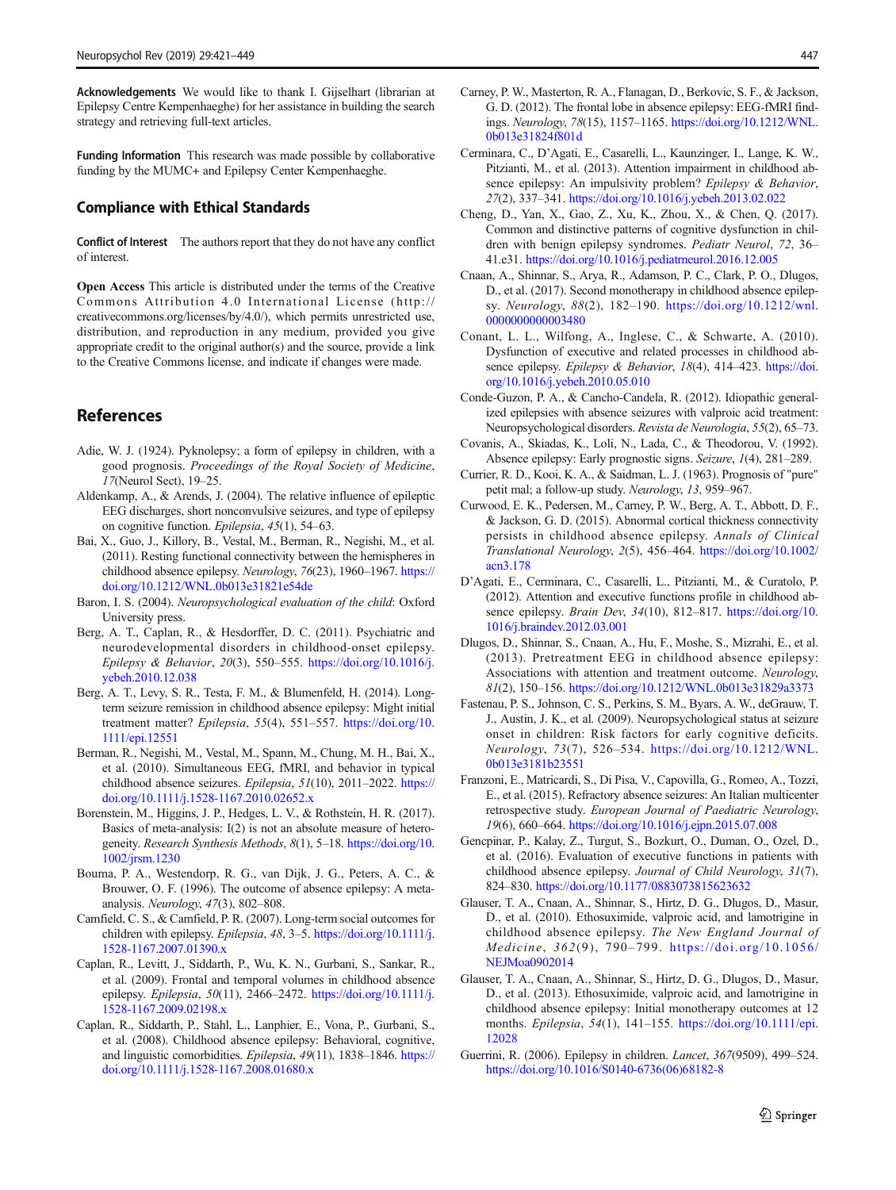**Acknowledgements** We would like to thank I. Gijselhart (librarian at Epilepsy Centre Kempenhaeghe) for her assistance in building the search strategy and retrieving full-text articles.

**Funding Information** This research was made possible by collaborative funding by the MUMC+ and Epilepsy Center Kempenhaeghe.

## Compliance with Ethical Standards

**Conflict of Interest** The authors report that they do not have any conflict of interest.

**Open Access** This article is distributed under the terms of the Creative Commons Attribution 4.0 International License (http://creativecommons.org/licenses/by/4.0/), which permits unrestricted use, distribution, and reproduction in any medium, provided you give appropriate credit to the original author(s) and the source, provide a link to the Creative Commons license, and indicate if changes were made.

## References

Adie, W. J. (1924). Pyknolepsy; a form of epilepsy in children, with a good prognosis. *Proceedings of the Royal Society of Medicine*, *17*(Neurol Sect), 19–25.

Aldenkamp, A., & Arends, J. (2004). The relative influence of epileptic EEG discharges, short nonconvulsive seizures, and type of epilepsy on cognitive function. *Epilepsia*, *45*(1), 54–63.

Bai, X., Guo, J., Killory, B., Vestal, M., Berman, R., Negishi, M., et al. (2011). Resting functional connectivity between the hemispheres in childhood absence epilepsy. *Neurology*, *76*(23), 1960–1967. https://doi.org/10.1212/WNL.0b013e31821e54de

Baron, I. S. (2004). *Neuropsychological evaluation of the child*: Oxford University press.

Berg, A. T., Caplan, R., & Hesdorffer, D. C. (2011). Psychiatric and neurodevelopmental disorders in childhood-onset epilepsy. *Epilepsy & Behavior*, *20*(3), 550–555. https://doi.org/10.1016/j.yebeh.2010.12.038

Berg, A. T., Levy, S. R., Testa, F. M., & Blumenfeld, H. (2014). Long-term seizure remission in childhood absence epilepsy: Might initial treatment matter? *Epilepsia*, *55*(4), 551–557. https://doi.org/10.1111/epi.12551

Berman, R., Negishi, M., Vestal, M., Spann, M., Chung, M. H., Bai, X., et al. (2010). Simultaneous EEG, fMRI, and behavior in typical childhood absence seizures. *Epilepsia*, *51*(10), 2011–2022. https://doi.org/10.1111/j.1528-1167.2010.02652.x

Borenstein, M., Higgins, J. P., Hedges, L. V., & Rothstein, H. R. (2017). Basics of meta-analysis: I(2) is not an absolute measure of heterogeneity. *Research Synthesis Methods*, *8*(1), 5–18. https://doi.org/10.1002/jrsm.1230

Bouma, P. A., Westendorp, R. G., van Dijk, J. G., Peters, A. C., & Brouwer, O. F. (1996). The outcome of absence epilepsy: A meta-analysis. *Neurology*, *47*(3), 802–808.

Camfield, C. S., & Camfield, P. R. (2007). Long-term social outcomes for children with epilepsy. *Epilepsia*, *48*, 3–5. https://doi.org/10.1111/j.1528-1167.2007.01390.x

Caplan, R., Levitt, J., Siddarth, P., Wu, K. N., Gurbani, S., Sankar, R., et al. (2009). Frontal and temporal volumes in childhood absence epilepsy. *Epilepsia*, *50*(11), 2466–2472. https://doi.org/10.1111/j.1528-1167.2009.02198.x

Caplan, R., Siddarth, P., Stahl, L., Lanphier, E., Vona, P., Gurbani, S., et al. (2008). Childhood absence epilepsy: Behavioral, cognitive, and linguistic comorbidities. *Epilepsia*, *49*(11), 1838–1846. https://doi.org/10.1111/j.1528-1167.2008.01680.x

Carney, P. W., Masterton, R. A., Flanagan, D., Berkovic, S. F., & Jackson, G. D. (2012). The frontal lobe in absence epilepsy: EEG-fMRI findings. *Neurology*, *78*(15), 1157–1165. https://doi.org/10.1212/WNL.0b013e31824f801d

Cerminara, C., D'Agati, E., Casarelli, L., Kaunzinger, I., Lange, K. W., Pitzianti, M., et al. (2013). Attention impairment in childhood absence epilepsy: An impulsivity problem? *Epilepsy & Behavior*, *27*(2), 337–341. https://doi.org/10.1016/j.yebeh.2013.02.022

Cheng, D., Yan, X., Gao, Z., Xu, K., Zhou, X., & Chen, Q. (2017). Common and distinctive patterns of cognitive dysfunction in children with benign epilepsy syndromes. *Pediatr Neurol*, *72*, 36–41.e31. https://doi.org/10.1016/j.pediatrneurol.2016.12.005

Cnaan, A., Shinnar, S., Arya, R., Adamson, P. C., Clark, P. O., Dlugos, D., et al. (2017). Second monotherapy in childhood absence epilepsy. *Neurology*, *88*(2), 182–190. https://doi.org/10.1212/wnl.0000000000003480

Conant, L. L., Wilfong, A., Inglese, C., & Schwarte, A. (2010). Dysfunction of executive and related processes in childhood absence epilepsy. *Epilepsy & Behavior*, *18*(4), 414–423. https://doi.org/10.1016/j.yebeh.2010.05.010

Conde-Guzon, P. A., & Cancho-Candela, R. (2012). Idiopathic generalized epilepsies with absence seizures with valproic acid treatment: Neuropsychological disorders. *Revista de Neurologia*, *55*(2), 65–73.

Covanis, A., Skiadas, K., Loli, N., Lada, C., & Theodorou, V. (1992). Absence epilepsy: Early prognostic signs. *Seizure*, *1*(4), 281–289.

Currier, R. D., Kooi, K. A., & Saidman, L. J. (1963). Prognosis of "pure" petit mal; a follow-up study. *Neurology*, *13*, 959–967.

Curwood, E. K., Pedersen, M., Carney, P. W., Berg, A. T., Abbott, D. F., & Jackson, G. D. (2015). Abnormal cortical thickness connectivity persists in childhood absence epilepsy. *Annals of Clinical Translational Neurology*, *2*(5), 456–464. https://doi.org/10.1002/acn3.178

D'Agati, E., Cerminara, C., Casarelli, L., Pitzianti, M., & Curatolo, P. (2012). Attention and executive functions profile in childhood absence epilepsy. *Brain Dev*, *34*(10), 812–817. https://doi.org/10.1016/j.braindev.2012.03.001

Dlugos, D., Shinnar, S., Cnaan, A., Hu, F., Moshe, S., Mizrahi, E., et al. (2013). Pretreatment EEG in childhood absence epilepsy: Associations with attention and treatment outcome. *Neurology*, *81*(2), 150–156. https://doi.org/10.1212/WNL.0b013e31829a3373

Fastenau, P. S., Johnson, C. S., Perkins, S. M., Byars, A. W., deGrauw, T. J., Austin, J. K., et al. (2009). Neuropsychological status at seizure onset in children: Risk factors for early cognitive deficits. *Neurology*, *73*(7), 526–534. https://doi.org/10.1212/WNL.0b013e3181b23551

Franzoni, E., Matricardi, S., Di Pisa, V., Capovilla, G., Romeo, A., Tozzi, E., et al. (2015). Refractory absence seizures: An Italian multicenter retrospective study. *European Journal of Paediatric Neurology*, *19*(6), 660–664. https://doi.org/10.1016/j.ejpn.2015.07.008

Gencpinar, P., Kalay, Z., Turgut, S., Bozkurt, O., Duman, O., Ozel, D., et al. (2016). Evaluation of executive functions in patients with childhood absence epilepsy. *Journal of Child Neurology*, *31*(7), 824–830. https://doi.org/10.1177/0883073815623632

Glauser, T. A., Cnaan, A., Shinnar, S., Hirtz, D. G., Dlugos, D., Masur, D., et al. (2010). Ethosuximide, valproic acid, and lamotrigine in childhood absence epilepsy. *The New England Journal of Medicine*, *362*(9), 790–799. https://doi.org/10.1056/NEJMoa0902014

Glauser, T. A., Cnaan, A., Shinnar, S., Hirtz, D. G., Dlugos, D., Masur, D., et al. (2013). Ethosuximide, valproic acid, and lamotrigine in childhood absence epilepsy: Initial monotherapy outcomes at 12 months. *Epilepsia*, *54*(1), 141–155. https://doi.org/10.1111/epi.12028

Guerrini, R. (2006). Epilepsy in children. *Lancet*, *367*(9509), 499–524. https://doi.org/10.1016/S0140-6736(06)68182-8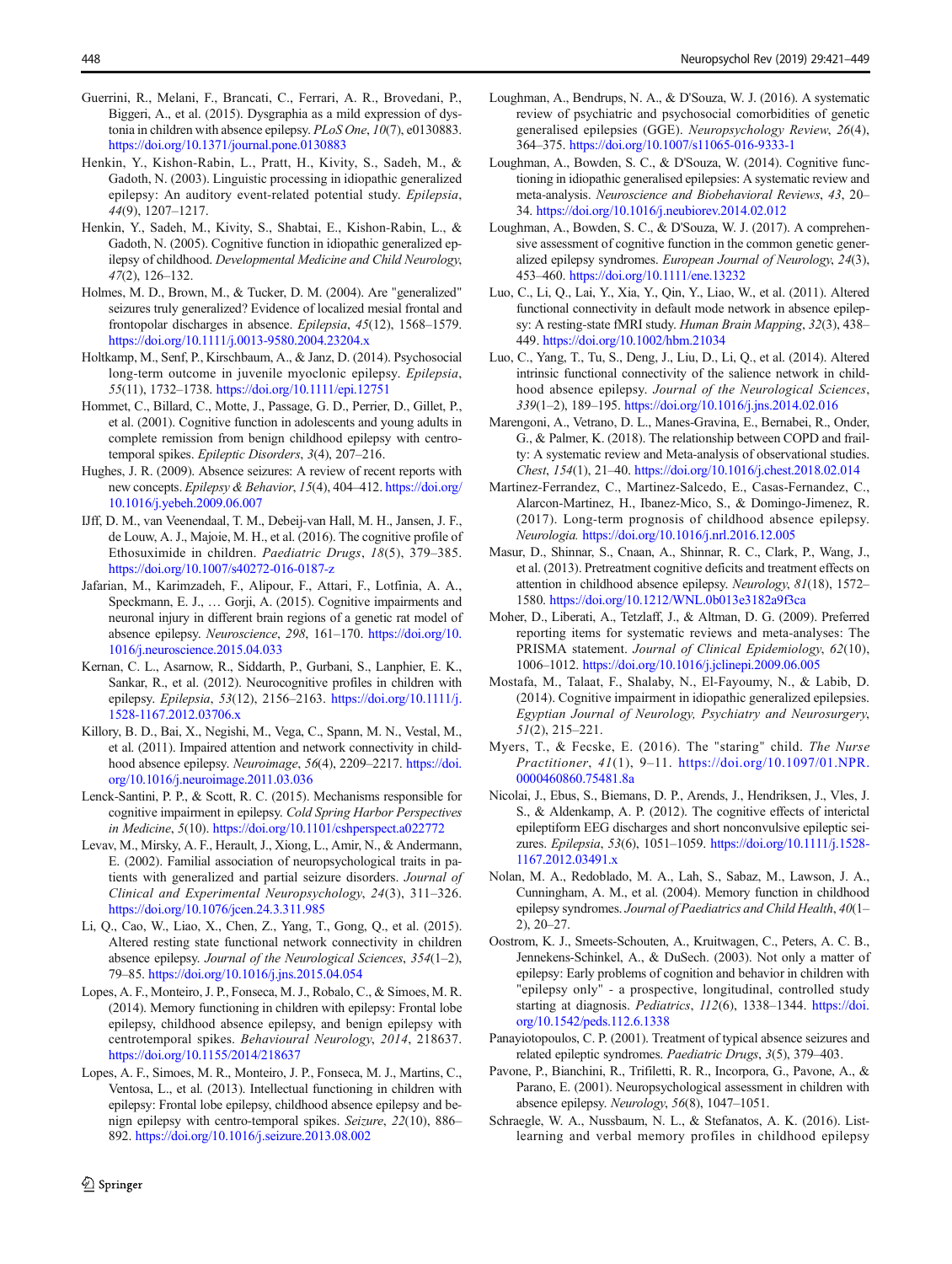Guerrini, R., Melani, F., Brancati, C., Ferrari, A. R., Brovedani, P., Biggeri, A., et al. (2015). Dysgraphia as a mild expression of dystonia in children with absence epilepsy. *PLoS One*, *10*(7), e0130883. https://doi.org/10.1371/journal.pone.0130883

Henkin, Y., Kishon-Rabin, L., Pratt, H., Kivity, S., Sadeh, M., & Gadoth, N. (2003). Linguistic processing in idiopathic generalized epilepsy: An auditory event-related potential study. *Epilepsia*, *44*(9), 1207–1217.

Henkin, Y., Sadeh, M., Kivity, S., Shabtai, E., Kishon-Rabin, L., & Gadoth, N. (2005). Cognitive function in idiopathic generalized epilepsy of childhood. *Developmental Medicine and Child Neurology*, *47*(2), 126–132.

Holmes, M. D., Brown, M., & Tucker, D. M. (2004). Are "generalized" seizures truly generalized? Evidence of localized mesial frontal and frontopolar discharges in absence. *Epilepsia*, *45*(12), 1568–1579. https://doi.org/10.1111/j.0013-9580.2004.23204.x

Holtkamp, M., Senf, P., Kirschbaum, A., & Janz, D. (2014). Psychosocial long-term outcome in juvenile myoclonic epilepsy. *Epilepsia*, *55*(11), 1732–1738. https://doi.org/10.1111/epi.12751

Hommet, C., Billard, C., Motte, J., Passage, G. D., Perrier, D., Gillet, P., et al. (2001). Cognitive function in adolescents and young adults in complete remission from benign childhood epilepsy with centro-temporal spikes. *Epileptic Disorders*, *3*(4), 207–216.

Hughes, J. R. (2009). Absence seizures: A review of recent reports with new concepts. *Epilepsy & Behavior*, *15*(4), 404–412. https://doi.org/10.1016/j.yebeh.2009.06.007

IJff, D. M., van Veenendaal, T. M., Debeij-van Hall, M. H., Jansen, J. F., de Louw, A. J., Majoie, M. H., et al. (2016). The cognitive profile of Ethosuximide in children. *Paediatric Drugs*, *18*(5), 379–385. https://doi.org/10.1007/s40272-016-0187-z

Jafarian, M., Karimzadeh, F., Alipour, F., Attari, F., Lotfinia, A. A., Speckmann, E. J., … Gorji, A. (2015). Cognitive impairments and neuronal injury in different brain regions of a genetic rat model of absence epilepsy. *Neuroscience*, *298*, 161–170. https://doi.org/10.1016/j.neuroscience.2015.04.033

Kernan, C. L., Asarnow, R., Siddarth, P., Gurbani, S., Lanphier, E. K., Sankar, R., et al. (2012). Neurocognitive profiles in children with epilepsy. *Epilepsia*, *53*(12), 2156–2163. https://doi.org/10.1111/j.1528-1167.2012.03706.x

Killory, B. D., Bai, X., Negishi, M., Vega, C., Spann, M. N., Vestal, M., et al. (2011). Impaired attention and network connectivity in childhood absence epilepsy. *Neuroimage*, *56*(4), 2209–2217. https://doi.org/10.1016/j.neuroimage.2011.03.036

Lenck-Santini, P. P., & Scott, R. C. (2015). Mechanisms responsible for cognitive impairment in epilepsy. *Cold Spring Harbor Perspectives in Medicine*, *5*(10). https://doi.org/10.1101/cshperspect.a022772

Levav, M., Mirsky, A. F., Herault, J., Xiong, L., Amir, N., & Andermann, E. (2002). Familial association of neuropsychological traits in patients with generalized and partial seizure disorders. *Journal of Clinical and Experimental Neuropsychology*, *24*(3), 311–326. https://doi.org/10.1076/jcen.24.3.311.985

Li, Q., Cao, W., Liao, X., Chen, Z., Yang, T., Gong, Q., et al. (2015). Altered resting state functional network connectivity in children absence epilepsy. *Journal of the Neurological Sciences*, *354*(1–2), 79–85. https://doi.org/10.1016/j.jns.2015.04.054

Lopes, A. F., Monteiro, J. P., Fonseca, M. J., Robalo, C., & Simoes, M. R. (2014). Memory functioning in children with epilepsy: Frontal lobe epilepsy, childhood absence epilepsy, and benign epilepsy with centrotemporal spikes. *Behavioural Neurology*, *2014*, 218637. https://doi.org/10.1155/2014/218637

Lopes, A. F., Simoes, M. R., Monteiro, J. P., Fonseca, M. J., Martins, C., Ventosa, L., et al. (2013). Intellectual functioning in children with epilepsy: Frontal lobe epilepsy, childhood absence epilepsy and benign epilepsy with centro-temporal spikes. *Seizure*, *22*(10), 886–892. https://doi.org/10.1016/j.seizure.2013.08.002

Loughman, A., Bendrups, N. A., & D'Souza, W. J. (2016). A systematic review of psychiatric and psychosocial comorbidities of genetic generalised epilepsies (GGE). *Neuropsychology Review*, *26*(4), 364–375. https://doi.org/10.1007/s11065-016-9333-1

Loughman, A., Bowden, S. C., & D'Souza, W. (2014). Cognitive functioning in idiopathic generalised epilepsies: A systematic review and meta-analysis. *Neuroscience and Biobehavioral Reviews*, *43*, 20–34. https://doi.org/10.1016/j.neubiorev.2014.02.012

Loughman, A., Bowden, S. C., & D'Souza, W. J. (2017). A comprehensive assessment of cognitive function in the common genetic generalized epilepsy syndromes. *European Journal of Neurology*, *24*(3), 453–460. https://doi.org/10.1111/ene.13232

Luo, C., Li, Q., Lai, Y., Xia, Y., Qin, Y., Liao, W., et al. (2011). Altered functional connectivity in default mode network in absence epilepsy: A resting-state fMRI study. *Human Brain Mapping*, *32*(3), 438–449. https://doi.org/10.1002/hbm.21034

Luo, C., Yang, T., Tu, S., Deng, J., Liu, D., Li, Q., et al. (2014). Altered intrinsic functional connectivity of the salience network in childhood absence epilepsy. *Journal of the Neurological Sciences*, *339*(1–2), 189–195. https://doi.org/10.1016/j.jns.2014.02.016

Marengoni, A., Vetrano, D. L., Manes-Gravina, E., Bernabei, R., Onder, G., & Palmer, K. (2018). The relationship between COPD and frailty: A systematic review and Meta-analysis of observational studies. *Chest*, *154*(1), 21–40. https://doi.org/10.1016/j.chest.2018.02.014

Martinez-Ferrandez, C., Martinez-Salcedo, E., Casas-Fernandez, C., Alarcon-Martinez, H., Ibanez-Mico, S., & Domingo-Jimenez, R. (2017). Long-term prognosis of childhood absence epilepsy. *Neurologia.* https://doi.org/10.1016/j.nrl.2016.12.005

Masur, D., Shinnar, S., Cnaan, A., Shinnar, R. C., Clark, P., Wang, J., et al. (2013). Pretreatment cognitive deficits and treatment effects on attention in childhood absence epilepsy. *Neurology*, *81*(18), 1572–1580. https://doi.org/10.1212/WNL.0b013e3182a9f3ca

Moher, D., Liberati, A., Tetzlaff, J., & Altman, D. G. (2009). Preferred reporting items for systematic reviews and meta-analyses: The PRISMA statement. *Journal of Clinical Epidemiology*, *62*(10), 1006–1012. https://doi.org/10.1016/j.jclinepi.2009.06.005

Mostafa, M., Talaat, F., Shalaby, N., El-Fayoumy, N., & Labib, D. (2014). Cognitive impairment in idiopathic generalized epilepsies. *Egyptian Journal of Neurology, Psychiatry and Neurosurgery*, *51*(2), 215–221.

Myers, T., & Fecske, E. (2016). The "staring" child. *The Nurse Practitioner*, *41*(1), 9–11. https://doi.org/10.1097/01.NPR.0000460860.75481.8a

Nicolai, J., Ebus, S., Biemans, D. P., Arends, J., Hendriksen, J., Vles, J. S., & Aldenkamp, A. P. (2012). The cognitive effects of interictal epileptiform EEG discharges and short nonconvulsive epileptic seizures. *Epilepsia*, *53*(6), 1051–1059. https://doi.org/10.1111/j.1528-1167.2012.03491.x

Nolan, M. A., Redoblado, M. A., Lah, S., Sabaz, M., Lawson, J. A., Cunningham, A. M., et al. (2004). Memory function in childhood epilepsy syndromes. *Journal of Paediatrics and Child Health*, *40*(1–2), 20–27.

Oostrom, K. J., Smeets-Schouten, A., Kruitwagen, C., Peters, A. C. B., Jennekens-Schinkel, A., & DuSech. (2003). Not only a matter of epilepsy: Early problems of cognition and behavior in children with "epilepsy only" - a prospective, longitudinal, controlled study starting at diagnosis. *Pediatrics*, *112*(6), 1338–1344. https://doi.org/10.1542/peds.112.6.1338

Panayiotopoulos, C. P. (2001). Treatment of typical absence seizures and related epileptic syndromes. *Paediatric Drugs*, *3*(5), 379–403.

Pavone, P., Bianchini, R., Trifiletti, R. R., Incorpora, G., Pavone, A., & Parano, E. (2001). Neuropsychological assessment in children with absence epilepsy. *Neurology*, *56*(8), 1047–1051.

Schraegle, W. A., Nussbaum, N. L., & Stefanatos, A. K. (2016). List-learning and verbal memory profiles in childhood epilepsy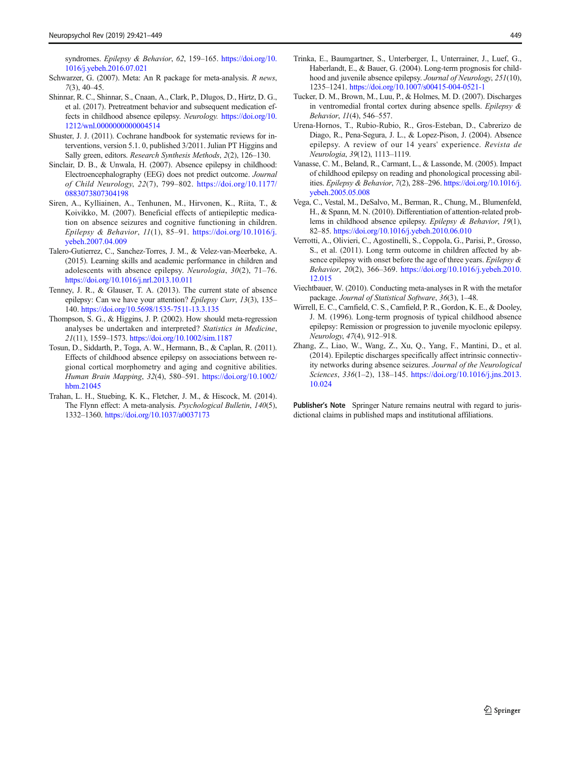syndromes. *Epilepsy & Behavior*, *62*, 159–165. https://doi.org/10.1016/j.yebeh.2016.07.021

Schwarzer, G. (2007). Meta: An R package for meta-analysis. *R news*, *7*(3), 40–45.

Shinnar, R. C., Shinnar, S., Cnaan, A., Clark, P., Dlugos, D., Hirtz, D. G., et al. (2017). Pretreatment behavior and subsequent medication effects in childhood absence epilepsy. *Neurology.* https://doi.org/10.1212/wnl.0000000000004514

Shuster, J. J. (2011). Cochrane handbook for systematic reviews for interventions, version 5.1. 0, published 3/2011. Julian PT Higgins and Sally green, editors. *Research Synthesis Methods*, *2*(2), 126–130.

Sinclair, D. B., & Unwala, H. (2007). Absence epilepsy in childhood: Electroencephalography (EEG) does not predict outcome. *Journal of Child Neurology*, *22*(7), 799–802. https://doi.org/10.1177/0883073807304198

Siren, A., Kylliainen, A., Tenhunen, M., Hirvonen, K., Riita, T., & Koivikko, M. (2007). Beneficial effects of antiepileptic medication on absence seizures and cognitive functioning in children. *Epilepsy & Behavior*, *11*(1), 85–91. https://doi.org/10.1016/j.yebeh.2007.04.009

Talero-Gutierrez, C., Sanchez-Torres, J. M., & Velez-van-Meerbeke, A. (2015). Learning skills and academic performance in children and adolescents with absence epilepsy. *Neurologia*, *30*(2), 71–76. https://doi.org/10.1016/j.nrl.2013.10.011

Tenney, J. R., & Glauser, T. A. (2013). The current state of absence epilepsy: Can we have your attention? *Epilepsy Curr*, *13*(3), 135–140. https://doi.org/10.5698/1535-7511-13.3.135

Thompson, S. G., & Higgins, J. P. (2002). How should meta-regression analyses be undertaken and interpreted? *Statistics in Medicine*, *21*(11), 1559–1573. https://doi.org/10.1002/sim.1187

Tosun, D., Siddarth, P., Toga, A. W., Hermann, B., & Caplan, R. (2011). Effects of childhood absence epilepsy on associations between regional cortical morphometry and aging and cognitive abilities. *Human Brain Mapping*, *32*(4), 580–591. https://doi.org/10.1002/hbm.21045

Trahan, L. H., Stuebing, K. K., Fletcher, J. M., & Hiscock, M. (2014). The Flynn effect: A meta-analysis. *Psychological Bulletin*, *140*(5), 1332–1360. https://doi.org/10.1037/a0037173

Trinka, E., Baumgartner, S., Unterberger, I., Unterrainer, J., Luef, G., Haberlandt, E., & Bauer, G. (2004). Long-term prognosis for childhood and juvenile absence epilepsy. *Journal of Neurology*, *251*(10), 1235–1241. https://doi.org/10.1007/s00415-004-0521-1

Tucker, D. M., Brown, M., Luu, P., & Holmes, M. D. (2007). Discharges in ventromedial frontal cortex during absence spells. *Epilepsy & Behavior*, *11*(4), 546–557.

Urena-Hornos, T., Rubio-Rubio, R., Gros-Esteban, D., Cabrerizo de Diago, R., Pena-Segura, J. L., & Lopez-Pison, J. (2004). Absence epilepsy. A review of our 14 years' experience. *Revista de Neurologia*, *39*(12), 1113–1119.

Vanasse, C. M., Beland, R., Carmant, L., & Lassonde, M. (2005). Impact of childhood epilepsy on reading and phonological processing abilities. *Epilepsy & Behavior*, *7*(2), 288–296. https://doi.org/10.1016/j.yebeh.2005.05.008

Vega, C., Vestal, M., DeSalvo, M., Berman, R., Chung, M., Blumenfeld, H., & Spann, M. N. (2010). Differentiation of attention-related problems in childhood absence epilepsy. *Epilepsy & Behavior*, *19*(1), 82–85. https://doi.org/10.1016/j.yebeh.2010.06.010

Verrotti, A., Olivieri, C., Agostinelli, S., Coppola, G., Parisi, P., Grosso, S., et al. (2011). Long term outcome in children affected by absence epilepsy with onset before the age of three years. *Epilepsy & Behavior*, *20*(2), 366–369. https://doi.org/10.1016/j.yebeh.2010.12.015

Viechtbauer, W. (2010). Conducting meta-analyses in R with the metafor package. *Journal of Statistical Software*, *36*(3), 1–48.

Wirrell, E. C., Camfield, C. S., Camfield, P. R., Gordon, K. E., & Dooley, J. M. (1996). Long-term prognosis of typical childhood absence epilepsy: Remission or progression to juvenile myoclonic epilepsy. *Neurology*, *47*(4), 912–918.

Zhang, Z., Liao, W., Wang, Z., Xu, Q., Yang, F., Mantini, D., et al. (2014). Epileptic discharges specifically affect intrinsic connectivity networks during absence seizures. *Journal of the Neurological Sciences*, *336*(1–2), 138–145. https://doi.org/10.1016/j.jns.2013.10.024

**Publisher's Note** Springer Nature remains neutral with regard to jurisdictional claims in published maps and institutional affiliations.